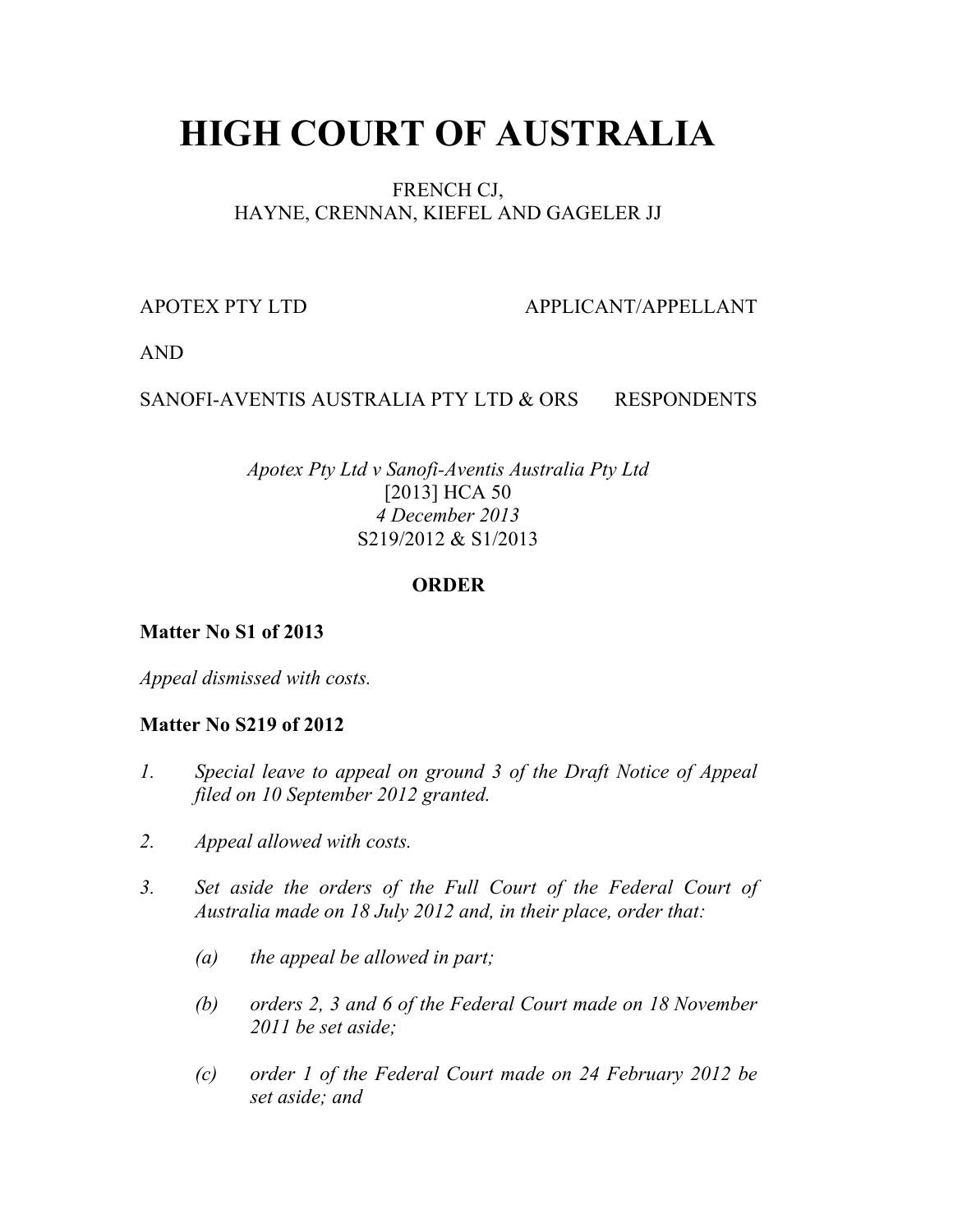# HIGH COURT OF AUSTRALIA

FRENCH CJ,
HAYNE, CRENNAN, KIEFEL AND GAGELER JJ

APOTEX PTY LTD APPLICANT/APPELLANT

AND

SANOFI-AVENTIS AUSTRALIA PTY LTD & ORS RESPONDENTS

*Apotex Pty Ltd v Sanofi-Aventis Australia Pty Ltd*
[2013] HCA 50
*4 December 2013*
S219/2012 & S1/2013

**ORDER**

**Matter No S1 of 2013**

*Appeal dismissed with costs.*

**Matter No S219 of 2012**

1. *Special leave to appeal on ground 3 of the Draft Notice of Appeal filed on 10 September 2012 granted.*

2. *Appeal allowed with costs.*

3. *Set aside the orders of the Full Court of the Federal Court of Australia made on 18 July 2012 and, in their place, order that:*

   (a) *the appeal be allowed in part;*

   (b) *orders 2, 3 and 6 of the Federal Court made on 18 November 2011 be set aside;*

   (c) *order 1 of the Federal Court made on 24 February 2012 be set aside; and*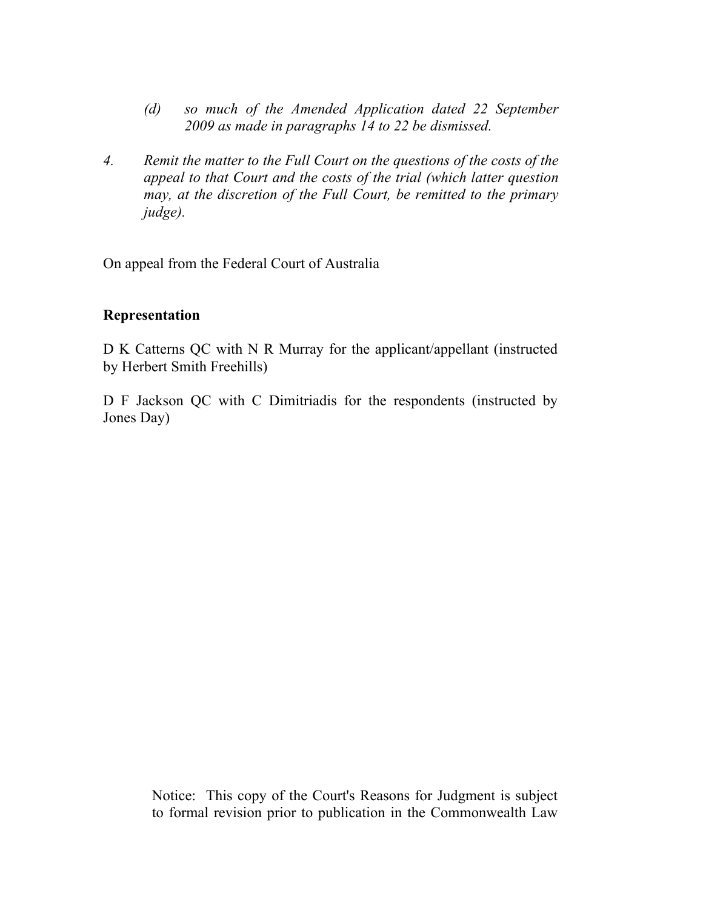*(d) so much of the Amended Application dated 22 September 2009 as made in paragraphs 14 to 22 be dismissed.*

*4. Remit the matter to the Full Court on the questions of the costs of the appeal to that Court and the costs of the trial (which latter question may, at the discretion of the Full Court, be remitted to the primary judge).*

On appeal from the Federal Court of Australia

**Representation**

D K Catterns QC with N R Murray for the applicant/appellant (instructed by Herbert Smith Freehills)

D F Jackson QC with C Dimitriadis for the respondents (instructed by Jones Day)

Notice: This copy of the Court's Reasons for Judgment is subject to formal revision prior to publication in the Commonwealth Law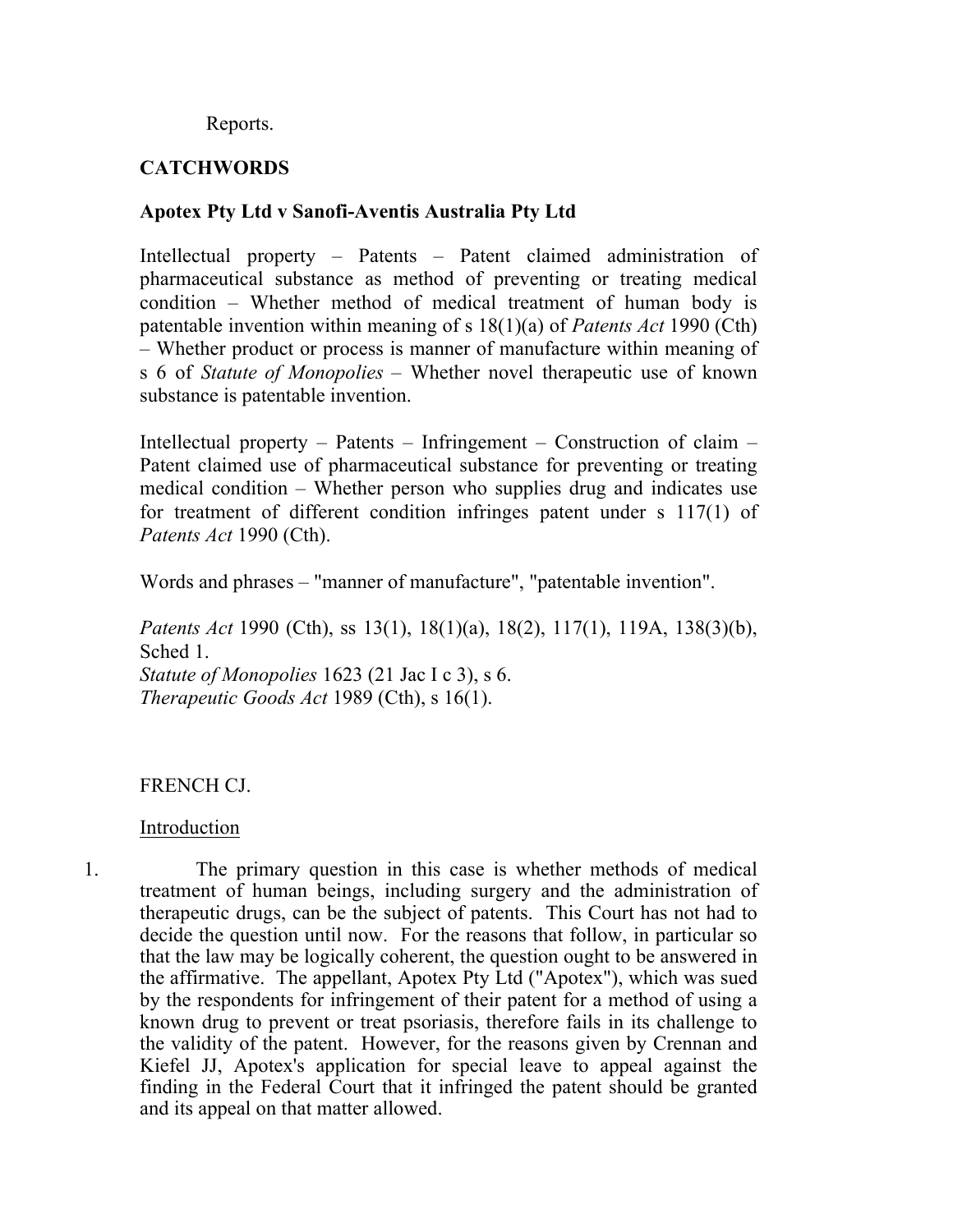Reports.

**CATCHWORDS**

**Apotex Pty Ltd v Sanofi-Aventis Australia Pty Ltd**

Intellectual property – Patents – Patent claimed administration of pharmaceutical substance as method of preventing or treating medical condition – Whether method of medical treatment of human body is patentable invention within meaning of s 18(1)(a) of *Patents Act* 1990 (Cth) – Whether product or process is manner of manufacture within meaning of s 6 of *Statute of Monopolies* – Whether novel therapeutic use of known substance is patentable invention.

Intellectual property – Patents – Infringement – Construction of claim – Patent claimed use of pharmaceutical substance for preventing or treating medical condition – Whether person who supplies drug and indicates use for treatment of different condition infringes patent under s 117(1) of *Patents Act* 1990 (Cth).

Words and phrases – "manner of manufacture", "patentable invention".

*Patents Act* 1990 (Cth), ss 13(1), 18(1)(a), 18(2), 117(1), 119A, 138(3)(b), Sched 1.
*Statute of Monopolies* 1623 (21 Jac I c 3), s 6.
*Therapeutic Goods Act* 1989 (Cth), s 16(1).

FRENCH CJ.

Introduction

1. The primary question in this case is whether methods of medical treatment of human beings, including surgery and the administration of therapeutic drugs, can be the subject of patents. This Court has not had to decide the question until now. For the reasons that follow, in particular so that the law may be logically coherent, the question ought to be answered in the affirmative. The appellant, Apotex Pty Ltd ("Apotex"), which was sued by the respondents for infringement of their patent for a method of using a known drug to prevent or treat psoriasis, therefore fails in its challenge to the validity of the patent. However, for the reasons given by Crennan and Kiefel JJ, Apotex's application for special leave to appeal against the finding in the Federal Court that it infringed the patent should be granted and its appeal on that matter allowed.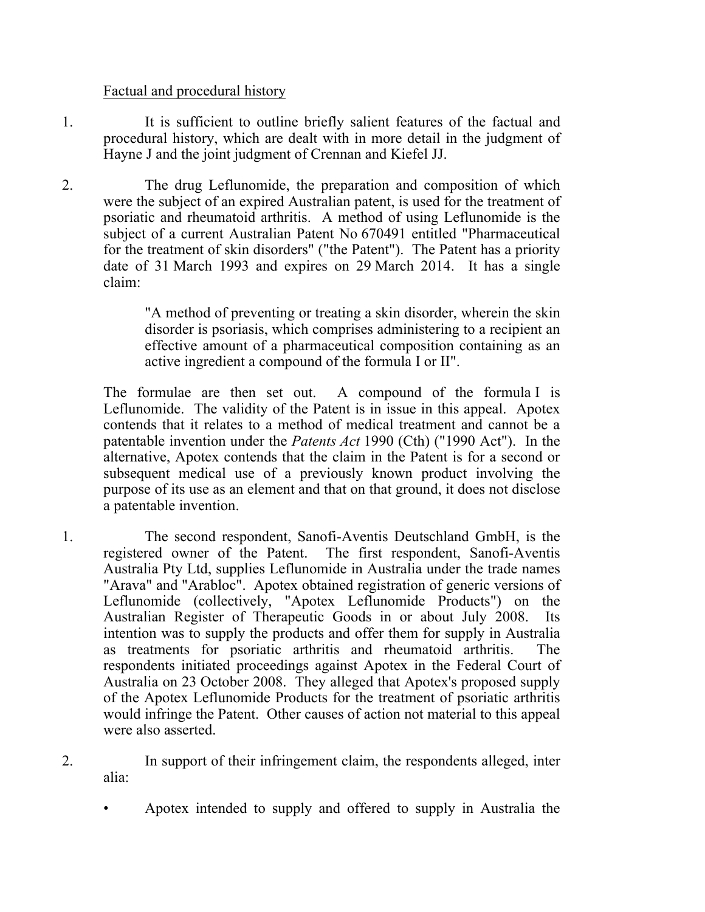Factual and procedural history

1. It is sufficient to outline briefly salient features of the factual and procedural history, which are dealt with in more detail in the judgment of Hayne J and the joint judgment of Crennan and Kiefel JJ.

2. The drug Leflunomide, the preparation and composition of which were the subject of an expired Australian patent, is used for the treatment of psoriatic and rheumatoid arthritis. A method of using Leflunomide is the subject of a current Australian Patent No 670491 entitled "Pharmaceutical for the treatment of skin disorders" ("the Patent"). The Patent has a priority date of 31 March 1993 and expires on 29 March 2014. It has a single claim:

> "A method of preventing or treating a skin disorder, wherein the skin disorder is psoriasis, which comprises administering to a recipient an effective amount of a pharmaceutical composition containing as an active ingredient a compound of the formula I or II".

The formulae are then set out. A compound of the formula I is Leflunomide. The validity of the Patent is in issue in this appeal. Apotex contends that it relates to a method of medical treatment and cannot be a patentable invention under the *Patents Act* 1990 (Cth) ("1990 Act"). In the alternative, Apotex contends that the claim in the Patent is for a second or subsequent medical use of a previously known product involving the purpose of its use as an element and that on that ground, it does not disclose a patentable invention.

1. The second respondent, Sanofi-Aventis Deutschland GmbH, is the registered owner of the Patent. The first respondent, Sanofi-Aventis Australia Pty Ltd, supplies Leflunomide in Australia under the trade names "Arava" and "Arabloc". Apotex obtained registration of generic versions of Leflunomide (collectively, "Apotex Leflunomide Products") on the Australian Register of Therapeutic Goods in or about July 2008. Its intention was to supply the products and offer them for supply in Australia as treatments for psoriatic arthritis and rheumatoid arthritis. The respondents initiated proceedings against Apotex in the Federal Court of Australia on 23 October 2008. They alleged that Apotex's proposed supply of the Apotex Leflunomide Products for the treatment of psoriatic arthritis would infringe the Patent. Other causes of action not material to this appeal were also asserted.

2. In support of their infringement claim, the respondents alleged, inter alia:

- Apotex intended to supply and offered to supply in Australia the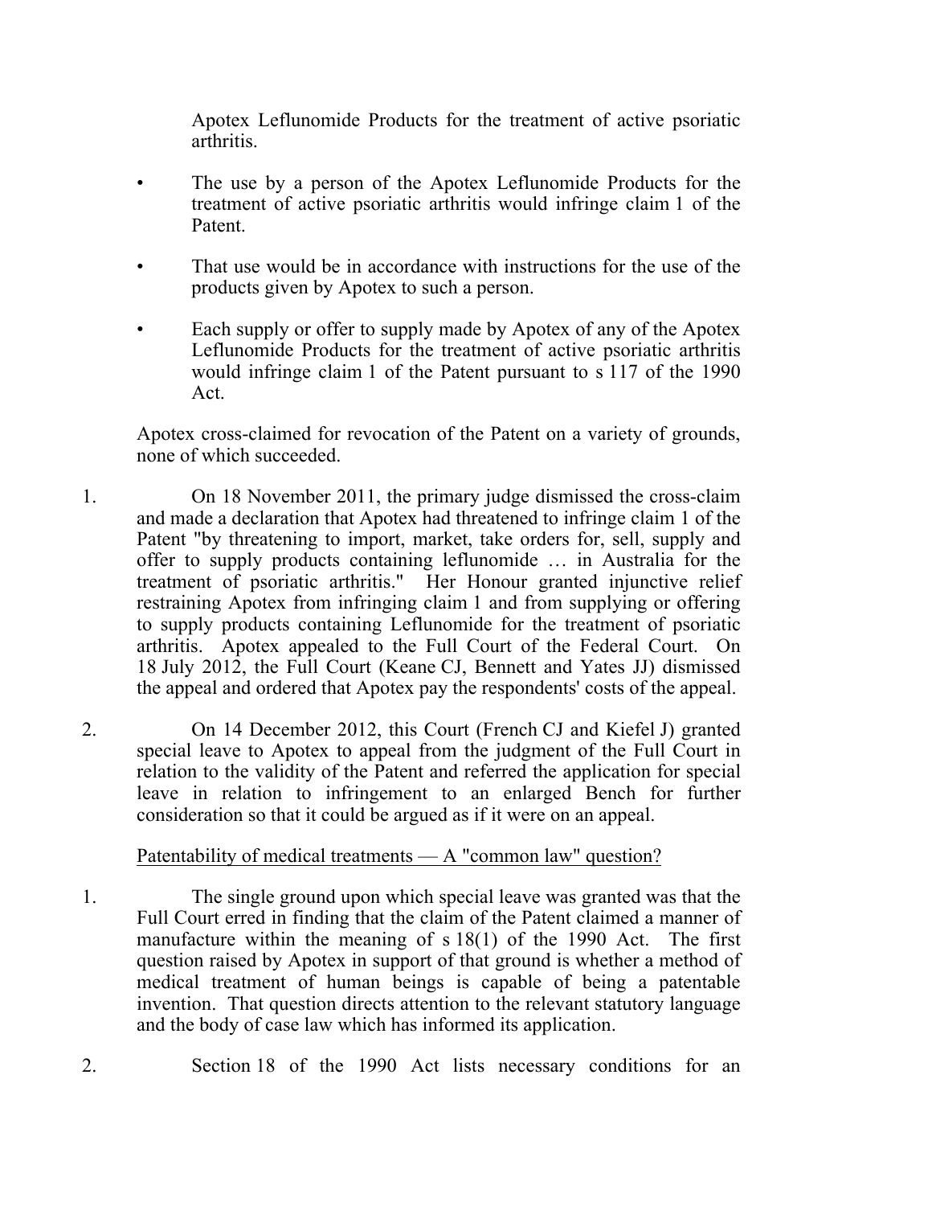Apotex Leflunomide Products for the treatment of active psoriatic arthritis.

- The use by a person of the Apotex Leflunomide Products for the treatment of active psoriatic arthritis would infringe claim 1 of the Patent.

- That use would be in accordance with instructions for the use of the products given by Apotex to such a person.

- Each supply or offer to supply made by Apotex of any of the Apotex Leflunomide Products for the treatment of active psoriatic arthritis would infringe claim 1 of the Patent pursuant to s 117 of the 1990 Act.

Apotex cross-claimed for revocation of the Patent on a variety of grounds, none of which succeeded.

1. On 18 November 2011, the primary judge dismissed the cross-claim and made a declaration that Apotex had threatened to infringe claim 1 of the Patent "by threatening to import, market, take orders for, sell, supply and offer to supply products containing leflunomide … in Australia for the treatment of psoriatic arthritis." Her Honour granted injunctive relief restraining Apotex from infringing claim 1 and from supplying or offering to supply products containing Leflunomide for the treatment of psoriatic arthritis. Apotex appealed to the Full Court of the Federal Court. On 18 July 2012, the Full Court (Keane CJ, Bennett and Yates JJ) dismissed the appeal and ordered that Apotex pay the respondents' costs of the appeal.

2. On 14 December 2012, this Court (French CJ and Kiefel J) granted special leave to Apotex to appeal from the judgment of the Full Court in relation to the validity of the Patent and referred the application for special leave in relation to infringement to an enlarged Bench for further consideration so that it could be argued as if it were on an appeal.

<u>Patentability of medical treatments — A "common law" question?</u>

1. The single ground upon which special leave was granted was that the Full Court erred in finding that the claim of the Patent claimed a manner of manufacture within the meaning of s 18(1) of the 1990 Act. The first question raised by Apotex in support of that ground is whether a method of medical treatment of human beings is capable of being a patentable invention. That question directs attention to the relevant statutory language and the body of case law which has informed its application.

2. Section 18 of the 1990 Act lists necessary conditions for an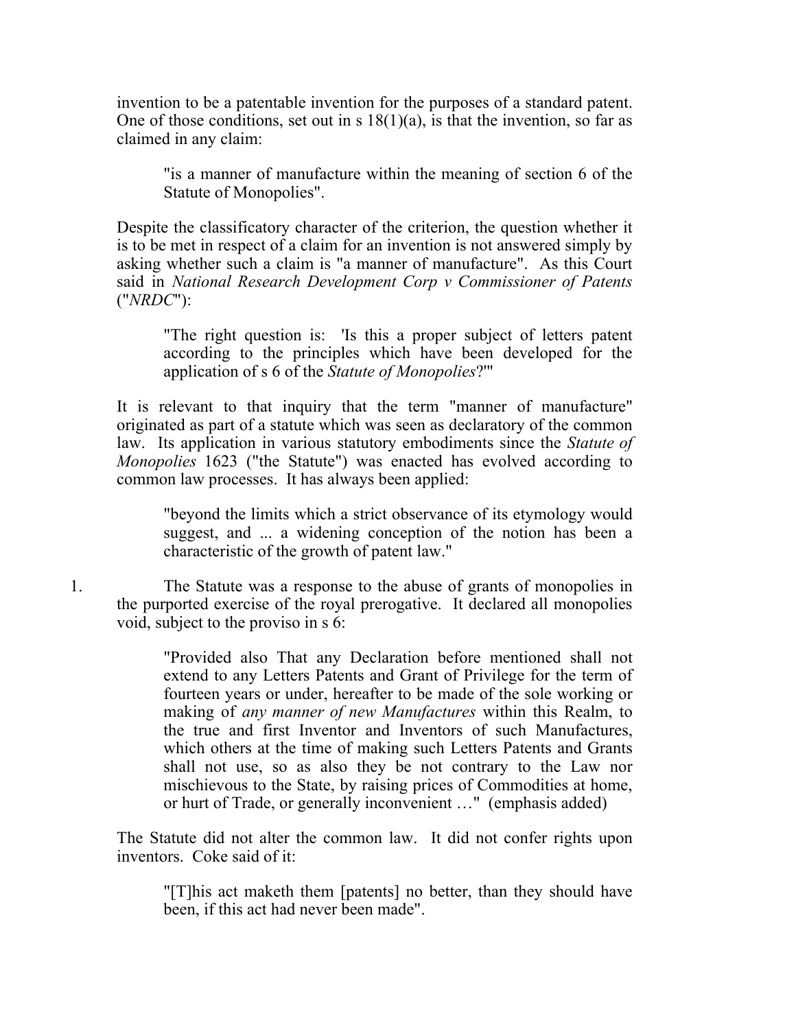invention to be a patentable invention for the purposes of a standard patent. One of those conditions, set out in s 18(1)(a), is that the invention, so far as claimed in any claim:

> "is a manner of manufacture within the meaning of section 6 of the Statute of Monopolies".

Despite the classificatory character of the criterion, the question whether it is to be met in respect of a claim for an invention is not answered simply by asking whether such a claim is "a manner of manufacture". As this Court said in *National Research Development Corp v Commissioner of Patents* ("*NRDC*"):

> "The right question is: 'Is this a proper subject of letters patent according to the principles which have been developed for the application of s 6 of the *Statute of Monopolies*?'"

It is relevant to that inquiry that the term "manner of manufacture" originated as part of a statute which was seen as declaratory of the common law. Its application in various statutory embodiments since the *Statute of Monopolies* 1623 ("the Statute") was enacted has evolved according to common law processes. It has always been applied:

> "beyond the limits which a strict observance of its etymology would suggest, and ... a widening conception of the notion has been a characteristic of the growth of patent law."

1. The Statute was a response to the abuse of grants of monopolies in the purported exercise of the royal prerogative. It declared all monopolies void, subject to the proviso in s 6:

> "Provided also That any Declaration before mentioned shall not extend to any Letters Patents and Grant of Privilege for the term of fourteen years or under, hereafter to be made of the sole working or making of *any manner of new Manufactures* within this Realm, to the true and first Inventor and Inventors of such Manufactures, which others at the time of making such Letters Patents and Grants shall not use, so as also they be not contrary to the Law nor mischievous to the State, by raising prices of Commodities at home, or hurt of Trade, or generally inconvenient …" (emphasis added)

The Statute did not alter the common law. It did not confer rights upon inventors. Coke said of it:

> "[T]his act maketh them [patents] no better, than they should have been, if this act had never been made".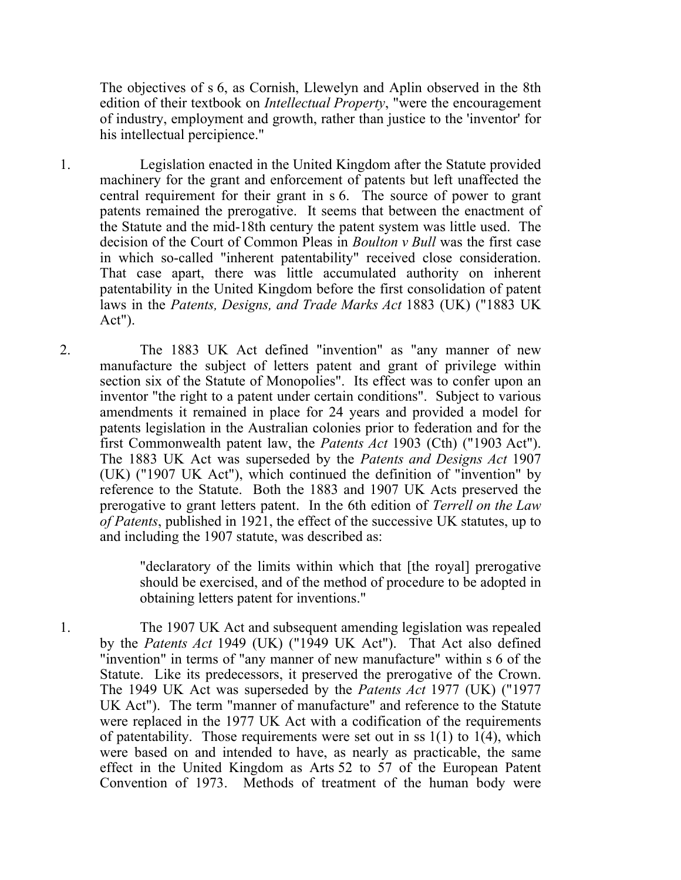The objectives of s 6, as Cornish, Llewelyn and Aplin observed in the 8th edition of their textbook on *Intellectual Property*, "were the encouragement of industry, employment and growth, rather than justice to the 'inventor' for his intellectual percipience."

1. Legislation enacted in the United Kingdom after the Statute provided machinery for the grant and enforcement of patents but left unaffected the central requirement for their grant in s 6. The source of power to grant patents remained the prerogative. It seems that between the enactment of the Statute and the mid-18th century the patent system was little used. The decision of the Court of Common Pleas in *Boulton v Bull* was the first case in which so-called "inherent patentability" received close consideration. That case apart, there was little accumulated authority on inherent patentability in the United Kingdom before the first consolidation of patent laws in the *Patents, Designs, and Trade Marks Act* 1883 (UK) ("1883 UK Act").

2. The 1883 UK Act defined "invention" as "any manner of new manufacture the subject of letters patent and grant of privilege within section six of the Statute of Monopolies". Its effect was to confer upon an inventor "the right to a patent under certain conditions". Subject to various amendments it remained in place for 24 years and provided a model for patents legislation in the Australian colonies prior to federation and for the first Commonwealth patent law, the *Patents Act* 1903 (Cth) ("1903 Act"). The 1883 UK Act was superseded by the *Patents and Designs Act* 1907 (UK) ("1907 UK Act"), which continued the definition of "invention" by reference to the Statute. Both the 1883 and 1907 UK Acts preserved the prerogative to grant letters patent. In the 6th edition of *Terrell on the Law of Patents*, published in 1921, the effect of the successive UK statutes, up to and including the 1907 statute, was described as:

   > "declaratory of the limits within which that [the royal] prerogative should be exercised, and of the method of procedure to be adopted in obtaining letters patent for inventions."

1. The 1907 UK Act and subsequent amending legislation was repealed by the *Patents Act* 1949 (UK) ("1949 UK Act"). That Act also defined "invention" in terms of "any manner of new manufacture" within s 6 of the Statute. Like its predecessors, it preserved the prerogative of the Crown. The 1949 UK Act was superseded by the *Patents Act* 1977 (UK) ("1977 UK Act"). The term "manner of manufacture" and reference to the Statute were replaced in the 1977 UK Act with a codification of the requirements of patentability. Those requirements were set out in ss 1(1) to 1(4), which were based on and intended to have, as nearly as practicable, the same effect in the United Kingdom as Arts 52 to 57 of the European Patent Convention of 1973. Methods of treatment of the human body were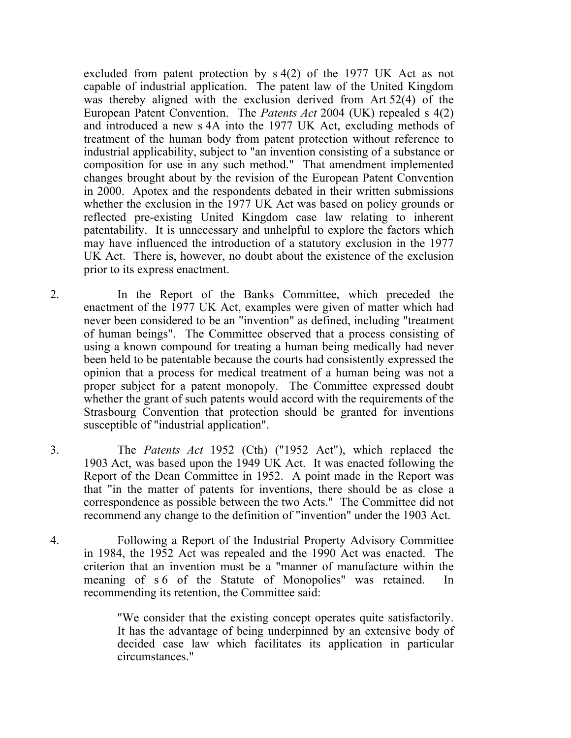excluded from patent protection by s 4(2) of the 1977 UK Act as not capable of industrial application. The patent law of the United Kingdom was thereby aligned with the exclusion derived from Art 52(4) of the European Patent Convention. The *Patents Act* 2004 (UK) repealed s 4(2) and introduced a new s 4A into the 1977 UK Act, excluding methods of treatment of the human body from patent protection without reference to industrial applicability, subject to "an invention consisting of a substance or composition for use in any such method." That amendment implemented changes brought about by the revision of the European Patent Convention in 2000. Apotex and the respondents debated in their written submissions whether the exclusion in the 1977 UK Act was based on policy grounds or reflected pre-existing United Kingdom case law relating to inherent patentability. It is unnecessary and unhelpful to explore the factors which may have influenced the introduction of a statutory exclusion in the 1977 UK Act. There is, however, no doubt about the existence of the exclusion prior to its express enactment.

2. In the Report of the Banks Committee, which preceded the enactment of the 1977 UK Act, examples were given of matter which had never been considered to be an "invention" as defined, including "treatment of human beings". The Committee observed that a process consisting of using a known compound for treating a human being medically had never been held to be patentable because the courts had consistently expressed the opinion that a process for medical treatment of a human being was not a proper subject for a patent monopoly. The Committee expressed doubt whether the grant of such patents would accord with the requirements of the Strasbourg Convention that protection should be granted for inventions susceptible of "industrial application".

3. The *Patents Act* 1952 (Cth) ("1952 Act"), which replaced the 1903 Act, was based upon the 1949 UK Act. It was enacted following the Report of the Dean Committee in 1952. A point made in the Report was that "in the matter of patents for inventions, there should be as close a correspondence as possible between the two Acts." The Committee did not recommend any change to the definition of "invention" under the 1903 Act.

4. Following a Report of the Industrial Property Advisory Committee in 1984, the 1952 Act was repealed and the 1990 Act was enacted. The criterion that an invention must be a "manner of manufacture within the meaning of s 6 of the Statute of Monopolies" was retained. In recommending its retention, the Committee said:

> "We consider that the existing concept operates quite satisfactorily. It has the advantage of being underpinned by an extensive body of decided case law which facilitates its application in particular circumstances."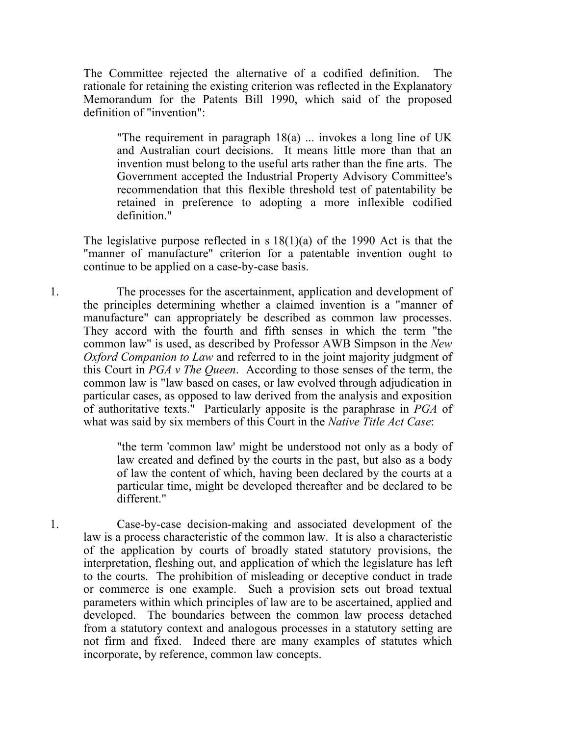The Committee rejected the alternative of a codified definition. The rationale for retaining the existing criterion was reflected in the Explanatory Memorandum for the Patents Bill 1990, which said of the proposed definition of "invention":

> "The requirement in paragraph 18(a) ... invokes a long line of UK and Australian court decisions. It means little more than that an invention must belong to the useful arts rather than the fine arts. The Government accepted the Industrial Property Advisory Committee's recommendation that this flexible threshold test of patentability be retained in preference to adopting a more inflexible codified definition."

The legislative purpose reflected in s 18(1)(a) of the 1990 Act is that the "manner of manufacture" criterion for a patentable invention ought to continue to be applied on a case-by-case basis.

1. The processes for the ascertainment, application and development of the principles determining whether a claimed invention is a "manner of manufacture" can appropriately be described as common law processes. They accord with the fourth and fifth senses in which the term "the common law" is used, as described by Professor AWB Simpson in the *New Oxford Companion to Law* and referred to in the joint majority judgment of this Court in *PGA v The Queen*. According to those senses of the term, the common law is "law based on cases, or law evolved through adjudication in particular cases, as opposed to law derived from the analysis and exposition of authoritative texts." Particularly apposite is the paraphrase in *PGA* of what was said by six members of this Court in the *Native Title Act Case*:

   > "the term 'common law' might be understood not only as a body of law created and defined by the courts in the past, but also as a body of law the content of which, having been declared by the courts at a particular time, might be developed thereafter and be declared to be different."

1. Case-by-case decision-making and associated development of the law is a process characteristic of the common law. It is also a characteristic of the application by courts of broadly stated statutory provisions, the interpretation, fleshing out, and application of which the legislature has left to the courts. The prohibition of misleading or deceptive conduct in trade or commerce is one example. Such a provision sets out broad textual parameters within which principles of law are to be ascertained, applied and developed. The boundaries between the common law process detached from a statutory context and analogous processes in a statutory setting are not firm and fixed. Indeed there are many examples of statutes which incorporate, by reference, common law concepts.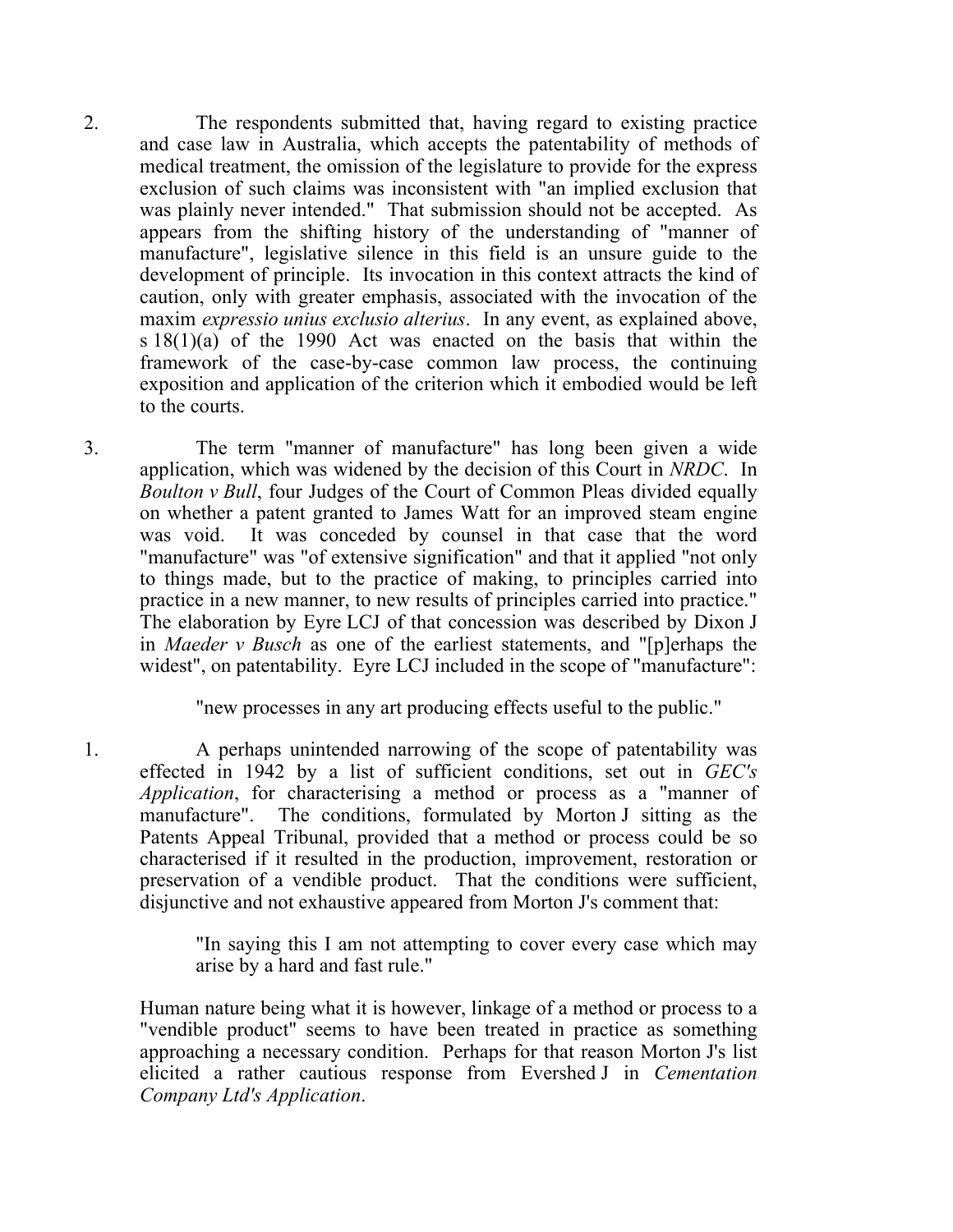2. The respondents submitted that, having regard to existing practice and case law in Australia, which accepts the patentability of methods of medical treatment, the omission of the legislature to provide for the express exclusion of such claims was inconsistent with "an implied exclusion that was plainly never intended." That submission should not be accepted. As appears from the shifting history of the understanding of "manner of manufacture", legislative silence in this field is an unsure guide to the development of principle. Its invocation in this context attracts the kind of caution, only with greater emphasis, associated with the invocation of the maxim *expressio unius exclusio alterius*. In any event, as explained above, s 18(1)(a) of the 1990 Act was enacted on the basis that within the framework of the case-by-case common law process, the continuing exposition and application of the criterion which it embodied would be left to the courts.

3. The term "manner of manufacture" has long been given a wide application, which was widened by the decision of this Court in *NRDC*. In *Boulton v Bull*, four Judges of the Court of Common Pleas divided equally on whether a patent granted to James Watt for an improved steam engine was void. It was conceded by counsel in that case that the word "manufacture" was "of extensive signification" and that it applied "not only to things made, but to the practice of making, to principles carried into practice in a new manner, to new results of principles carried into practice." The elaboration by Eyre LCJ of that concession was described by Dixon J in *Maeder v Busch* as one of the earliest statements, and "[p]erhaps the widest", on patentability. Eyre LCJ included in the scope of "manufacture":

> "new processes in any art producing effects useful to the public."

1. A perhaps unintended narrowing of the scope of patentability was effected in 1942 by a list of sufficient conditions, set out in *GEC's Application*, for characterising a method or process as a "manner of manufacture". The conditions, formulated by Morton J sitting as the Patents Appeal Tribunal, provided that a method or process could be so characterised if it resulted in the production, improvement, restoration or preservation of a vendible product. That the conditions were sufficient, disjunctive and not exhaustive appeared from Morton J's comment that:

> "In saying this I am not attempting to cover every case which may arise by a hard and fast rule."

Human nature being what it is however, linkage of a method or process to a "vendible product" seems to have been treated in practice as something approaching a necessary condition. Perhaps for that reason Morton J's list elicited a rather cautious response from Evershed J in *Cementation Company Ltd's Application*.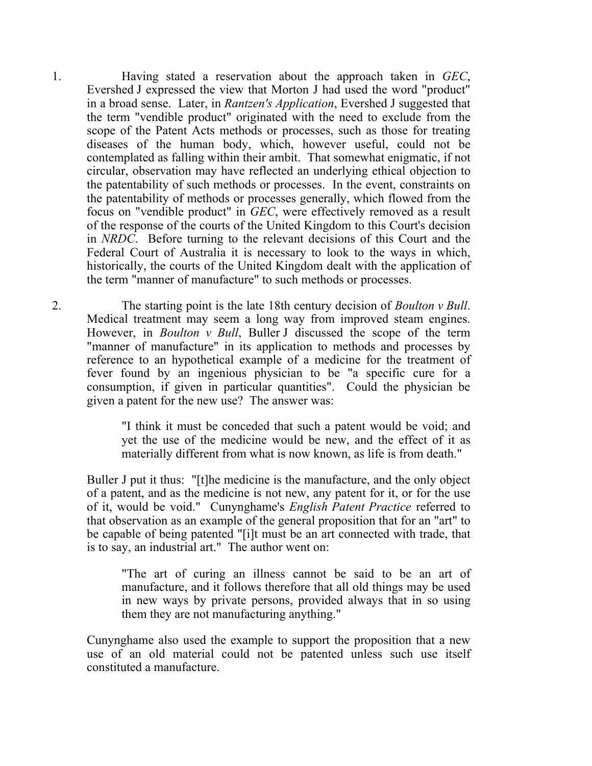1. Having stated a reservation about the approach taken in *GEC*, Evershed J expressed the view that Morton J had used the word "product" in a broad sense. Later, in *Rantzen's Application*, Evershed J suggested that the term "vendible product" originated with the need to exclude from the scope of the Patent Acts methods or processes, such as those for treating diseases of the human body, which, however useful, could not be contemplated as falling within their ambit. That somewhat enigmatic, if not circular, observation may have reflected an underlying ethical objection to the patentability of such methods or processes. In the event, constraints on the patentability of methods or processes generally, which flowed from the focus on "vendible product" in *GEC*, were effectively removed as a result of the response of the courts of the United Kingdom to this Court's decision in *NRDC*. Before turning to the relevant decisions of this Court and the Federal Court of Australia it is necessary to look to the ways in which, historically, the courts of the United Kingdom dealt with the application of the term "manner of manufacture" to such methods or processes.

2. The starting point is the late 18th century decision of *Boulton v Bull*. Medical treatment may seem a long way from improved steam engines. However, in *Boulton v Bull*, Buller J discussed the scope of the term "manner of manufacture" in its application to methods and processes by reference to an hypothetical example of a medicine for the treatment of fever found by an ingenious physician to be "a specific cure for a consumption, if given in particular quantities". Could the physician be given a patent for the new use? The answer was:

> "I think it must be conceded that such a patent would be void; and yet the use of the medicine would be new, and the effect of it as materially different from what is now known, as life is from death."

Buller J put it thus: "[t]he medicine is the manufacture, and the only object of a patent, and as the medicine is not new, any patent for it, or for the use of it, would be void." Cunynghame's *English Patent Practice* referred to that observation as an example of the general proposition that for an "art" to be capable of being patented "[i]t must be an art connected with trade, that is to say, an industrial art." The author went on:

> "The art of curing an illness cannot be said to be an art of manufacture, and it follows therefore that all old things may be used in new ways by private persons, provided always that in so using them they are not manufacturing anything."

Cunynghame also used the example to support the proposition that a new use of an old material could not be patented unless such use itself constituted a manufacture.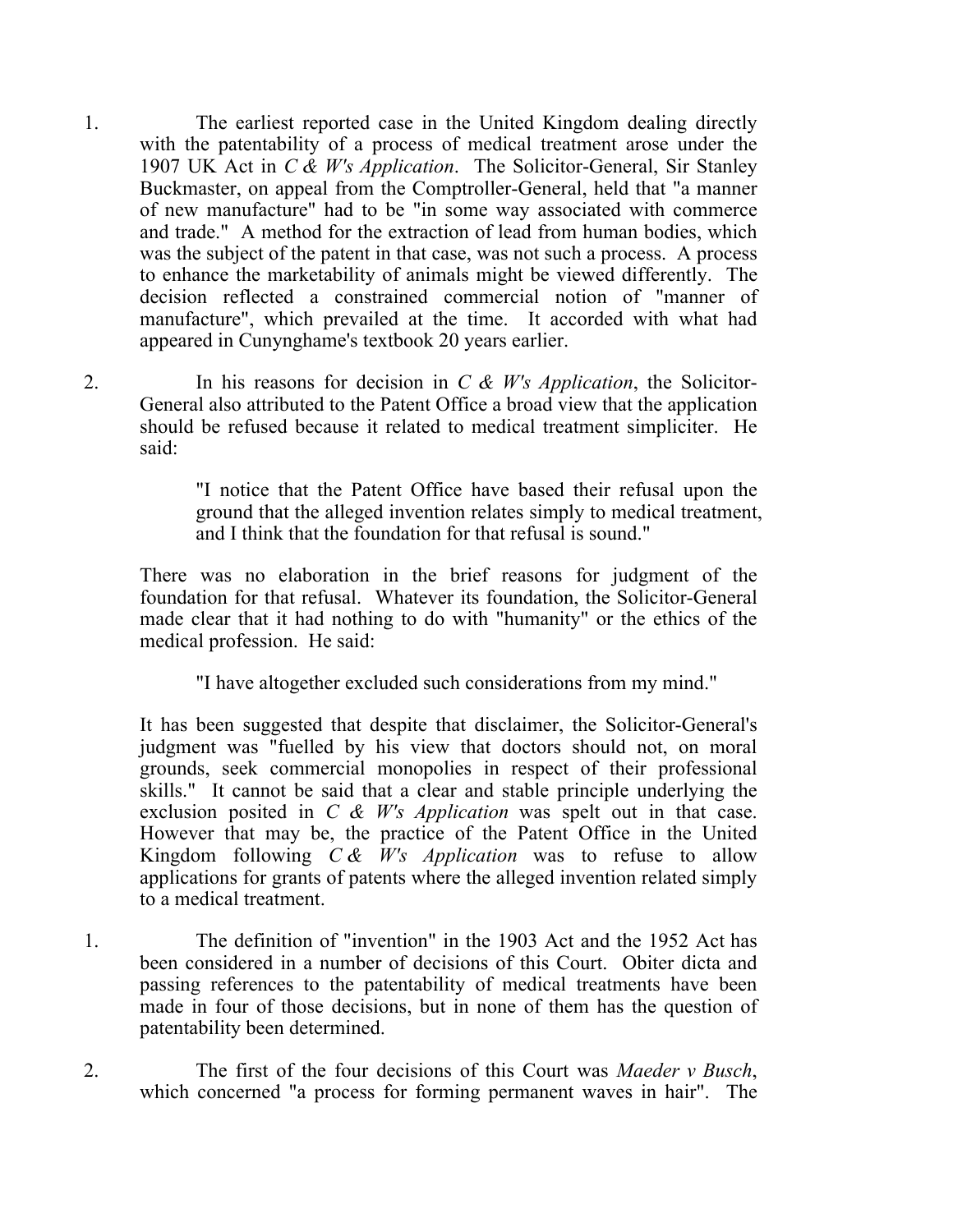1. The earliest reported case in the United Kingdom dealing directly with the patentability of a process of medical treatment arose under the 1907 UK Act in *C & W's Application*. The Solicitor-General, Sir Stanley Buckmaster, on appeal from the Comptroller-General, held that "a manner of new manufacture" had to be "in some way associated with commerce and trade." A method for the extraction of lead from human bodies, which was the subject of the patent in that case, was not such a process. A process to enhance the marketability of animals might be viewed differently. The decision reflected a constrained commercial notion of "manner of manufacture", which prevailed at the time. It accorded with what had appeared in Cunynghame's textbook 20 years earlier.

2. In his reasons for decision in *C & W's Application*, the Solicitor-General also attributed to the Patent Office a broad view that the application should be refused because it related to medical treatment simpliciter. He said:

   > "I notice that the Patent Office have based their refusal upon the ground that the alleged invention relates simply to medical treatment, and I think that the foundation for that refusal is sound."

   There was no elaboration in the brief reasons for judgment of the foundation for that refusal. Whatever its foundation, the Solicitor-General made clear that it had nothing to do with "humanity" or the ethics of the medical profession. He said:

   > "I have altogether excluded such considerations from my mind."

   It has been suggested that despite that disclaimer, the Solicitor-General's judgment was "fuelled by his view that doctors should not, on moral grounds, seek commercial monopolies in respect of their professional skills." It cannot be said that a clear and stable principle underlying the exclusion posited in *C & W's Application* was spelt out in that case. However that may be, the practice of the Patent Office in the United Kingdom following *C & W's Application* was to refuse to allow applications for grants of patents where the alleged invention related simply to a medical treatment.

1. The definition of "invention" in the 1903 Act and the 1952 Act has been considered in a number of decisions of this Court. Obiter dicta and passing references to the patentability of medical treatments have been made in four of those decisions, but in none of them has the question of patentability been determined.

2. The first of the four decisions of this Court was *Maeder v Busch*, which concerned "a process for forming permanent waves in hair". The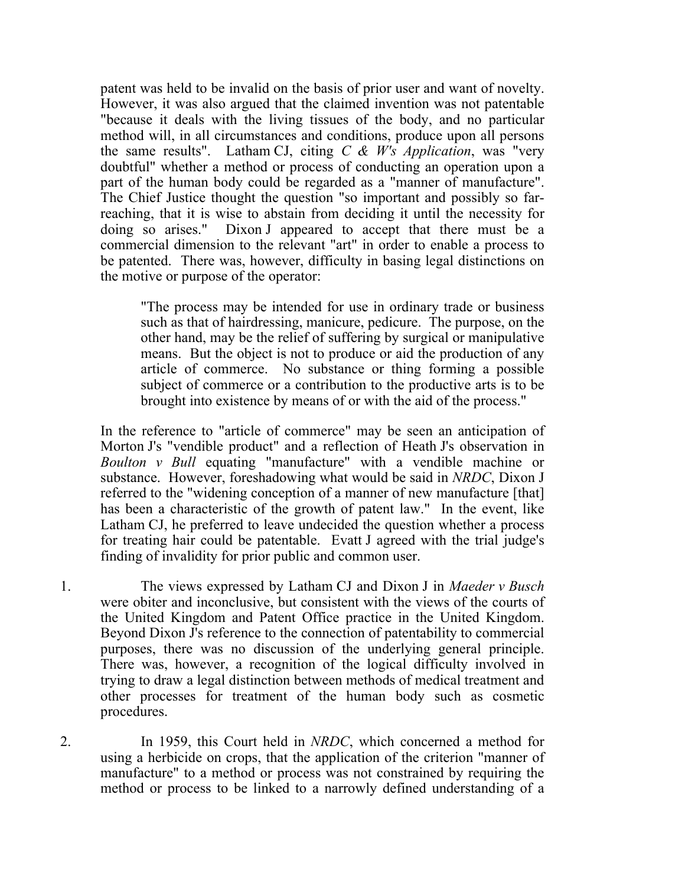patent was held to be invalid on the basis of prior user and want of novelty. However, it was also argued that the claimed invention was not patentable "because it deals with the living tissues of the body, and no particular method will, in all circumstances and conditions, produce upon all persons the same results". Latham CJ, citing *C & W's Application*, was "very doubtful" whether a method or process of conducting an operation upon a part of the human body could be regarded as a "manner of manufacture". The Chief Justice thought the question "so important and possibly so far-reaching, that it is wise to abstain from deciding it until the necessity for doing so arises." Dixon J appeared to accept that there must be a commercial dimension to the relevant "art" in order to enable a process to be patented. There was, however, difficulty in basing legal distinctions on the motive or purpose of the operator:

> "The process may be intended for use in ordinary trade or business such as that of hairdressing, manicure, pedicure. The purpose, on the other hand, may be the relief of suffering by surgical or manipulative means. But the object is not to produce or aid the production of any article of commerce. No substance or thing forming a possible subject of commerce or a contribution to the productive arts is to be brought into existence by means of or with the aid of the process."

In the reference to "article of commerce" may be seen an anticipation of Morton J's "vendible product" and a reflection of Heath J's observation in *Boulton v Bull* equating "manufacture" with a vendible machine or substance. However, foreshadowing what would be said in *NRDC*, Dixon J referred to the "widening conception of a manner of new manufacture [that] has been a characteristic of the growth of patent law." In the event, like Latham CJ, he preferred to leave undecided the question whether a process for treating hair could be patentable. Evatt J agreed with the trial judge's finding of invalidity for prior public and common user.

1. The views expressed by Latham CJ and Dixon J in *Maeder v Busch* were obiter and inconclusive, but consistent with the views of the courts of the United Kingdom and Patent Office practice in the United Kingdom. Beyond Dixon J's reference to the connection of patentability to commercial purposes, there was no discussion of the underlying general principle. There was, however, a recognition of the logical difficulty involved in trying to draw a legal distinction between methods of medical treatment and other processes for treatment of the human body such as cosmetic procedures.

2. In 1959, this Court held in *NRDC*, which concerned a method for using a herbicide on crops, that the application of the criterion "manner of manufacture" to a method or process was not constrained by requiring the method or process to be linked to a narrowly defined understanding of a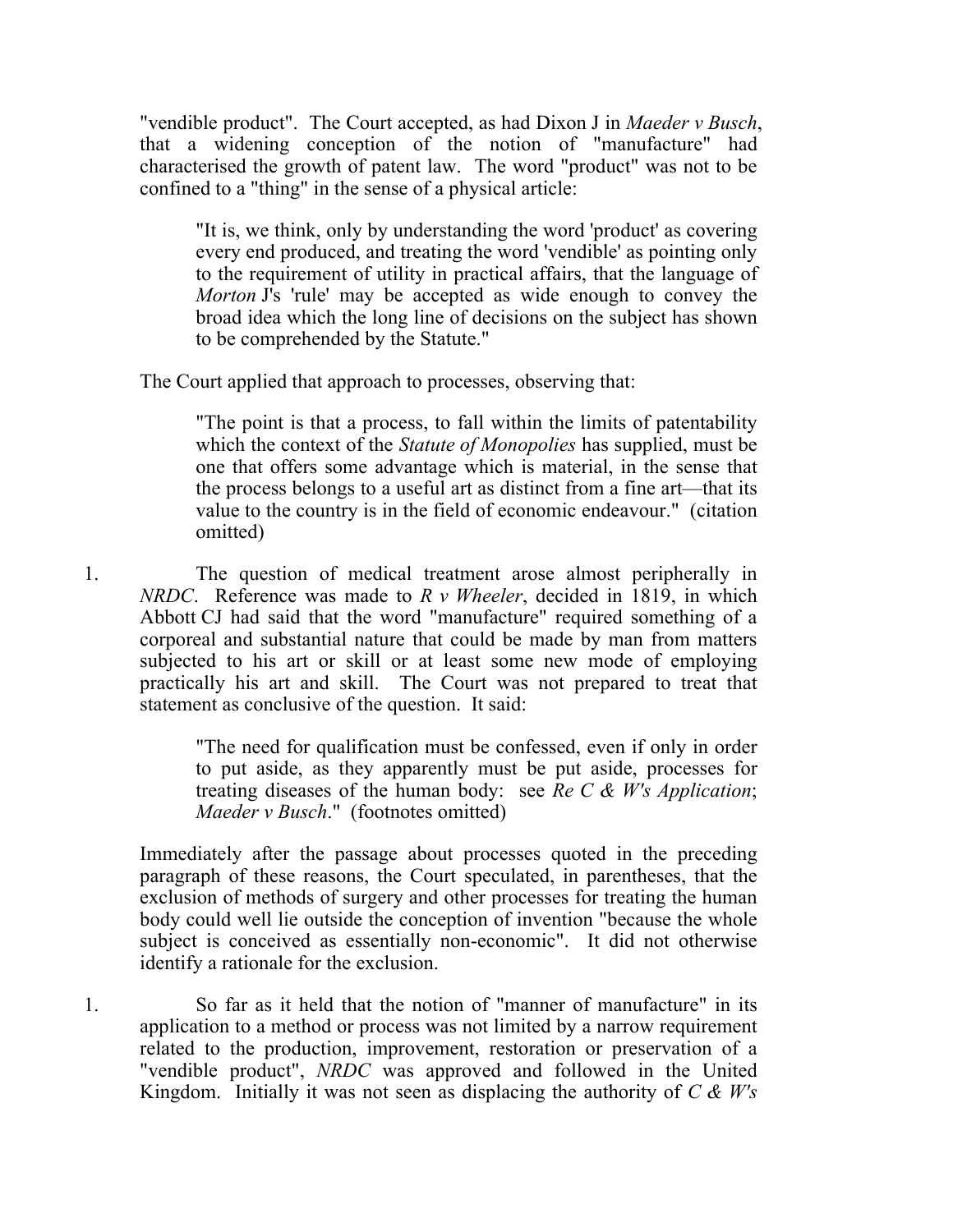"vendible product". The Court accepted, as had Dixon J in *Maeder v Busch*, that a widening conception of the notion of "manufacture" had characterised the growth of patent law. The word "product" was not to be confined to a "thing" in the sense of a physical article:

> "It is, we think, only by understanding the word 'product' as covering every end produced, and treating the word 'vendible' as pointing only to the requirement of utility in practical affairs, that the language of *Morton* J's 'rule' may be accepted as wide enough to convey the broad idea which the long line of decisions on the subject has shown to be comprehended by the Statute."

The Court applied that approach to processes, observing that:

> "The point is that a process, to fall within the limits of patentability which the context of the *Statute of Monopolies* has supplied, must be one that offers some advantage which is material, in the sense that the process belongs to a useful art as distinct from a fine art—that its value to the country is in the field of economic endeavour." (citation omitted)

1. The question of medical treatment arose almost peripherally in *NRDC*. Reference was made to *R v Wheeler*, decided in 1819, in which Abbott CJ had said that the word "manufacture" required something of a corporeal and substantial nature that could be made by man from matters subjected to his art or skill or at least some new mode of employing practically his art and skill. The Court was not prepared to treat that statement as conclusive of the question. It said:

> "The need for qualification must be confessed, even if only in order to put aside, as they apparently must be put aside, processes for treating diseases of the human body: see *Re C & W's Application*; *Maeder v Busch*." (footnotes omitted)

Immediately after the passage about processes quoted in the preceding paragraph of these reasons, the Court speculated, in parentheses, that the exclusion of methods of surgery and other processes for treating the human body could well lie outside the conception of invention "because the whole subject is conceived as essentially non-economic". It did not otherwise identify a rationale for the exclusion.

1. So far as it held that the notion of "manner of manufacture" in its application to a method or process was not limited by a narrow requirement related to the production, improvement, restoration or preservation of a "vendible product", *NRDC* was approved and followed in the United Kingdom. Initially it was not seen as displacing the authority of *C & W's*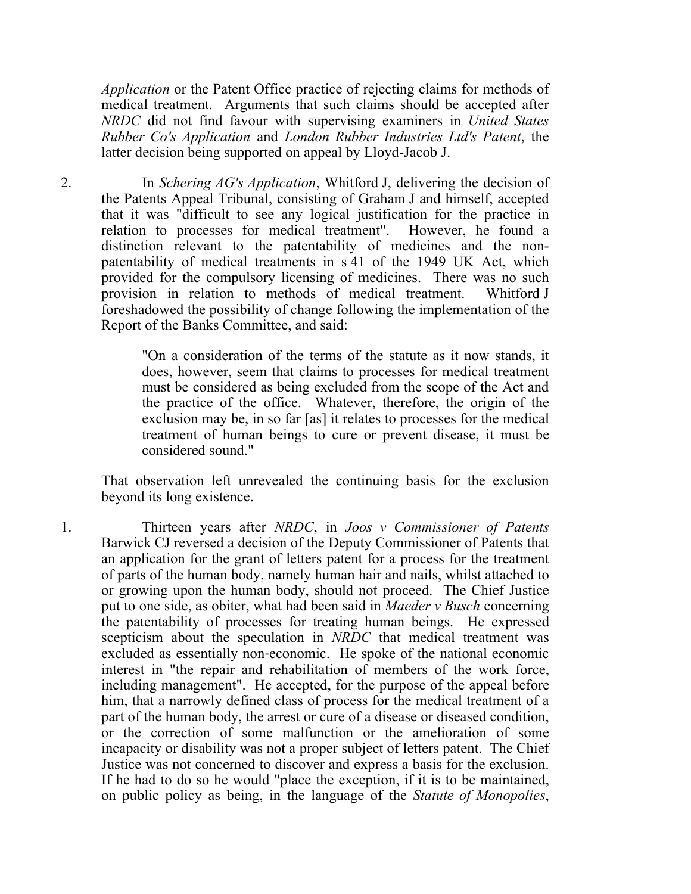*Application* or the Patent Office practice of rejecting claims for methods of medical treatment. Arguments that such claims should be accepted after *NRDC* did not find favour with supervising examiners in *United States Rubber Co's Application* and *London Rubber Industries Ltd's Patent*, the latter decision being supported on appeal by Lloyd-Jacob J.

2. In *Schering AG's Application*, Whitford J, delivering the decision of the Patents Appeal Tribunal, consisting of Graham J and himself, accepted that it was "difficult to see any logical justification for the practice in relation to processes for medical treatment". However, he found a distinction relevant to the patentability of medicines and the non-patentability of medical treatments in s 41 of the 1949 UK Act, which provided for the compulsory licensing of medicines. There was no such provision in relation to methods of medical treatment. Whitford J foreshadowed the possibility of change following the implementation of the Report of the Banks Committee, and said:

> "On a consideration of the terms of the statute as it now stands, it does, however, seem that claims to processes for medical treatment must be considered as being excluded from the scope of the Act and the practice of the office. Whatever, therefore, the origin of the exclusion may be, in so far [as] it relates to processes for the medical treatment of human beings to cure or prevent disease, it must be considered sound."

That observation left unrevealed the continuing basis for the exclusion beyond its long existence.

1. Thirteen years after *NRDC*, in *Joos v Commissioner of Patents* Barwick CJ reversed a decision of the Deputy Commissioner of Patents that an application for the grant of letters patent for a process for the treatment of parts of the human body, namely human hair and nails, whilst attached to or growing upon the human body, should not proceed. The Chief Justice put to one side, as obiter, what had been said in *Maeder v Busch* concerning the patentability of processes for treating human beings. He expressed scepticism about the speculation in *NRDC* that medical treatment was excluded as essentially non-economic. He spoke of the national economic interest in "the repair and rehabilitation of members of the work force, including management". He accepted, for the purpose of the appeal before him, that a narrowly defined class of process for the medical treatment of a part of the human body, the arrest or cure of a disease or diseased condition, or the correction of some malfunction or the amelioration of some incapacity or disability was not a proper subject of letters patent. The Chief Justice was not concerned to discover and express a basis for the exclusion. If he had to do so he would "place the exception, if it is to be maintained, on public policy as being, in the language of the *Statute of Monopolies*,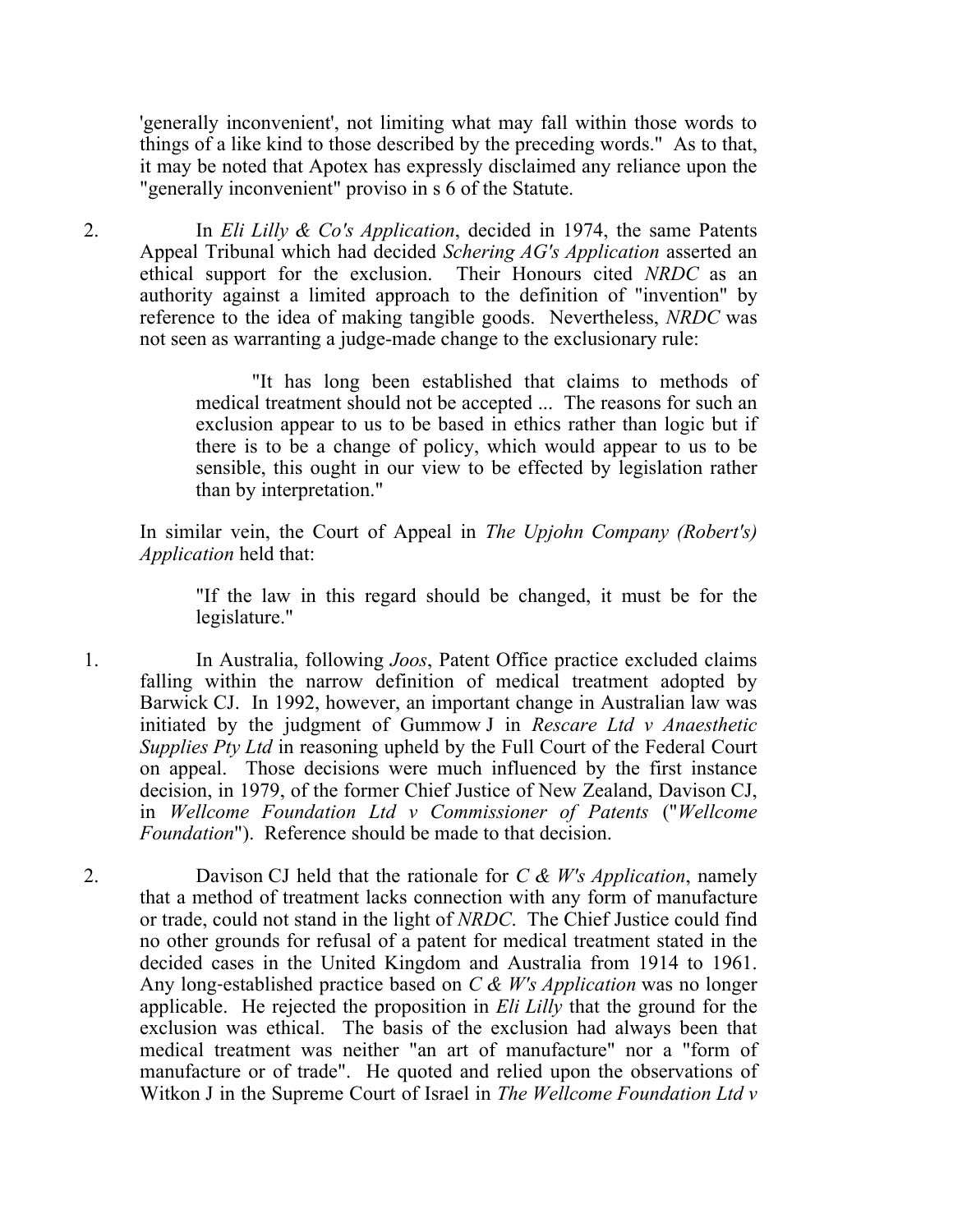'generally inconvenient', not limiting what may fall within those words to things of a like kind to those described by the preceding words." As to that, it may be noted that Apotex has expressly disclaimed any reliance upon the "generally inconvenient" proviso in s 6 of the Statute.

2. In *Eli Lilly & Co's Application*, decided in 1974, the same Patents Appeal Tribunal which had decided *Schering AG's Application* asserted an ethical support for the exclusion. Their Honours cited *NRDC* as an authority against a limited approach to the definition of "invention" by reference to the idea of making tangible goods. Nevertheless, *NRDC* was not seen as warranting a judge-made change to the exclusionary rule:

> "It has long been established that claims to methods of medical treatment should not be accepted ... The reasons for such an exclusion appear to us to be based in ethics rather than logic but if there is to be a change of policy, which would appear to us to be sensible, this ought in our view to be effected by legislation rather than by interpretation."

In similar vein, the Court of Appeal in *The Upjohn Company (Robert's) Application* held that:

> "If the law in this regard should be changed, it must be for the legislature."

1. In Australia, following *Joos*, Patent Office practice excluded claims falling within the narrow definition of medical treatment adopted by Barwick CJ. In 1992, however, an important change in Australian law was initiated by the judgment of Gummow J in *Rescare Ltd v Anaesthetic Supplies Pty Ltd* in reasoning upheld by the Full Court of the Federal Court on appeal. Those decisions were much influenced by the first instance decision, in 1979, of the former Chief Justice of New Zealand, Davison CJ, in *Wellcome Foundation Ltd v Commissioner of Patents* ("*Wellcome Foundation*"). Reference should be made to that decision.

2. Davison CJ held that the rationale for *C & W's Application*, namely that a method of treatment lacks connection with any form of manufacture or trade, could not stand in the light of *NRDC*. The Chief Justice could find no other grounds for refusal of a patent for medical treatment stated in the decided cases in the United Kingdom and Australia from 1914 to 1961. Any long-established practice based on *C & W's Application* was no longer applicable. He rejected the proposition in *Eli Lilly* that the ground for the exclusion was ethical. The basis of the exclusion had always been that medical treatment was neither "an art of manufacture" nor a "form of manufacture or of trade". He quoted and relied upon the observations of Witkon J in the Supreme Court of Israel in *The Wellcome Foundation Ltd v*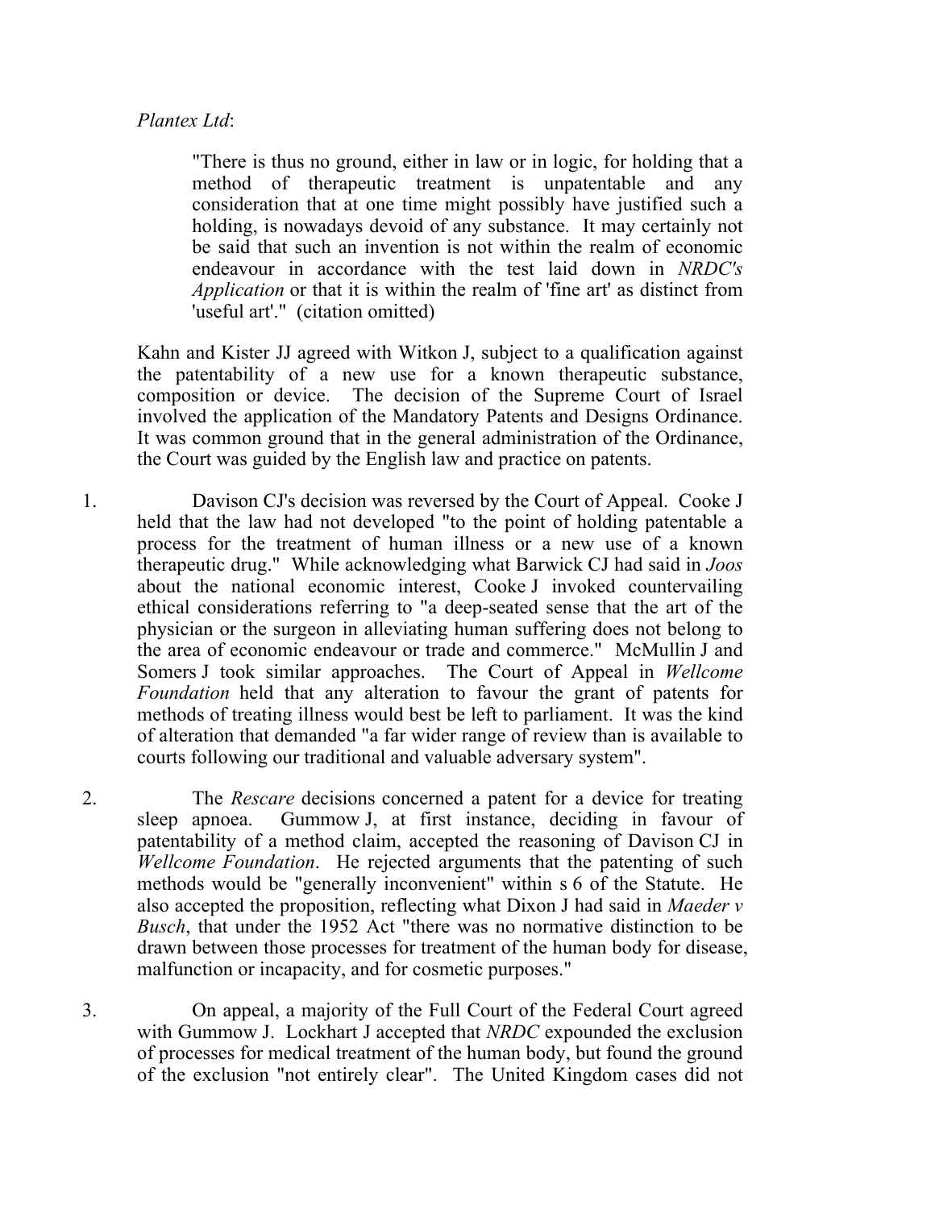*Plantex Ltd*:

> "There is thus no ground, either in law or in logic, for holding that a method of therapeutic treatment is unpatentable and any consideration that at one time might possibly have justified such a holding, is nowadays devoid of any substance. It may certainly not be said that such an invention is not within the realm of economic endeavour in accordance with the test laid down in *NRDC's Application* or that it is within the realm of 'fine art' as distinct from 'useful art'." (citation omitted)

Kahn and Kister JJ agreed with Witkon J, subject to a qualification against the patentability of a new use for a known therapeutic substance, composition or device. The decision of the Supreme Court of Israel involved the application of the Mandatory Patents and Designs Ordinance. It was common ground that in the general administration of the Ordinance, the Court was guided by the English law and practice on patents.

1. Davison CJ's decision was reversed by the Court of Appeal. Cooke J held that the law had not developed "to the point of holding patentable a process for the treatment of human illness or a new use of a known therapeutic drug." While acknowledging what Barwick CJ had said in *Joos* about the national economic interest, Cooke J invoked countervailing ethical considerations referring to "a deep-seated sense that the art of the physician or the surgeon in alleviating human suffering does not belong to the area of economic endeavour or trade and commerce." McMullin J and Somers J took similar approaches. The Court of Appeal in *Wellcome Foundation* held that any alteration to favour the grant of patents for methods of treating illness would best be left to parliament. It was the kind of alteration that demanded "a far wider range of review than is available to courts following our traditional and valuable adversary system".

2. The *Rescare* decisions concerned a patent for a device for treating sleep apnoea. Gummow J, at first instance, deciding in favour of patentability of a method claim, accepted the reasoning of Davison CJ in *Wellcome Foundation*. He rejected arguments that the patenting of such methods would be "generally inconvenient" within s 6 of the Statute. He also accepted the proposition, reflecting what Dixon J had said in *Maeder v Busch*, that under the 1952 Act "there was no normative distinction to be drawn between those processes for treatment of the human body for disease, malfunction or incapacity, and for cosmetic purposes."

3. On appeal, a majority of the Full Court of the Federal Court agreed with Gummow J. Lockhart J accepted that *NRDC* expounded the exclusion of processes for medical treatment of the human body, but found the ground of the exclusion "not entirely clear". The United Kingdom cases did not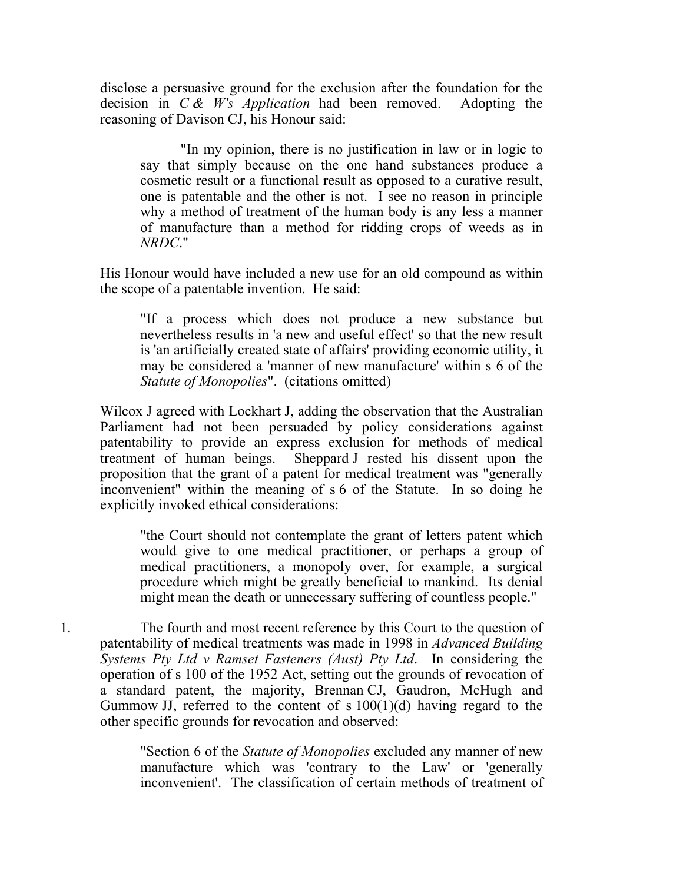disclose a persuasive ground for the exclusion after the foundation for the decision in *C & W's Application* had been removed. Adopting the reasoning of Davison CJ, his Honour said:

> "In my opinion, there is no justification in law or in logic to say that simply because on the one hand substances produce a cosmetic result or a functional result as opposed to a curative result, one is patentable and the other is not. I see no reason in principle why a method of treatment of the human body is any less a manner of manufacture than a method for ridding crops of weeds as in *NRDC*."

His Honour would have included a new use for an old compound as within the scope of a patentable invention. He said:

> "If a process which does not produce a new substance but nevertheless results in 'a new and useful effect' so that the new result is 'an artificially created state of affairs' providing economic utility, it may be considered a 'manner of new manufacture' within s 6 of the *Statute of Monopolies*". (citations omitted)

Wilcox J agreed with Lockhart J, adding the observation that the Australian Parliament had not been persuaded by policy considerations against patentability to provide an express exclusion for methods of medical treatment of human beings. Sheppard J rested his dissent upon the proposition that the grant of a patent for medical treatment was "generally inconvenient" within the meaning of s 6 of the Statute. In so doing he explicitly invoked ethical considerations:

> "the Court should not contemplate the grant of letters patent which would give to one medical practitioner, or perhaps a group of medical practitioners, a monopoly over, for example, a surgical procedure which might be greatly beneficial to mankind. Its denial might mean the death or unnecessary suffering of countless people."

1. The fourth and most recent reference by this Court to the question of patentability of medical treatments was made in 1998 in *Advanced Building Systems Pty Ltd v Ramset Fasteners (Aust) Pty Ltd*. In considering the operation of s 100 of the 1952 Act, setting out the grounds of revocation of a standard patent, the majority, Brennan CJ, Gaudron, McHugh and Gummow JJ, referred to the content of s 100(1)(d) having regard to the other specific grounds for revocation and observed:

> "Section 6 of the *Statute of Monopolies* excluded any manner of new manufacture which was 'contrary to the Law' or 'generally inconvenient'. The classification of certain methods of treatment of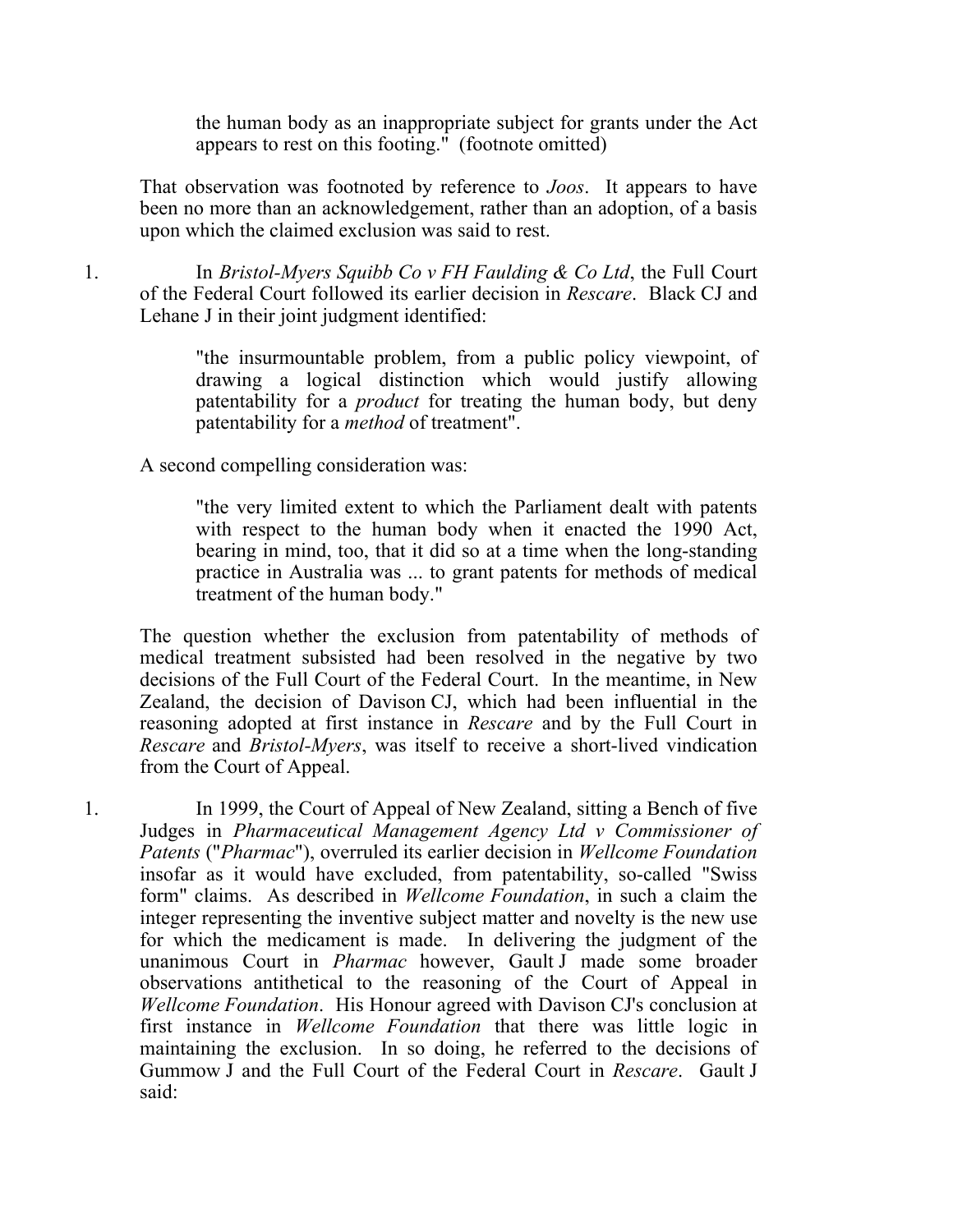the human body as an inappropriate subject for grants under the Act appears to rest on this footing." (footnote omitted)

That observation was footnoted by reference to *Joos*. It appears to have been no more than an acknowledgement, rather than an adoption, of a basis upon which the claimed exclusion was said to rest.

1. In *Bristol-Myers Squibb Co v FH Faulding & Co Ltd*, the Full Court of the Federal Court followed its earlier decision in *Rescare*. Black CJ and Lehane J in their joint judgment identified:

> "the insurmountable problem, from a public policy viewpoint, of drawing a logical distinction which would justify allowing patentability for a *product* for treating the human body, but deny patentability for a *method* of treatment".

A second compelling consideration was:

> "the very limited extent to which the Parliament dealt with patents with respect to the human body when it enacted the 1990 Act, bearing in mind, too, that it did so at a time when the long-standing practice in Australia was ... to grant patents for methods of medical treatment of the human body."

The question whether the exclusion from patentability of methods of medical treatment subsisted had been resolved in the negative by two decisions of the Full Court of the Federal Court. In the meantime, in New Zealand, the decision of Davison CJ, which had been influential in the reasoning adopted at first instance in *Rescare* and by the Full Court in *Rescare* and *Bristol-Myers*, was itself to receive a short-lived vindication from the Court of Appeal.

1. In 1999, the Court of Appeal of New Zealand, sitting a Bench of five Judges in *Pharmaceutical Management Agency Ltd v Commissioner of Patents* ("*Pharmac*"), overruled its earlier decision in *Wellcome Foundation* insofar as it would have excluded, from patentability, so-called "Swiss form" claims. As described in *Wellcome Foundation*, in such a claim the integer representing the inventive subject matter and novelty is the new use for which the medicament is made. In delivering the judgment of the unanimous Court in *Pharmac* however, Gault J made some broader observations antithetical to the reasoning of the Court of Appeal in *Wellcome Foundation*. His Honour agreed with Davison CJ's conclusion at first instance in *Wellcome Foundation* that there was little logic in maintaining the exclusion. In so doing, he referred to the decisions of Gummow J and the Full Court of the Federal Court in *Rescare*. Gault J said: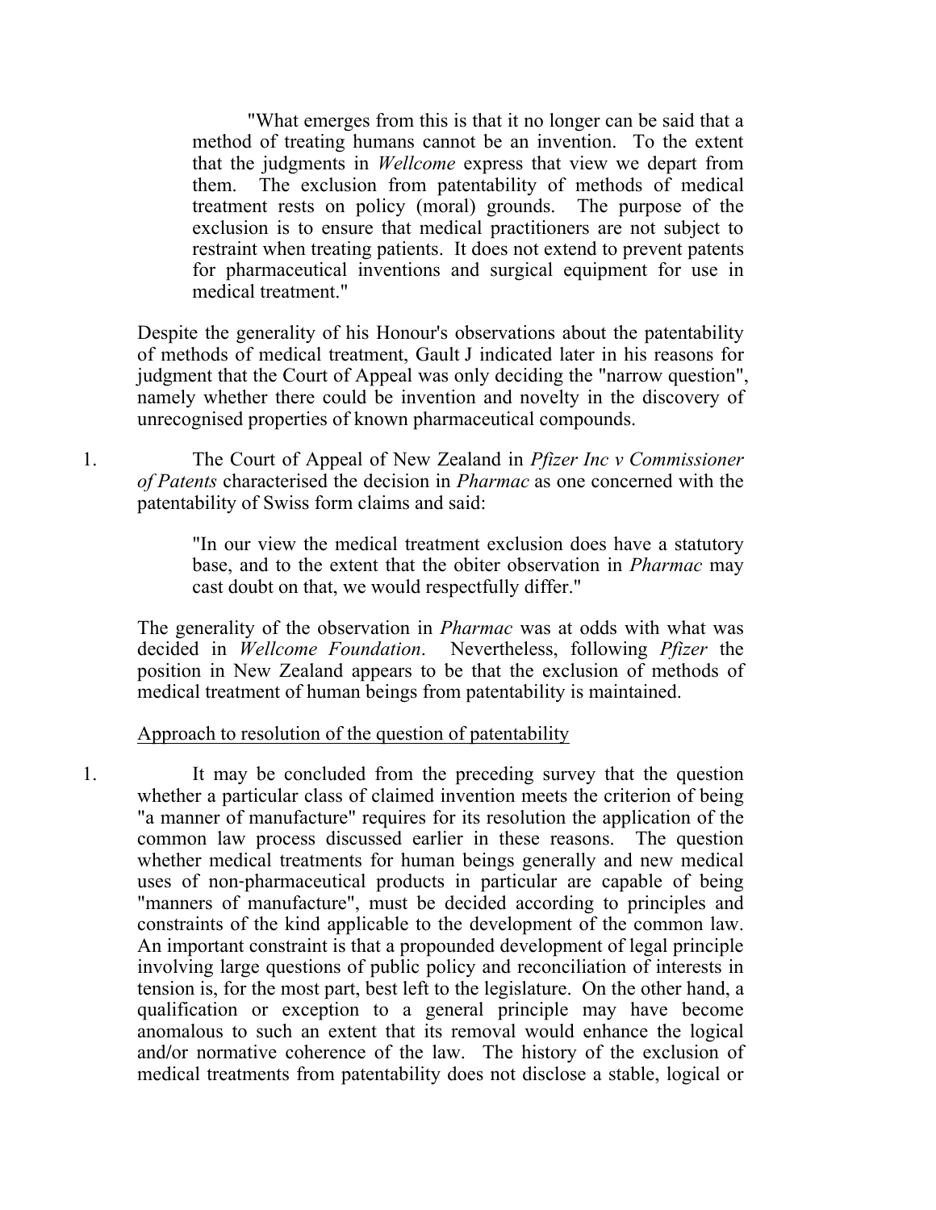> "What emerges from this is that it no longer can be said that a method of treating humans cannot be an invention. To the extent that the judgments in *Wellcome* express that view we depart from them. The exclusion from patentability of methods of medical treatment rests on policy (moral) grounds. The purpose of the exclusion is to ensure that medical practitioners are not subject to restraint when treating patients. It does not extend to prevent patents for pharmaceutical inventions and surgical equipment for use in medical treatment."

Despite the generality of his Honour's observations about the patentability of methods of medical treatment, Gault J indicated later in his reasons for judgment that the Court of Appeal was only deciding the "narrow question", namely whether there could be invention and novelty in the discovery of unrecognised properties of known pharmaceutical compounds.

1. The Court of Appeal of New Zealand in *Pfizer Inc v Commissioner of Patents* characterised the decision in *Pharmac* as one concerned with the patentability of Swiss form claims and said:

> "In our view the medical treatment exclusion does have a statutory base, and to the extent that the obiter observation in *Pharmac* may cast doubt on that, we would respectfully differ."

The generality of the observation in *Pharmac* was at odds with what was decided in *Wellcome Foundation*. Nevertheless, following *Pfizer* the position in New Zealand appears to be that the exclusion of methods of medical treatment of human beings from patentability is maintained.

<u>Approach to resolution of the question of patentability</u>

1. It may be concluded from the preceding survey that the question whether a particular class of claimed invention meets the criterion of being "a manner of manufacture" requires for its resolution the application of the common law process discussed earlier in these reasons. The question whether medical treatments for human beings generally and new medical uses of non-pharmaceutical products in particular are capable of being "manners of manufacture", must be decided according to principles and constraints of the kind applicable to the development of the common law. An important constraint is that a propounded development of legal principle involving large questions of public policy and reconciliation of interests in tension is, for the most part, best left to the legislature. On the other hand, a qualification or exception to a general principle may have become anomalous to such an extent that its removal would enhance the logical and/or normative coherence of the law. The history of the exclusion of medical treatments from patentability does not disclose a stable, logical or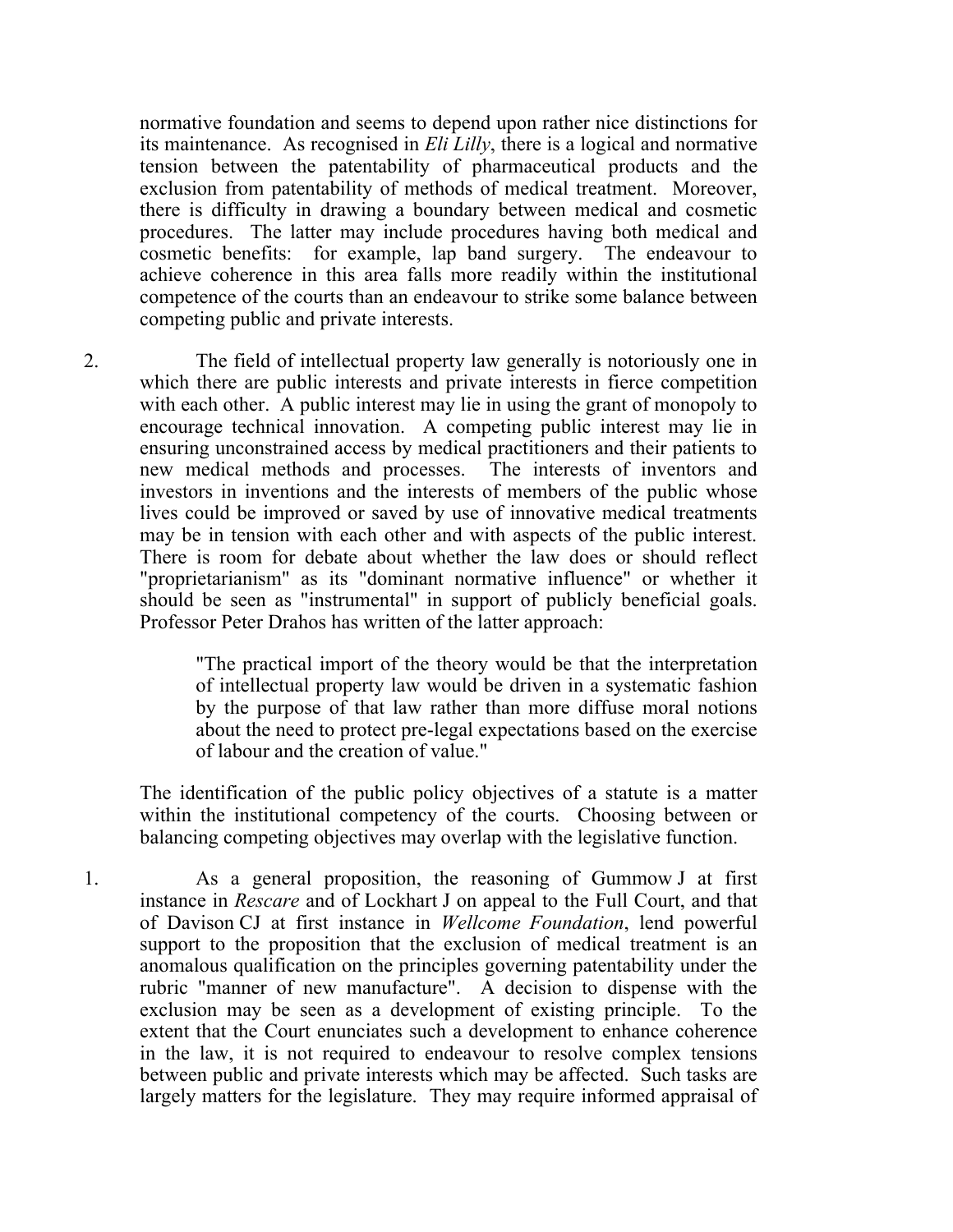normative foundation and seems to depend upon rather nice distinctions for its maintenance. As recognised in *Eli Lilly*, there is a logical and normative tension between the patentability of pharmaceutical products and the exclusion from patentability of methods of medical treatment. Moreover, there is difficulty in drawing a boundary between medical and cosmetic procedures. The latter may include procedures having both medical and cosmetic benefits: for example, lap band surgery. The endeavour to achieve coherence in this area falls more readily within the institutional competence of the courts than an endeavour to strike some balance between competing public and private interests.

2. The field of intellectual property law generally is notoriously one in which there are public interests and private interests in fierce competition with each other. A public interest may lie in using the grant of monopoly to encourage technical innovation. A competing public interest may lie in ensuring unconstrained access by medical practitioners and their patients to new medical methods and processes. The interests of inventors and investors in inventions and the interests of members of the public whose lives could be improved or saved by use of innovative medical treatments may be in tension with each other and with aspects of the public interest. There is room for debate about whether the law does or should reflect "proprietarianism" as its "dominant normative influence" or whether it should be seen as "instrumental" in support of publicly beneficial goals. Professor Peter Drahos has written of the latter approach:

> "The practical import of the theory would be that the interpretation of intellectual property law would be driven in a systematic fashion by the purpose of that law rather than more diffuse moral notions about the need to protect pre-legal expectations based on the exercise of labour and the creation of value."

The identification of the public policy objectives of a statute is a matter within the institutional competency of the courts. Choosing between or balancing competing objectives may overlap with the legislative function.

1. As a general proposition, the reasoning of Gummow J at first instance in *Rescare* and of Lockhart J on appeal to the Full Court, and that of Davison CJ at first instance in *Wellcome Foundation*, lend powerful support to the proposition that the exclusion of medical treatment is an anomalous qualification on the principles governing patentability under the rubric "manner of new manufacture". A decision to dispense with the exclusion may be seen as a development of existing principle. To the extent that the Court enunciates such a development to enhance coherence in the law, it is not required to endeavour to resolve complex tensions between public and private interests which may be affected. Such tasks are largely matters for the legislature. They may require informed appraisal of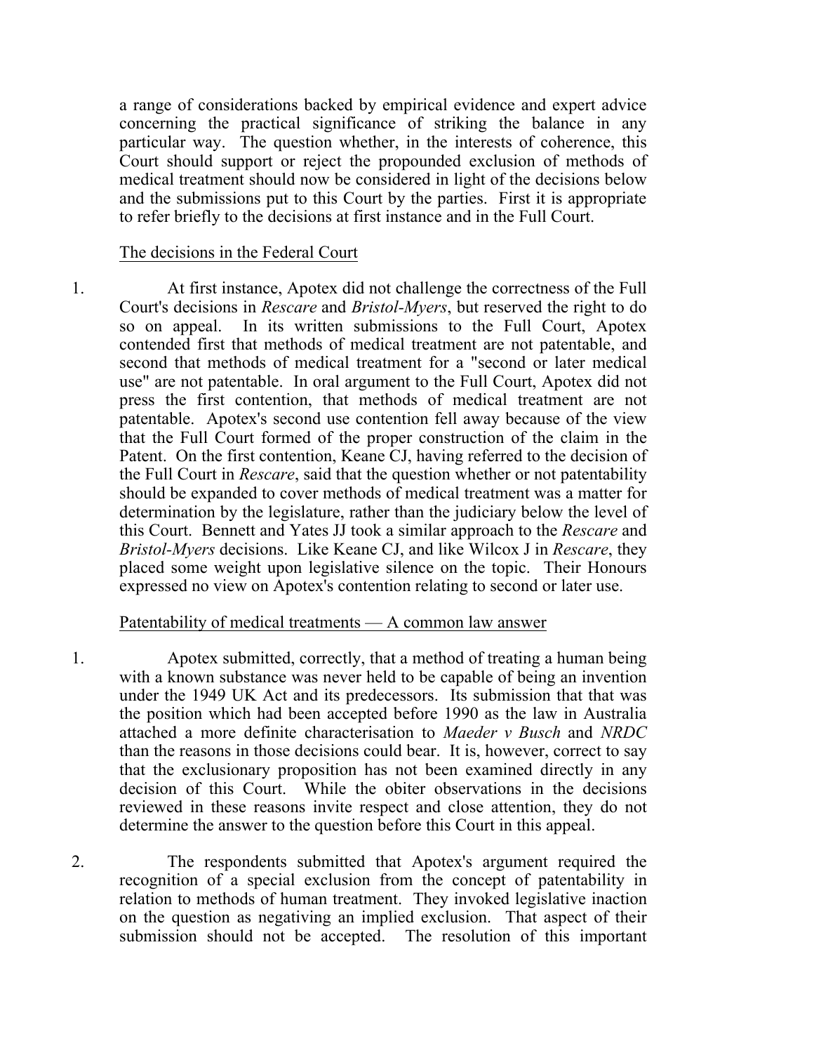a range of considerations backed by empirical evidence and expert advice concerning the practical significance of striking the balance in any particular way. The question whether, in the interests of coherence, this Court should support or reject the propounded exclusion of methods of medical treatment should now be considered in light of the decisions below and the submissions put to this Court by the parties. First it is appropriate to refer briefly to the decisions at first instance and in the Full Court.

The decisions in the Federal Court

1. At first instance, Apotex did not challenge the correctness of the Full Court's decisions in *Rescare* and *Bristol-Myers*, but reserved the right to do so on appeal. In its written submissions to the Full Court, Apotex contended first that methods of medical treatment are not patentable, and second that methods of medical treatment for a "second or later medical use" are not patentable. In oral argument to the Full Court, Apotex did not press the first contention, that methods of medical treatment are not patentable. Apotex's second use contention fell away because of the view that the Full Court formed of the proper construction of the claim in the Patent. On the first contention, Keane CJ, having referred to the decision of the Full Court in *Rescare*, said that the question whether or not patentability should be expanded to cover methods of medical treatment was a matter for determination by the legislature, rather than the judiciary below the level of this Court. Bennett and Yates JJ took a similar approach to the *Rescare* and *Bristol-Myers* decisions. Like Keane CJ, and like Wilcox J in *Rescare*, they placed some weight upon legislative silence on the topic. Their Honours expressed no view on Apotex's contention relating to second or later use.

Patentability of medical treatments — A common law answer

1. Apotex submitted, correctly, that a method of treating a human being with a known substance was never held to be capable of being an invention under the 1949 UK Act and its predecessors. Its submission that that was the position which had been accepted before 1990 as the law in Australia attached a more definite characterisation to *Maeder v Busch* and *NRDC* than the reasons in those decisions could bear. It is, however, correct to say that the exclusionary proposition has not been examined directly in any decision of this Court. While the obiter observations in the decisions reviewed in these reasons invite respect and close attention, they do not determine the answer to the question before this Court in this appeal.

2. The respondents submitted that Apotex's argument required the recognition of a special exclusion from the concept of patentability in relation to methods of human treatment. They invoked legislative inaction on the question as negativing an implied exclusion. That aspect of their submission should not be accepted. The resolution of this important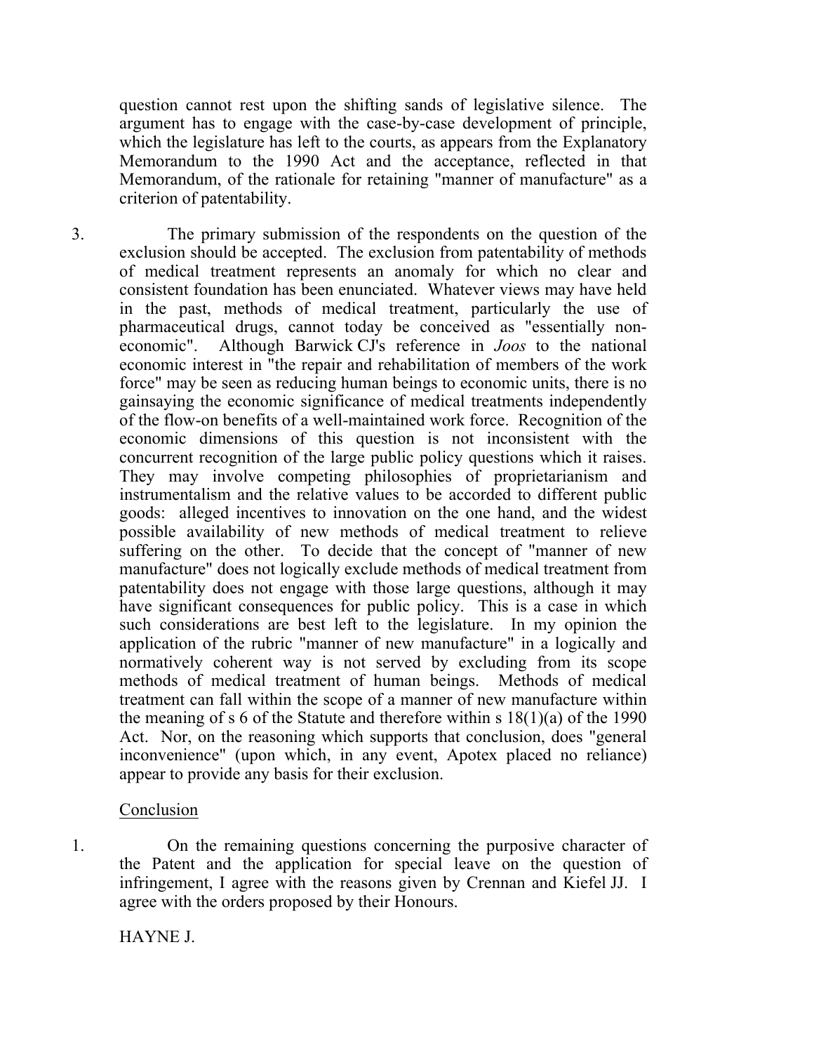question cannot rest upon the shifting sands of legislative silence. The argument has to engage with the case-by-case development of principle, which the legislature has left to the courts, as appears from the Explanatory Memorandum to the 1990 Act and the acceptance, reflected in that Memorandum, of the rationale for retaining "manner of manufacture" as a criterion of patentability.

3. The primary submission of the respondents on the question of the exclusion should be accepted. The exclusion from patentability of methods of medical treatment represents an anomaly for which no clear and consistent foundation has been enunciated. Whatever views may have held in the past, methods of medical treatment, particularly the use of pharmaceutical drugs, cannot today be conceived as "essentially non-economic". Although Barwick CJ's reference in *Joos* to the national economic interest in "the repair and rehabilitation of members of the work force" may be seen as reducing human beings to economic units, there is no gainsaying the economic significance of medical treatments independently of the flow-on benefits of a well-maintained work force. Recognition of the economic dimensions of this question is not inconsistent with the concurrent recognition of the large public policy questions which it raises. They may involve competing philosophies of proprietarianism and instrumentalism and the relative values to be accorded to different public goods: alleged incentives to innovation on the one hand, and the widest possible availability of new methods of medical treatment to relieve suffering on the other. To decide that the concept of "manner of new manufacture" does not logically exclude methods of medical treatment from patentability does not engage with those large questions, although it may have significant consequences for public policy. This is a case in which such considerations are best left to the legislature. In my opinion the application of the rubric "manner of new manufacture" in a logically and normatively coherent way is not served by excluding from its scope methods of medical treatment of human beings. Methods of medical treatment can fall within the scope of a manner of new manufacture within the meaning of s 6 of the Statute and therefore within s 18(1)(a) of the 1990 Act. Nor, on the reasoning which supports that conclusion, does "general inconvenience" (upon which, in any event, Apotex placed no reliance) appear to provide any basis for their exclusion.

Conclusion

1. On the remaining questions concerning the purposive character of the Patent and the application for special leave on the question of infringement, I agree with the reasons given by Crennan and Kiefel JJ. I agree with the orders proposed by their Honours.

HAYNE J.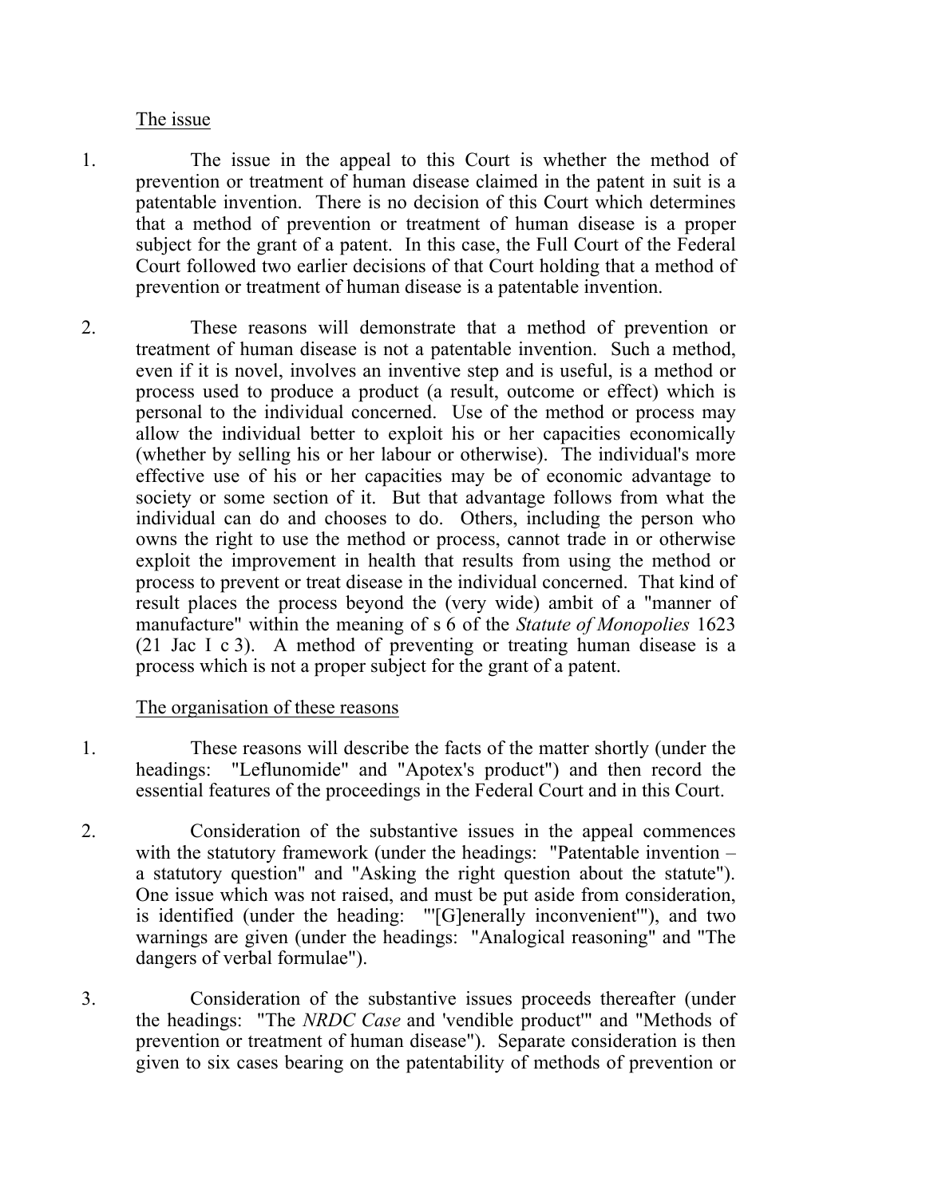The issue

1. The issue in the appeal to this Court is whether the method of prevention or treatment of human disease claimed in the patent in suit is a patentable invention. There is no decision of this Court which determines that a method of prevention or treatment of human disease is a proper subject for the grant of a patent. In this case, the Full Court of the Federal Court followed two earlier decisions of that Court holding that a method of prevention or treatment of human disease is a patentable invention.

2. These reasons will demonstrate that a method of prevention or treatment of human disease is not a patentable invention. Such a method, even if it is novel, involves an inventive step and is useful, is a method or process used to produce a product (a result, outcome or effect) which is personal to the individual concerned. Use of the method or process may allow the individual better to exploit his or her capacities economically (whether by selling his or her labour or otherwise). The individual's more effective use of his or her capacities may be of economic advantage to society or some section of it. But that advantage follows from what the individual can do and chooses to do. Others, including the person who owns the right to use the method or process, cannot trade in or otherwise exploit the improvement in health that results from using the method or process to prevent or treat disease in the individual concerned. That kind of result places the process beyond the (very wide) ambit of a "manner of manufacture" within the meaning of s 6 of the *Statute of Monopolies* 1623 (21 Jac I c 3). A method of preventing or treating human disease is a process which is not a proper subject for the grant of a patent.

The organisation of these reasons

1. These reasons will describe the facts of the matter shortly (under the headings: "Leflunomide" and "Apotex's product") and then record the essential features of the proceedings in the Federal Court and in this Court.

2. Consideration of the substantive issues in the appeal commences with the statutory framework (under the headings: "Patentable invention – a statutory question" and "Asking the right question about the statute"). One issue which was not raised, and must be put aside from consideration, is identified (under the heading: "'[G]enerally inconvenient'"), and two warnings are given (under the headings: "Analogical reasoning" and "The dangers of verbal formulae").

3. Consideration of the substantive issues proceeds thereafter (under the headings: "The *NRDC Case* and 'vendible product'" and "Methods of prevention or treatment of human disease"). Separate consideration is then given to six cases bearing on the patentability of methods of prevention or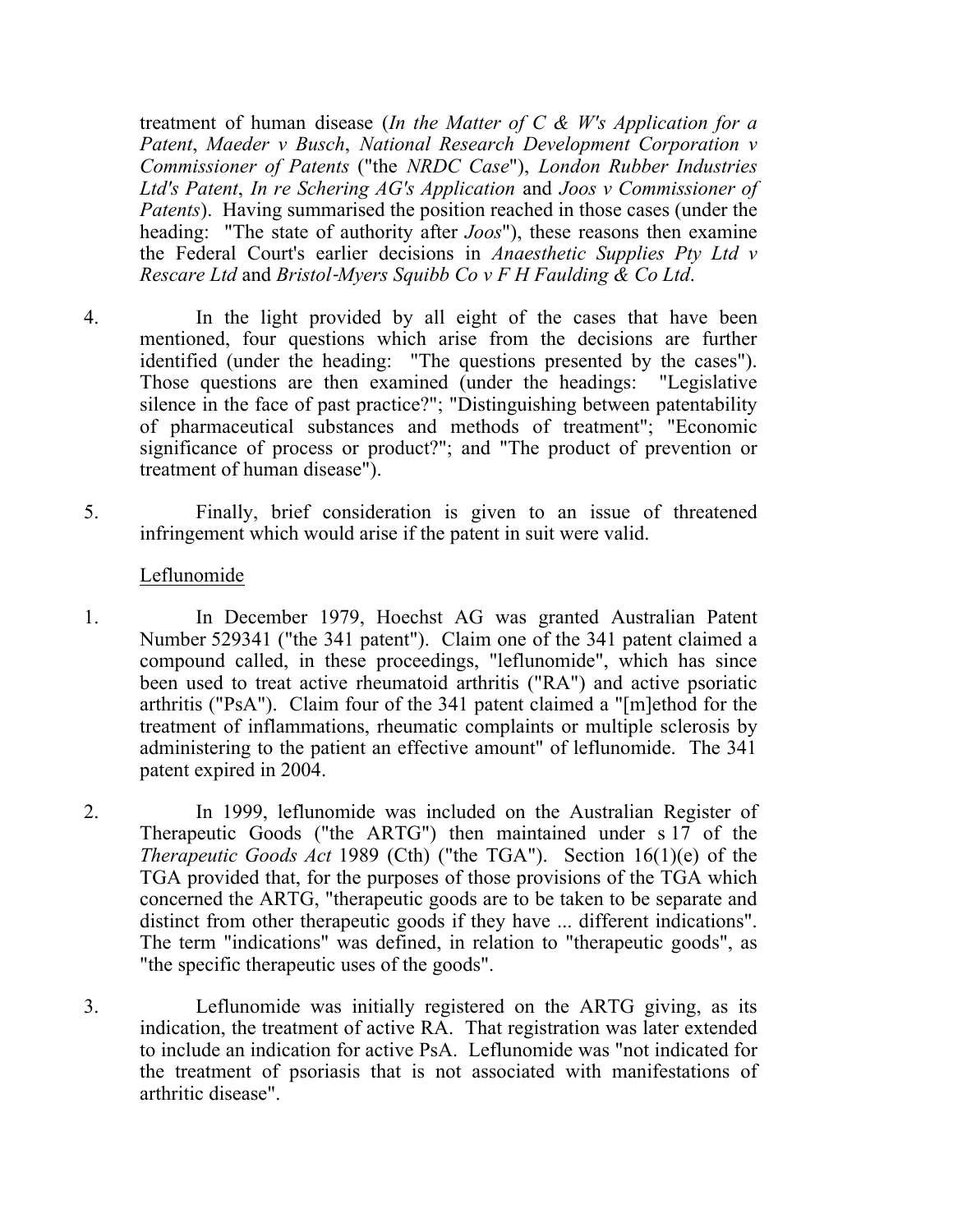treatment of human disease (*In the Matter of C & W's Application for a Patent*, *Maeder v Busch*, *National Research Development Corporation v Commissioner of Patents* ("the *NRDC Case*"), *London Rubber Industries Ltd's Patent*, *In re Schering AG's Application* and *Joos v Commissioner of Patents*). Having summarised the position reached in those cases (under the heading: "The state of authority after *Joos*"), these reasons then examine the Federal Court's earlier decisions in *Anaesthetic Supplies Pty Ltd v Rescare Ltd* and *Bristol-Myers Squibb Co v F H Faulding & Co Ltd*.

4. In the light provided by all eight of the cases that have been mentioned, four questions which arise from the decisions are further identified (under the heading: "The questions presented by the cases"). Those questions are then examined (under the headings: "Legislative silence in the face of past practice?"; "Distinguishing between patentability of pharmaceutical substances and methods of treatment"; "Economic significance of process or product?"; and "The product of prevention or treatment of human disease").

5. Finally, brief consideration is given to an issue of threatened infringement which would arise if the patent in suit were valid.

Leflunomide

1. In December 1979, Hoechst AG was granted Australian Patent Number 529341 ("the 341 patent"). Claim one of the 341 patent claimed a compound called, in these proceedings, "leflunomide", which has since been used to treat active rheumatoid arthritis ("RA") and active psoriatic arthritis ("PsA"). Claim four of the 341 patent claimed a "[m]ethod for the treatment of inflammations, rheumatic complaints or multiple sclerosis by administering to the patient an effective amount" of leflunomide. The 341 patent expired in 2004.

2. In 1999, leflunomide was included on the Australian Register of Therapeutic Goods ("the ARTG") then maintained under s 17 of the *Therapeutic Goods Act* 1989 (Cth) ("the TGA"). Section 16(1)(e) of the TGA provided that, for the purposes of those provisions of the TGA which concerned the ARTG, "therapeutic goods are to be taken to be separate and distinct from other therapeutic goods if they have ... different indications". The term "indications" was defined, in relation to "therapeutic goods", as "the specific therapeutic uses of the goods".

3. Leflunomide was initially registered on the ARTG giving, as its indication, the treatment of active RA. That registration was later extended to include an indication for active PsA. Leflunomide was "not indicated for the treatment of psoriasis that is not associated with manifestations of arthritic disease".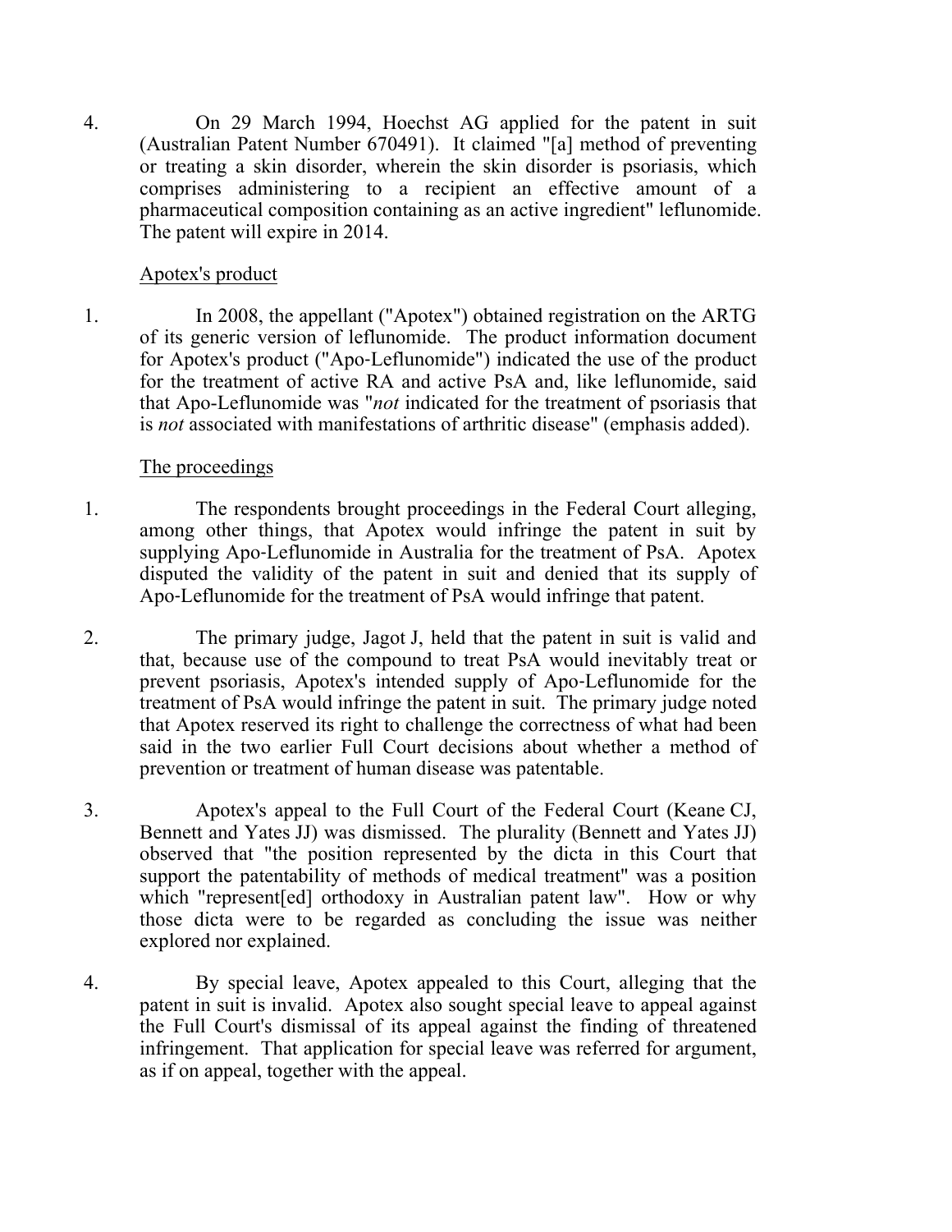4. On 29 March 1994, Hoechst AG applied for the patent in suit (Australian Patent Number 670491). It claimed "[a] method of preventing or treating a skin disorder, wherein the skin disorder is psoriasis, which comprises administering to a recipient an effective amount of a pharmaceutical composition containing as an active ingredient" leflunomide. The patent will expire in 2014.

Apotex's product

1. In 2008, the appellant ("Apotex") obtained registration on the ARTG of its generic version of leflunomide. The product information document for Apotex's product ("Apo-Leflunomide") indicated the use of the product for the treatment of active RA and active PsA and, like leflunomide, said that Apo-Leflunomide was "*not* indicated for the treatment of psoriasis that is *not* associated with manifestations of arthritic disease" (emphasis added).

The proceedings

1. The respondents brought proceedings in the Federal Court alleging, among other things, that Apotex would infringe the patent in suit by supplying Apo-Leflunomide in Australia for the treatment of PsA. Apotex disputed the validity of the patent in suit and denied that its supply of Apo-Leflunomide for the treatment of PsA would infringe that patent.

2. The primary judge, Jagot J, held that the patent in suit is valid and that, because use of the compound to treat PsA would inevitably treat or prevent psoriasis, Apotex's intended supply of Apo-Leflunomide for the treatment of PsA would infringe the patent in suit. The primary judge noted that Apotex reserved its right to challenge the correctness of what had been said in the two earlier Full Court decisions about whether a method of prevention or treatment of human disease was patentable.

3. Apotex's appeal to the Full Court of the Federal Court (Keane CJ, Bennett and Yates JJ) was dismissed. The plurality (Bennett and Yates JJ) observed that "the position represented by the dicta in this Court that support the patentability of methods of medical treatment" was a position which "represent[ed] orthodoxy in Australian patent law". How or why those dicta were to be regarded as concluding the issue was neither explored nor explained.

4. By special leave, Apotex appealed to this Court, alleging that the patent in suit is invalid. Apotex also sought special leave to appeal against the Full Court's dismissal of its appeal against the finding of threatened infringement. That application for special leave was referred for argument, as if on appeal, together with the appeal.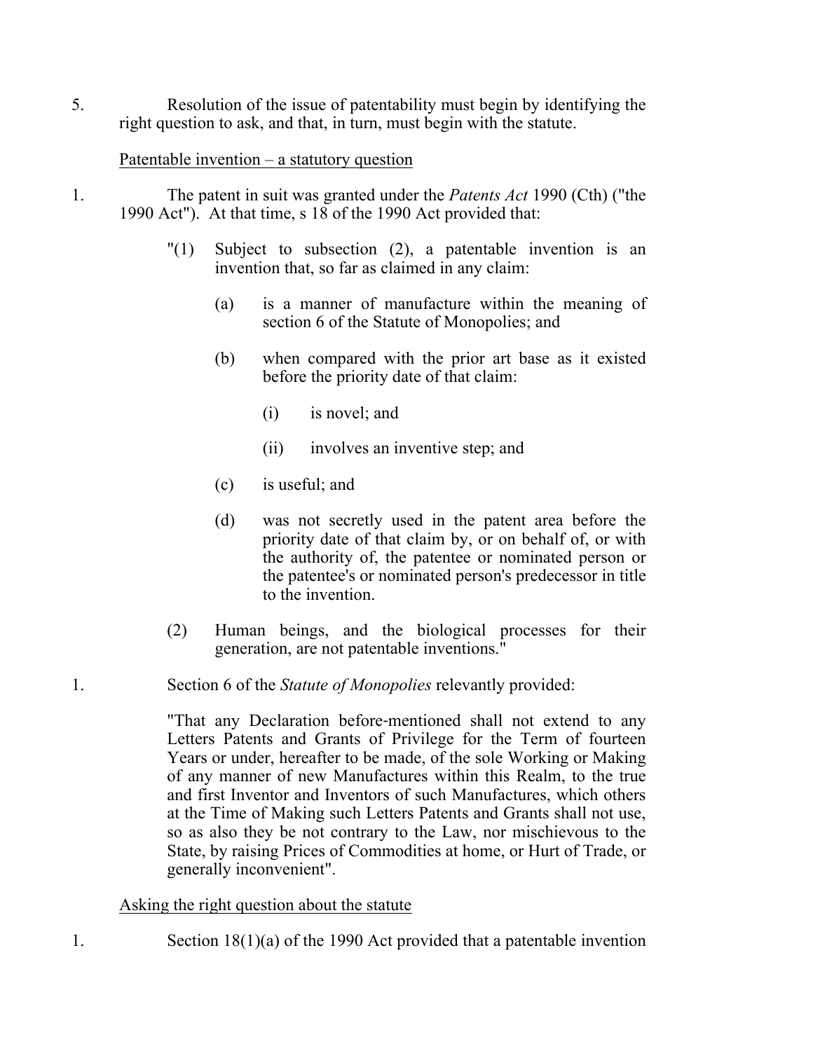5. Resolution of the issue of patentability must begin by identifying the right question to ask, and that, in turn, must begin with the statute.

Patentable invention – a statutory question

1. The patent in suit was granted under the *Patents Act* 1990 (Cth) ("the 1990 Act"). At that time, s 18 of the 1990 Act provided that:

> "(1) Subject to subsection (2), a patentable invention is an invention that, so far as claimed in any claim:
>
> > (a) is a manner of manufacture within the meaning of section 6 of the Statute of Monopolies; and
> >
> > (b) when compared with the prior art base as it existed before the priority date of that claim:
> >
> > > (i) is novel; and
> > >
> > > (ii) involves an inventive step; and
> >
> > (c) is useful; and
> >
> > (d) was not secretly used in the patent area before the priority date of that claim by, or on behalf of, or with the authority of, the patentee or nominated person or the patentee's or nominated person's predecessor in title to the invention.
>
> (2) Human beings, and the biological processes for their generation, are not patentable inventions."

1. Section 6 of the *Statute of Monopolies* relevantly provided:

> "That any Declaration before-mentioned shall not extend to any Letters Patents and Grants of Privilege for the Term of fourteen Years or under, hereafter to be made, of the sole Working or Making of any manner of new Manufactures within this Realm, to the true and first Inventor and Inventors of such Manufactures, which others at the Time of Making such Letters Patents and Grants shall not use, so as also they be not contrary to the Law, nor mischievous to the State, by raising Prices of Commodities at home, or Hurt of Trade, or generally inconvenient".

Asking the right question about the statute

1. Section 18(1)(a) of the 1990 Act provided that a patentable invention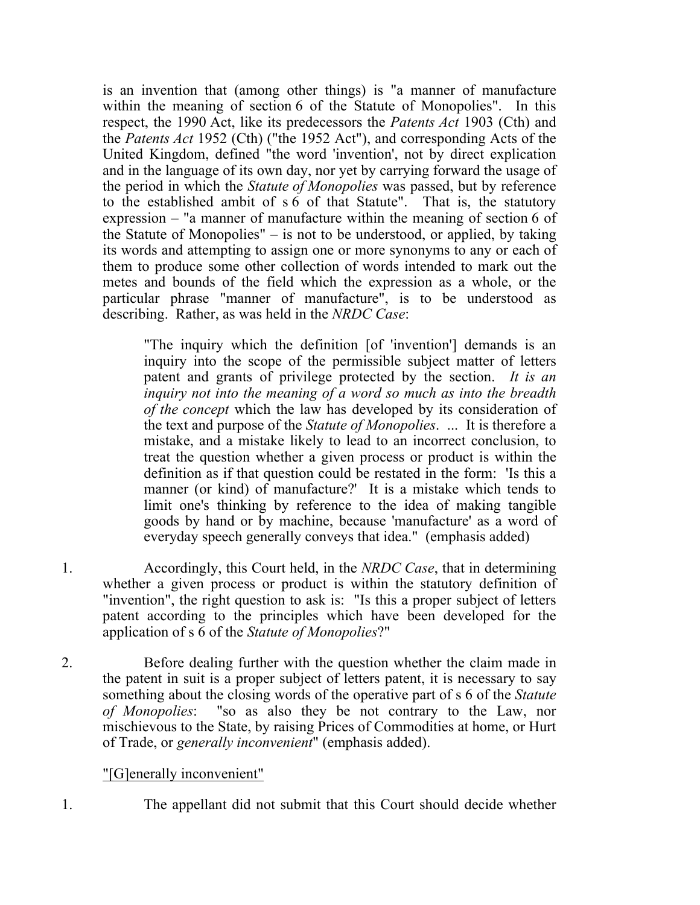is an invention that (among other things) is "a manner of manufacture within the meaning of section 6 of the Statute of Monopolies". In this respect, the 1990 Act, like its predecessors the *Patents Act* 1903 (Cth) and the *Patents Act* 1952 (Cth) ("the 1952 Act"), and corresponding Acts of the United Kingdom, defined "the word 'invention', not by direct explication and in the language of its own day, nor yet by carrying forward the usage of the period in which the *Statute of Monopolies* was passed, but by reference to the established ambit of s 6 of that Statute". That is, the statutory expression – "a manner of manufacture within the meaning of section 6 of the Statute of Monopolies" – is not to be understood, or applied, by taking its words and attempting to assign one or more synonyms to any or each of them to produce some other collection of words intended to mark out the metes and bounds of the field which the expression as a whole, or the particular phrase "manner of manufacture", is to be understood as describing. Rather, as was held in the *NRDC Case*:

> "The inquiry which the definition [of 'invention'] demands is an inquiry into the scope of the permissible subject matter of letters patent and grants of privilege protected by the section. *It is an inquiry not into the meaning of a word so much as into the breadth of the concept* which the law has developed by its consideration of the text and purpose of the *Statute of Monopolies*. ... It is therefore a mistake, and a mistake likely to lead to an incorrect conclusion, to treat the question whether a given process or product is within the definition as if that question could be restated in the form: 'Is this a manner (or kind) of manufacture?' It is a mistake which tends to limit one's thinking by reference to the idea of making tangible goods by hand or by machine, because 'manufacture' as a word of everyday speech generally conveys that idea." (emphasis added)

1. Accordingly, this Court held, in the *NRDC Case*, that in determining whether a given process or product is within the statutory definition of "invention", the right question to ask is: "Is this a proper subject of letters patent according to the principles which have been developed for the application of s 6 of the *Statute of Monopolies*?"

2. Before dealing further with the question whether the claim made in the patent in suit is a proper subject of letters patent, it is necessary to say something about the closing words of the operative part of s 6 of the *Statute of Monopolies*: "so as also they be not contrary to the Law, nor mischievous to the State, by raising Prices of Commodities at home, or Hurt of Trade, or *generally inconvenient*" (emphasis added).

<u>"[G]enerally inconvenient"</u>

1. The appellant did not submit that this Court should decide whether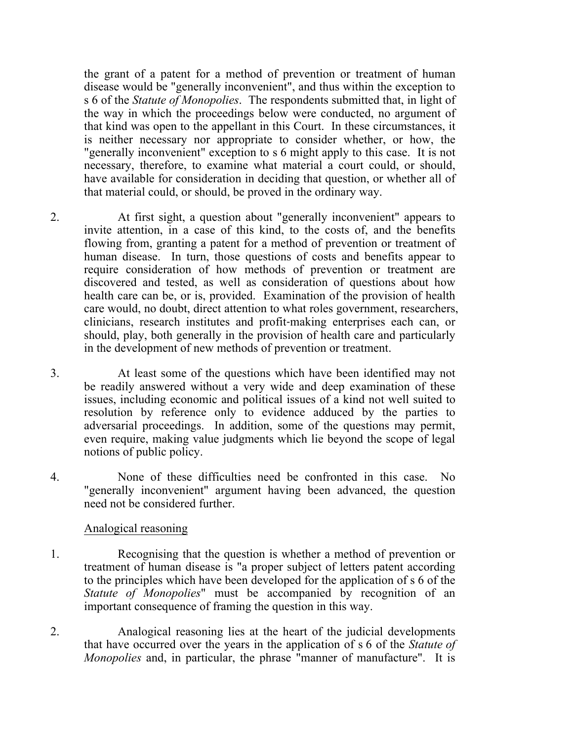the grant of a patent for a method of prevention or treatment of human disease would be "generally inconvenient", and thus within the exception to s 6 of the *Statute of Monopolies*. The respondents submitted that, in light of the way in which the proceedings below were conducted, no argument of that kind was open to the appellant in this Court. In these circumstances, it is neither necessary nor appropriate to consider whether, or how, the "generally inconvenient" exception to s 6 might apply to this case. It is not necessary, therefore, to examine what material a court could, or should, have available for consideration in deciding that question, or whether all of that material could, or should, be proved in the ordinary way.

2. At first sight, a question about "generally inconvenient" appears to invite attention, in a case of this kind, to the costs of, and the benefits flowing from, granting a patent for a method of prevention or treatment of human disease. In turn, those questions of costs and benefits appear to require consideration of how methods of prevention or treatment are discovered and tested, as well as consideration of questions about how health care can be, or is, provided. Examination of the provision of health care would, no doubt, direct attention to what roles government, researchers, clinicians, research institutes and profit-making enterprises each can, or should, play, both generally in the provision of health care and particularly in the development of new methods of prevention or treatment.

3. At least some of the questions which have been identified may not be readily answered without a very wide and deep examination of these issues, including economic and political issues of a kind not well suited to resolution by reference only to evidence adduced by the parties to adversarial proceedings. In addition, some of the questions may permit, even require, making value judgments which lie beyond the scope of legal notions of public policy.

4. None of these difficulties need be confronted in this case. No "generally inconvenient" argument having been advanced, the question need not be considered further.

Analogical reasoning

1. Recognising that the question is whether a method of prevention or treatment of human disease is "a proper subject of letters patent according to the principles which have been developed for the application of s 6 of the *Statute of Monopolies*" must be accompanied by recognition of an important consequence of framing the question in this way.

2. Analogical reasoning lies at the heart of the judicial developments that have occurred over the years in the application of s 6 of the *Statute of Monopolies* and, in particular, the phrase "manner of manufacture". It is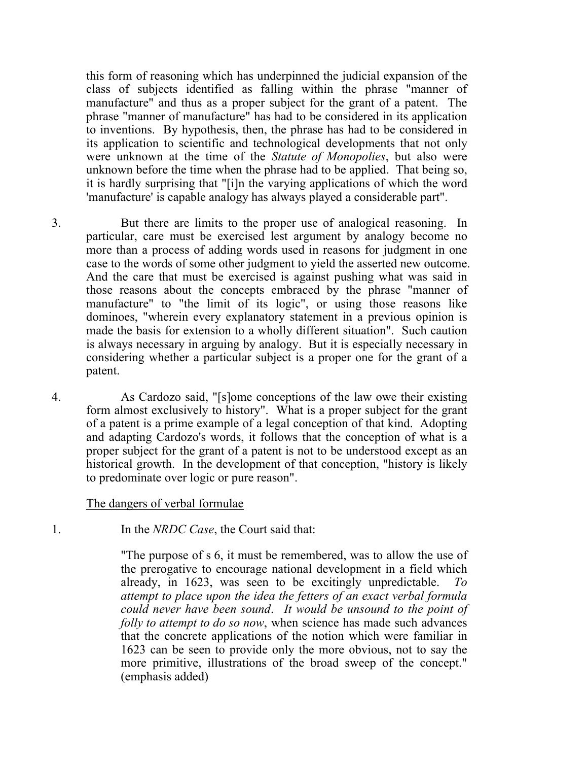this form of reasoning which has underpinned the judicial expansion of the class of subjects identified as falling within the phrase "manner of manufacture" and thus as a proper subject for the grant of a patent. The phrase "manner of manufacture" has had to be considered in its application to inventions. By hypothesis, then, the phrase has had to be considered in its application to scientific and technological developments that not only were unknown at the time of the *Statute of Monopolies*, but also were unknown before the time when the phrase had to be applied. That being so, it is hardly surprising that "[i]n the varying applications of which the word 'manufacture' is capable analogy has always played a considerable part".

3. But there are limits to the proper use of analogical reasoning. In particular, care must be exercised lest argument by analogy become no more than a process of adding words used in reasons for judgment in one case to the words of some other judgment to yield the asserted new outcome. And the care that must be exercised is against pushing what was said in those reasons about the concepts embraced by the phrase "manner of manufacture" to "the limit of its logic", or using those reasons like dominoes, "wherein every explanatory statement in a previous opinion is made the basis for extension to a wholly different situation". Such caution is always necessary in arguing by analogy. But it is especially necessary in considering whether a particular subject is a proper one for the grant of a patent.

4. As Cardozo said, "[s]ome conceptions of the law owe their existing form almost exclusively to history". What is a proper subject for the grant of a patent is a prime example of a legal conception of that kind. Adopting and adapting Cardozo's words, it follows that the conception of what is a proper subject for the grant of a patent is not to be understood except as an historical growth. In the development of that conception, "history is likely to predominate over logic or pure reason".

<u>The dangers of verbal formulae</u>

1. In the *NRDC Case*, the Court said that:

> "The purpose of s 6, it must be remembered, was to allow the use of the prerogative to encourage national development in a field which already, in 1623, was seen to be excitingly unpredictable. *To attempt to place upon the idea the fetters of an exact verbal formula could never have been sound*. *It would be unsound to the point of folly to attempt to do so now*, when science has made such advances that the concrete applications of the notion which were familiar in 1623 can be seen to provide only the more obvious, not to say the more primitive, illustrations of the broad sweep of the concept." (emphasis added)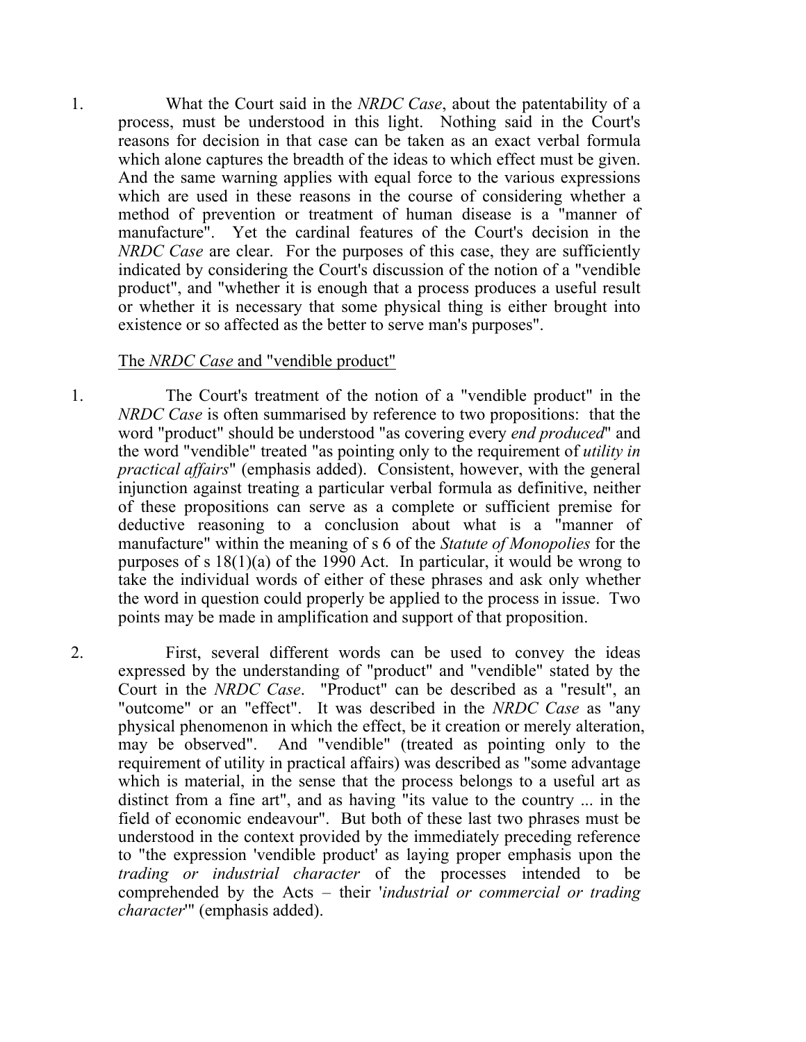1. What the Court said in the *NRDC Case*, about the patentability of a process, must be understood in this light. Nothing said in the Court's reasons for decision in that case can be taken as an exact verbal formula which alone captures the breadth of the ideas to which effect must be given. And the same warning applies with equal force to the various expressions which are used in these reasons in the course of considering whether a method of prevention or treatment of human disease is a "manner of manufacture". Yet the cardinal features of the Court's decision in the *NRDC Case* are clear. For the purposes of this case, they are sufficiently indicated by considering the Court's discussion of the notion of a "vendible product", and "whether it is enough that a process produces a useful result or whether it is necessary that some physical thing is either brought into existence or so affected as the better to serve man's purposes".

The *NRDC Case* and "vendible product"

1. The Court's treatment of the notion of a "vendible product" in the *NRDC Case* is often summarised by reference to two propositions: that the word "product" should be understood "as covering every *end produced*" and the word "vendible" treated "as pointing only to the requirement of *utility in practical affairs*" (emphasis added). Consistent, however, with the general injunction against treating a particular verbal formula as definitive, neither of these propositions can serve as a complete or sufficient premise for deductive reasoning to a conclusion about what is a "manner of manufacture" within the meaning of s 6 of the *Statute of Monopolies* for the purposes of s 18(1)(a) of the 1990 Act. In particular, it would be wrong to take the individual words of either of these phrases and ask only whether the word in question could properly be applied to the process in issue. Two points may be made in amplification and support of that proposition.

2. First, several different words can be used to convey the ideas expressed by the understanding of "product" and "vendible" stated by the Court in the *NRDC Case*. "Product" can be described as a "result", an "outcome" or an "effect". It was described in the *NRDC Case* as "any physical phenomenon in which the effect, be it creation or merely alteration, may be observed". And "vendible" (treated as pointing only to the requirement of utility in practical affairs) was described as "some advantage which is material, in the sense that the process belongs to a useful art as distinct from a fine art", and as having "its value to the country ... in the field of economic endeavour". But both of these last two phrases must be understood in the context provided by the immediately preceding reference to "the expression 'vendible product' as laying proper emphasis upon the *trading or industrial character* of the processes intended to be comprehended by the Acts – their '*industrial or commercial or trading character*'" (emphasis added).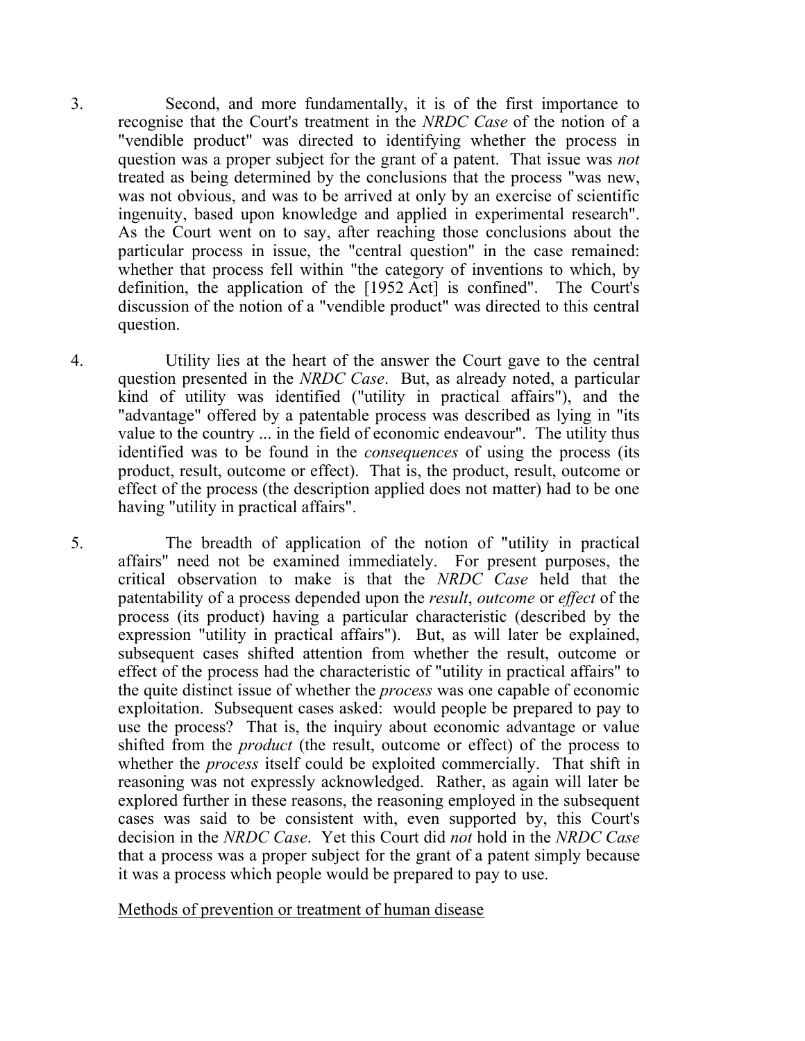3. Second, and more fundamentally, it is of the first importance to recognise that the Court's treatment in the *NRDC Case* of the notion of a "vendible product" was directed to identifying whether the process in question was a proper subject for the grant of a patent. That issue was *not* treated as being determined by the conclusions that the process "was new, was not obvious, and was to be arrived at only by an exercise of scientific ingenuity, based upon knowledge and applied in experimental research". As the Court went on to say, after reaching those conclusions about the particular process in issue, the "central question" in the case remained: whether that process fell within "the category of inventions to which, by definition, the application of the [1952 Act] is confined". The Court's discussion of the notion of a "vendible product" was directed to this central question.

4. Utility lies at the heart of the answer the Court gave to the central question presented in the *NRDC Case*. But, as already noted, a particular kind of utility was identified ("utility in practical affairs"), and the "advantage" offered by a patentable process was described as lying in "its value to the country ... in the field of economic endeavour". The utility thus identified was to be found in the *consequences* of using the process (its product, result, outcome or effect). That is, the product, result, outcome or effect of the process (the description applied does not matter) had to be one having "utility in practical affairs".

5. The breadth of application of the notion of "utility in practical affairs" need not be examined immediately. For present purposes, the critical observation to make is that the *NRDC Case* held that the patentability of a process depended upon the *result*, *outcome* or *effect* of the process (its product) having a particular characteristic (described by the expression "utility in practical affairs"). But, as will later be explained, subsequent cases shifted attention from whether the result, outcome or effect of the process had the characteristic of "utility in practical affairs" to the quite distinct issue of whether the *process* was one capable of economic exploitation. Subsequent cases asked: would people be prepared to pay to use the process? That is, the inquiry about economic advantage or value shifted from the *product* (the result, outcome or effect) of the process to whether the *process* itself could be exploited commercially. That shift in reasoning was not expressly acknowledged. Rather, as again will later be explored further in these reasons, the reasoning employed in the subsequent cases was said to be consistent with, even supported by, this Court's decision in the *NRDC Case*. Yet this Court did *not* hold in the *NRDC Case* that a process was a proper subject for the grant of a patent simply because it was a process which people would be prepared to pay to use.

<u>Methods of prevention or treatment of human disease</u>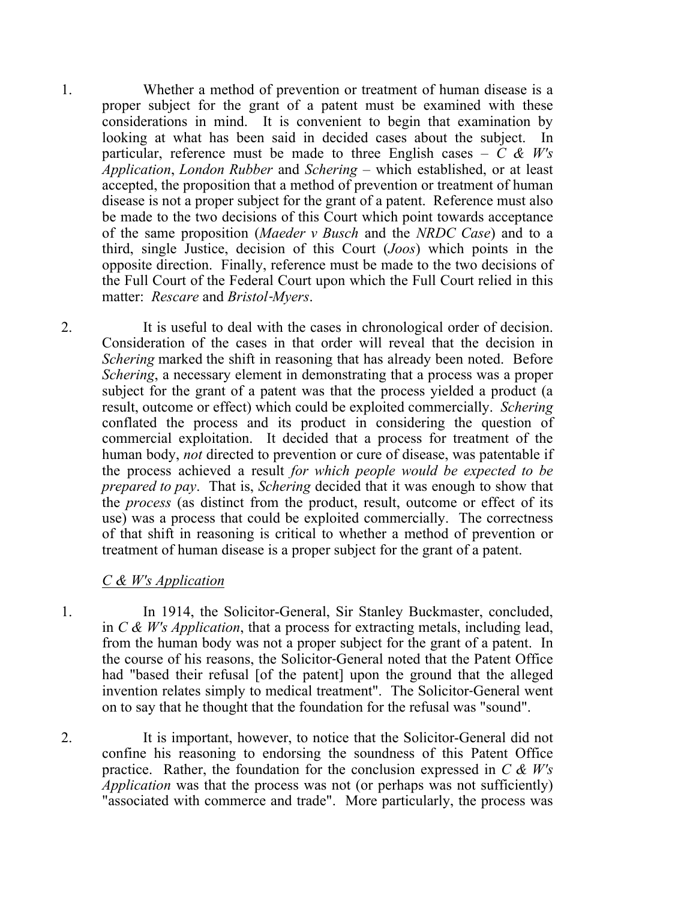1. Whether a method of prevention or treatment of human disease is a proper subject for the grant of a patent must be examined with these considerations in mind. It is convenient to begin that examination by looking at what has been said in decided cases about the subject. In particular, reference must be made to three English cases – *C & W's Application*, *London Rubber* and *Schering* – which established, or at least accepted, the proposition that a method of prevention or treatment of human disease is not a proper subject for the grant of a patent. Reference must also be made to the two decisions of this Court which point towards acceptance of the same proposition (*Maeder v Busch* and the *NRDC Case*) and to a third, single Justice, decision of this Court (*Joos*) which points in the opposite direction. Finally, reference must be made to the two decisions of the Full Court of the Federal Court upon which the Full Court relied in this matter: *Rescare* and *Bristol-Myers*.

2. It is useful to deal with the cases in chronological order of decision. Consideration of the cases in that order will reveal that the decision in *Schering* marked the shift in reasoning that has already been noted. Before *Schering*, a necessary element in demonstrating that a process was a proper subject for the grant of a patent was that the process yielded a product (a result, outcome or effect) which could be exploited commercially. *Schering* conflated the process and its product in considering the question of commercial exploitation. It decided that a process for treatment of the human body, *not* directed to prevention or cure of disease, was patentable if the process achieved a result *for which people would be expected to be prepared to pay*. That is, *Schering* decided that it was enough to show that the *process* (as distinct from the product, result, outcome or effect of its use) was a process that could be exploited commercially. The correctness of that shift in reasoning is critical to whether a method of prevention or treatment of human disease is a proper subject for the grant of a patent.

<u>*C & W's Application*</u>

1. In 1914, the Solicitor-General, Sir Stanley Buckmaster, concluded, in *C & W's Application*, that a process for extracting metals, including lead, from the human body was not a proper subject for the grant of a patent. In the course of his reasons, the Solicitor-General noted that the Patent Office had "based their refusal [of the patent] upon the ground that the alleged invention relates simply to medical treatment". The Solicitor-General went on to say that he thought that the foundation for the refusal was "sound".

2. It is important, however, to notice that the Solicitor-General did not confine his reasoning to endorsing the soundness of this Patent Office practice. Rather, the foundation for the conclusion expressed in *C & W's Application* was that the process was not (or perhaps was not sufficiently) "associated with commerce and trade". More particularly, the process was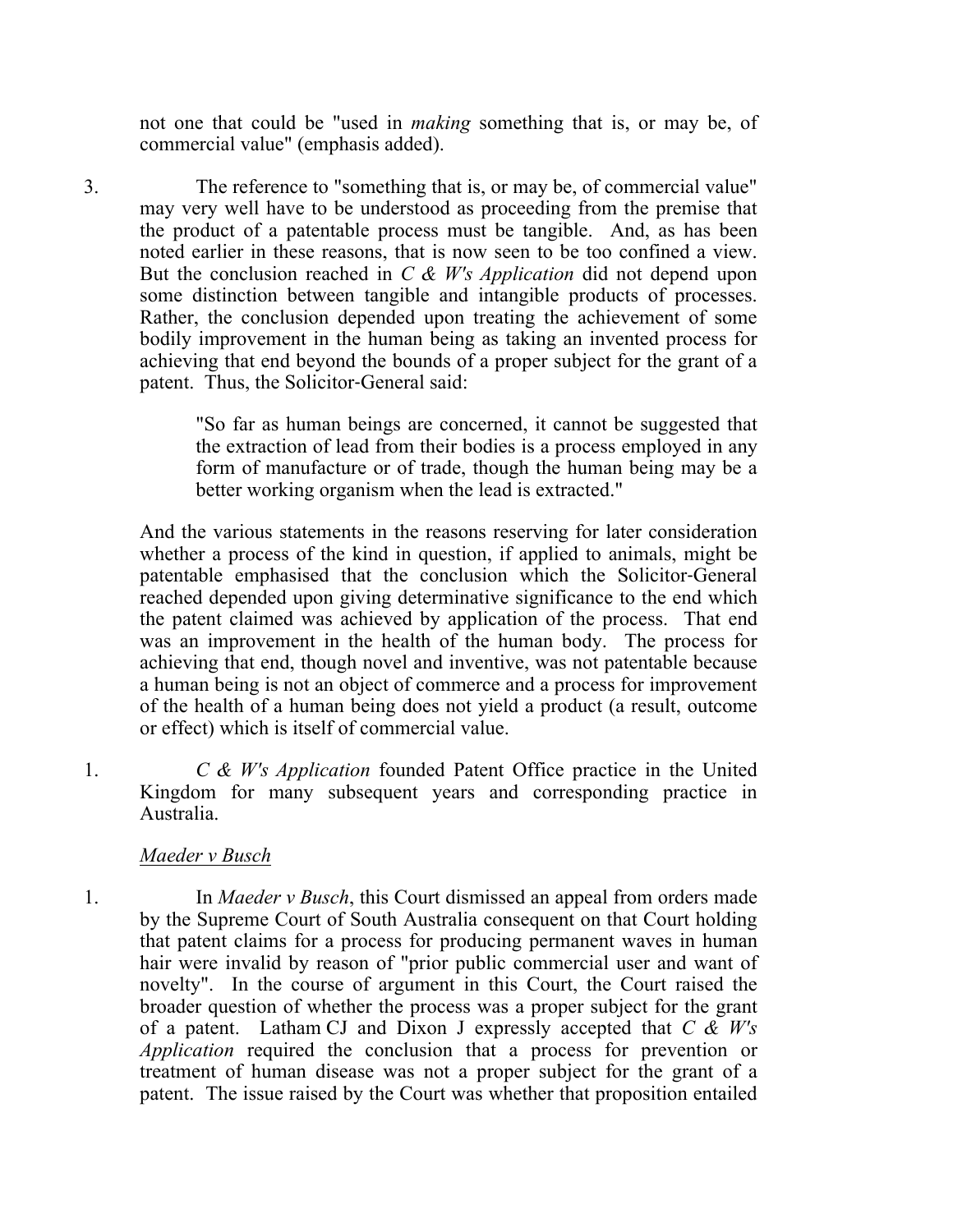not one that could be "used in *making* something that is, or may be, of commercial value" (emphasis added).

3. The reference to "something that is, or may be, of commercial value" may very well have to be understood as proceeding from the premise that the product of a patentable process must be tangible. And, as has been noted earlier in these reasons, that is now seen to be too confined a view. But the conclusion reached in *C & W's Application* did not depend upon some distinction between tangible and intangible products of processes. Rather, the conclusion depended upon treating the achievement of some bodily improvement in the human being as taking an invented process for achieving that end beyond the bounds of a proper subject for the grant of a patent. Thus, the Solicitor-General said:

> "So far as human beings are concerned, it cannot be suggested that the extraction of lead from their bodies is a process employed in any form of manufacture or of trade, though the human being may be a better working organism when the lead is extracted."

And the various statements in the reasons reserving for later consideration whether a process of the kind in question, if applied to animals, might be patentable emphasised that the conclusion which the Solicitor-General reached depended upon giving determinative significance to the end which the patent claimed was achieved by application of the process. That end was an improvement in the health of the human body. The process for achieving that end, though novel and inventive, was not patentable because a human being is not an object of commerce and a process for improvement of the health of a human being does not yield a product (a result, outcome or effect) which is itself of commercial value.

1. *C & W's Application* founded Patent Office practice in the United Kingdom for many subsequent years and corresponding practice in Australia.

*Maeder v Busch*

1. In *Maeder v Busch*, this Court dismissed an appeal from orders made by the Supreme Court of South Australia consequent on that Court holding that patent claims for a process for producing permanent waves in human hair were invalid by reason of "prior public commercial user and want of novelty". In the course of argument in this Court, the Court raised the broader question of whether the process was a proper subject for the grant of a patent. Latham CJ and Dixon J expressly accepted that *C & W's Application* required the conclusion that a process for prevention or treatment of human disease was not a proper subject for the grant of a patent. The issue raised by the Court was whether that proposition entailed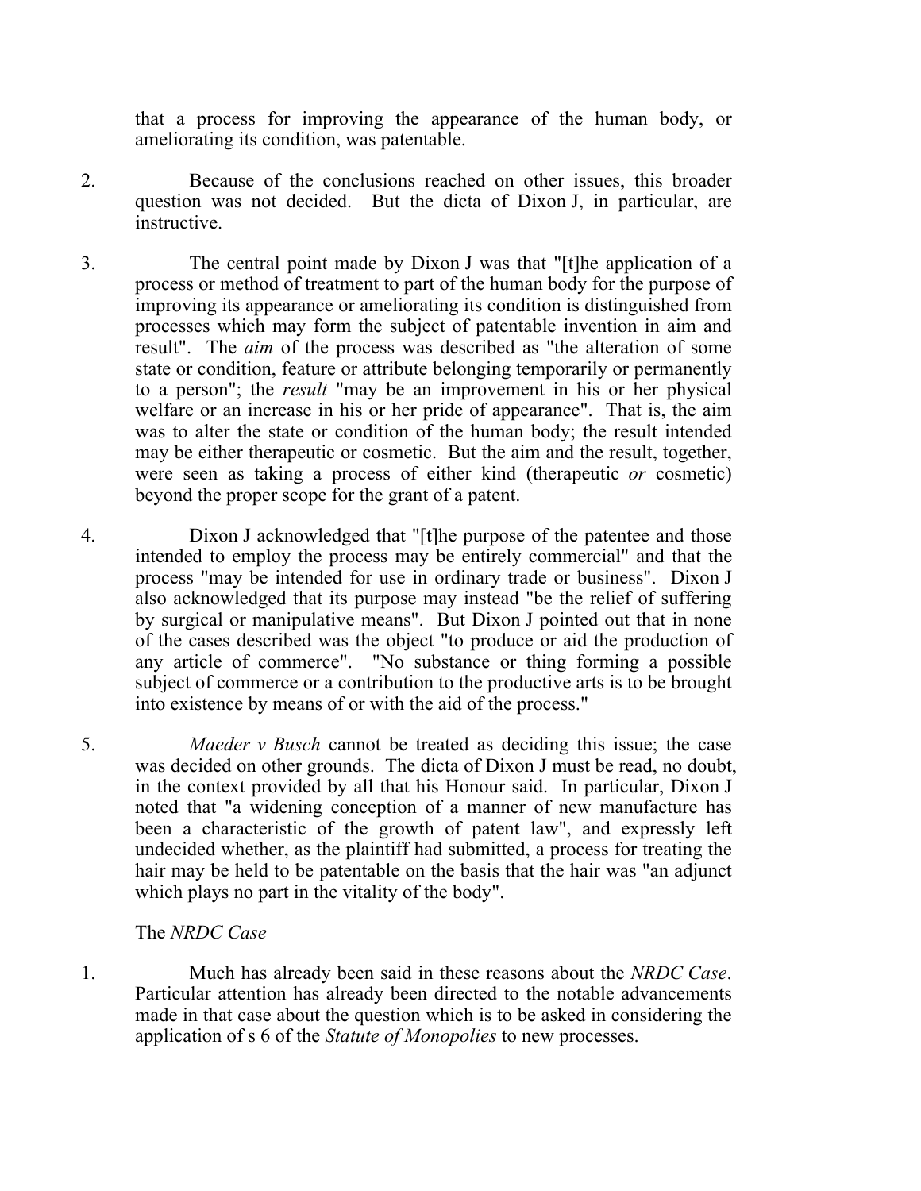that a process for improving the appearance of the human body, or ameliorating its condition, was patentable.

2. Because of the conclusions reached on other issues, this broader question was not decided. But the dicta of Dixon J, in particular, are instructive.

3. The central point made by Dixon J was that "[t]he application of a process or method of treatment to part of the human body for the purpose of improving its appearance or ameliorating its condition is distinguished from processes which may form the subject of patentable invention in aim and result". The *aim* of the process was described as "the alteration of some state or condition, feature or attribute belonging temporarily or permanently to a person"; the *result* "may be an improvement in his or her physical welfare or an increase in his or her pride of appearance". That is, the aim was to alter the state or condition of the human body; the result intended may be either therapeutic or cosmetic. But the aim and the result, together, were seen as taking a process of either kind (therapeutic *or* cosmetic) beyond the proper scope for the grant of a patent.

4. Dixon J acknowledged that "[t]he purpose of the patentee and those intended to employ the process may be entirely commercial" and that the process "may be intended for use in ordinary trade or business". Dixon J also acknowledged that its purpose may instead "be the relief of suffering by surgical or manipulative means". But Dixon J pointed out that in none of the cases described was the object "to produce or aid the production of any article of commerce". "No substance or thing forming a possible subject of commerce or a contribution to the productive arts is to be brought into existence by means of or with the aid of the process."

5. *Maeder v Busch* cannot be treated as deciding this issue; the case was decided on other grounds. The dicta of Dixon J must be read, no doubt, in the context provided by all that his Honour said. In particular, Dixon J noted that "a widening conception of a manner of new manufacture has been a characteristic of the growth of patent law", and expressly left undecided whether, as the plaintiff had submitted, a process for treating the hair may be held to be patentable on the basis that the hair was "an adjunct which plays no part in the vitality of the body".

The *NRDC Case*

1. Much has already been said in these reasons about the *NRDC Case*. Particular attention has already been directed to the notable advancements made in that case about the question which is to be asked in considering the application of s 6 of the *Statute of Monopolies* to new processes.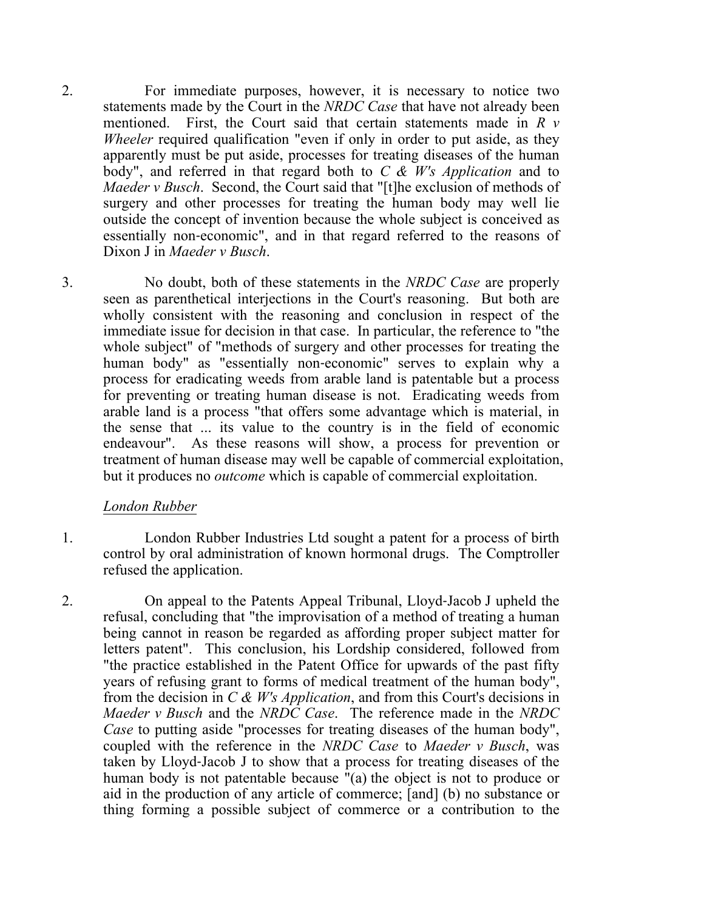2. For immediate purposes, however, it is necessary to notice two statements made by the Court in the *NRDC Case* that have not already been mentioned. First, the Court said that certain statements made in *R v Wheeler* required qualification "even if only in order to put aside, as they apparently must be put aside, processes for treating diseases of the human body", and referred in that regard both to *C & W's Application* and to *Maeder v Busch*. Second, the Court said that "[t]he exclusion of methods of surgery and other processes for treating the human body may well lie outside the concept of invention because the whole subject is conceived as essentially non-economic", and in that regard referred to the reasons of Dixon J in *Maeder v Busch*.

3. No doubt, both of these statements in the *NRDC Case* are properly seen as parenthetical interjections in the Court's reasoning. But both are wholly consistent with the reasoning and conclusion in respect of the immediate issue for decision in that case. In particular, the reference to "the whole subject" of "methods of surgery and other processes for treating the human body" as "essentially non-economic" serves to explain why a process for eradicating weeds from arable land is patentable but a process for preventing or treating human disease is not. Eradicating weeds from arable land is a process "that offers some advantage which is material, in the sense that ... its value to the country is in the field of economic endeavour". As these reasons will show, a process for prevention or treatment of human disease may well be capable of commercial exploitation, but it produces no *outcome* which is capable of commercial exploitation.

*London Rubber*

1. London Rubber Industries Ltd sought a patent for a process of birth control by oral administration of known hormonal drugs. The Comptroller refused the application.

2. On appeal to the Patents Appeal Tribunal, Lloyd-Jacob J upheld the refusal, concluding that "the improvisation of a method of treating a human being cannot in reason be regarded as affording proper subject matter for letters patent". This conclusion, his Lordship considered, followed from "the practice established in the Patent Office for upwards of the past fifty years of refusing grant to forms of medical treatment of the human body", from the decision in *C & W's Application*, and from this Court's decisions in *Maeder v Busch* and the *NRDC Case*. The reference made in the *NRDC Case* to putting aside "processes for treating diseases of the human body", coupled with the reference in the *NRDC Case* to *Maeder v Busch*, was taken by Lloyd-Jacob J to show that a process for treating diseases of the human body is not patentable because "(a) the object is not to produce or aid in the production of any article of commerce; [and] (b) no substance or thing forming a possible subject of commerce or a contribution to the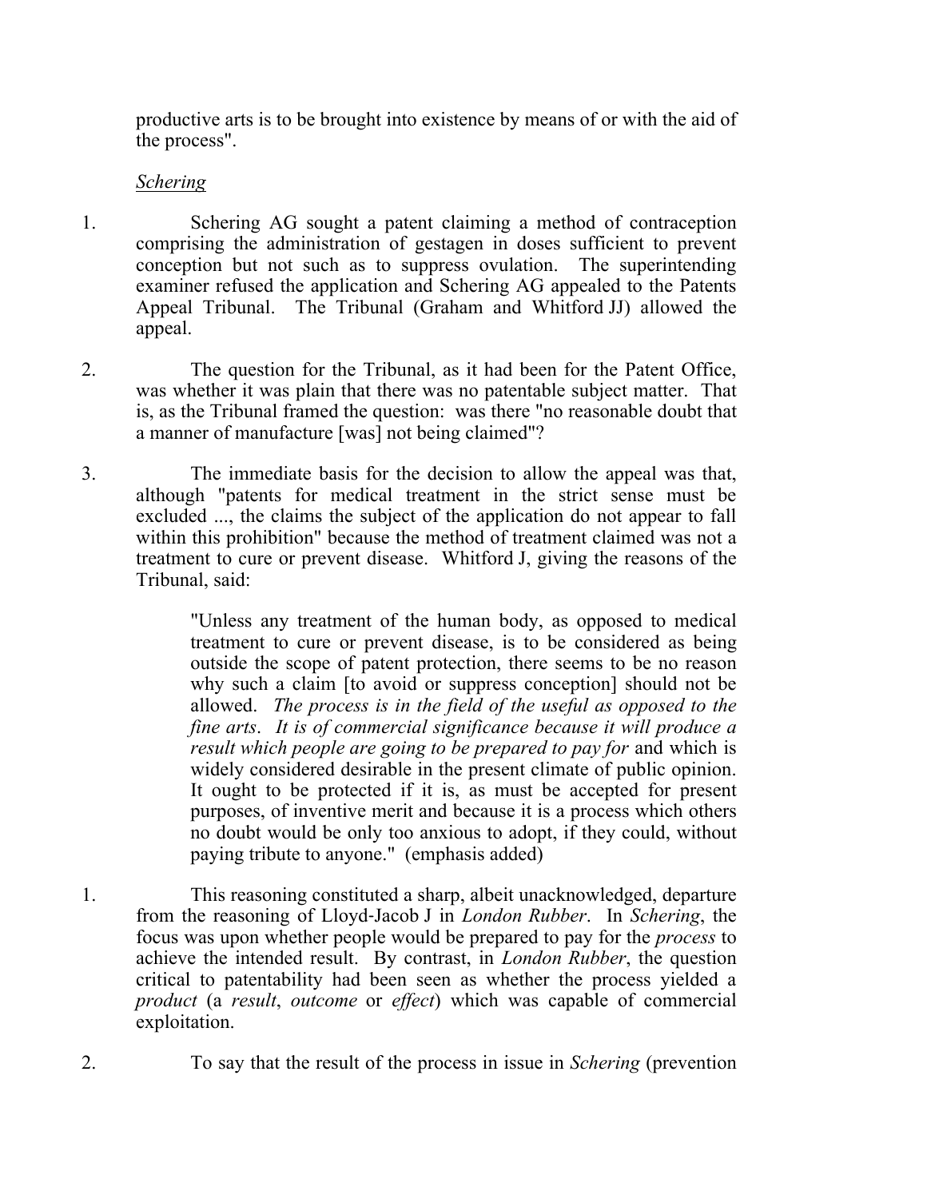productive arts is to be brought into existence by means of or with the aid of the process".

*Schering*

1. Schering AG sought a patent claiming a method of contraception comprising the administration of gestagen in doses sufficient to prevent conception but not such as to suppress ovulation. The superintending examiner refused the application and Schering AG appealed to the Patents Appeal Tribunal. The Tribunal (Graham and Whitford JJ) allowed the appeal.

2. The question for the Tribunal, as it had been for the Patent Office, was whether it was plain that there was no patentable subject matter. That is, as the Tribunal framed the question: was there "no reasonable doubt that a manner of manufacture [was] not being claimed"?

3. The immediate basis for the decision to allow the appeal was that, although "patents for medical treatment in the strict sense must be excluded ..., the claims the subject of the application do not appear to fall within this prohibition" because the method of treatment claimed was not a treatment to cure or prevent disease. Whitford J, giving the reasons of the Tribunal, said:

> "Unless any treatment of the human body, as opposed to medical treatment to cure or prevent disease, is to be considered as being outside the scope of patent protection, there seems to be no reason why such a claim [to avoid or suppress conception] should not be allowed. *The process is in the field of the useful as opposed to the fine arts*. *It is of commercial significance because it will produce a result which people are going to be prepared to pay for* and which is widely considered desirable in the present climate of public opinion. It ought to be protected if it is, as must be accepted for present purposes, of inventive merit and because it is a process which others no doubt would be only too anxious to adopt, if they could, without paying tribute to anyone." (emphasis added)

1. This reasoning constituted a sharp, albeit unacknowledged, departure from the reasoning of Lloyd-Jacob J in *London Rubber*. In *Schering*, the focus was upon whether people would be prepared to pay for the *process* to achieve the intended result. By contrast, in *London Rubber*, the question critical to patentability had been seen as whether the process yielded a *product* (a *result*, *outcome* or *effect*) which was capable of commercial exploitation.

2. To say that the result of the process in issue in *Schering* (prevention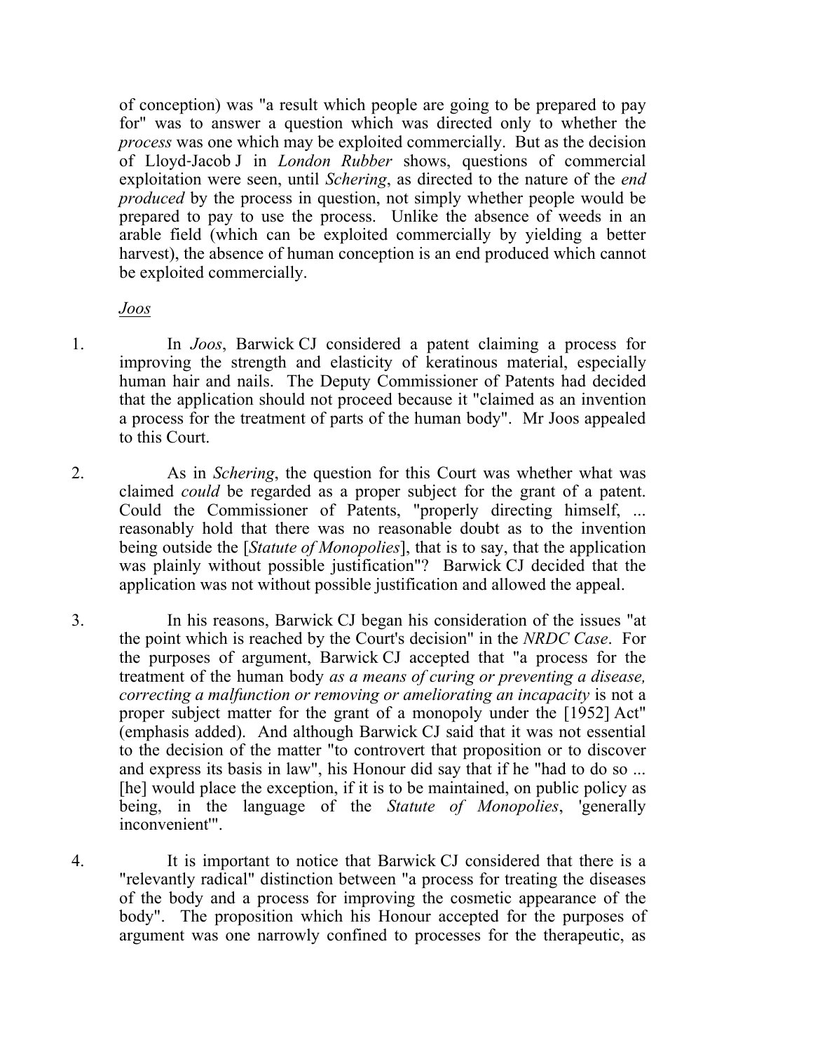of conception) was "a result which people are going to be prepared to pay for" was to answer a question which was directed only to whether the *process* was one which may be exploited commercially. But as the decision of Lloyd-Jacob J in *London Rubber* shows, questions of commercial exploitation were seen, until *Schering*, as directed to the nature of the *end produced* by the process in question, not simply whether people would be prepared to pay to use the process. Unlike the absence of weeds in an arable field (which can be exploited commercially by yielding a better harvest), the absence of human conception is an end produced which cannot be exploited commercially.

*Joos*

1. In *Joos*, Barwick CJ considered a patent claiming a process for improving the strength and elasticity of keratinous material, especially human hair and nails. The Deputy Commissioner of Patents had decided that the application should not proceed because it "claimed as an invention a process for the treatment of parts of the human body". Mr Joos appealed to this Court.

2. As in *Schering*, the question for this Court was whether what was claimed *could* be regarded as a proper subject for the grant of a patent. Could the Commissioner of Patents, "properly directing himself, ... reasonably hold that there was no reasonable doubt as to the invention being outside the [*Statute of Monopolies*], that is to say, that the application was plainly without possible justification"? Barwick CJ decided that the application was not without possible justification and allowed the appeal.

3. In his reasons, Barwick CJ began his consideration of the issues "at the point which is reached by the Court's decision" in the *NRDC Case*. For the purposes of argument, Barwick CJ accepted that "a process for the treatment of the human body *as a means of curing or preventing a disease, correcting a malfunction or removing or ameliorating an incapacity* is not a proper subject matter for the grant of a monopoly under the [1952] Act" (emphasis added). And although Barwick CJ said that it was not essential to the decision of the matter "to controvert that proposition or to discover and express its basis in law", his Honour did say that if he "had to do so ... [he] would place the exception, if it is to be maintained, on public policy as being, in the language of the *Statute of Monopolies*, 'generally inconvenient'".

4. It is important to notice that Barwick CJ considered that there is a "relevantly radical" distinction between "a process for treating the diseases of the body and a process for improving the cosmetic appearance of the body". The proposition which his Honour accepted for the purposes of argument was one narrowly confined to processes for the therapeutic, as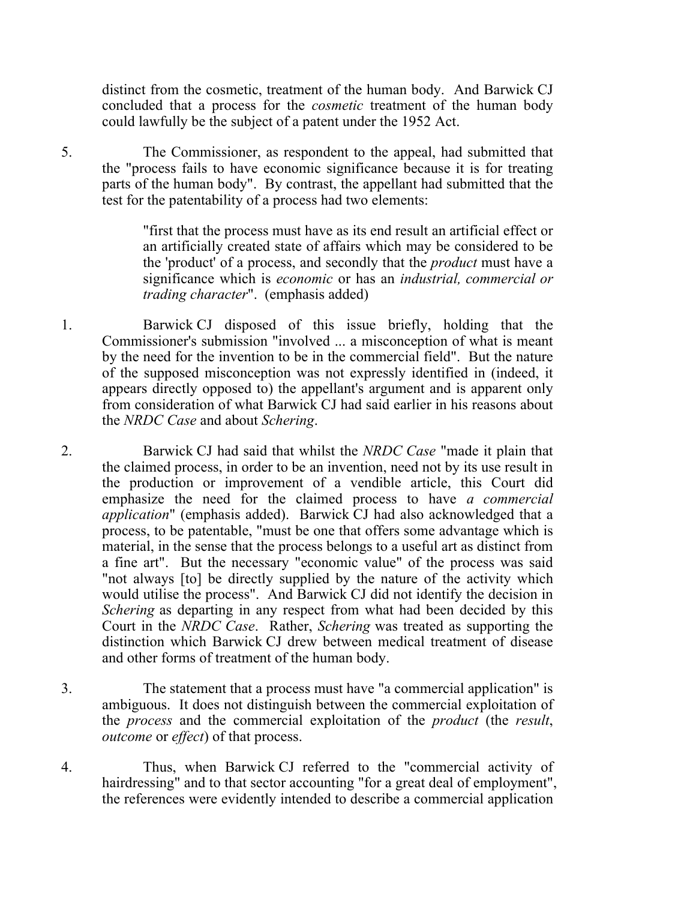distinct from the cosmetic, treatment of the human body. And Barwick CJ concluded that a process for the *cosmetic* treatment of the human body could lawfully be the subject of a patent under the 1952 Act.

5. The Commissioner, as respondent to the appeal, had submitted that the "process fails to have economic significance because it is for treating parts of the human body". By contrast, the appellant had submitted that the test for the patentability of a process had two elements:

> "first that the process must have as its end result an artificial effect or an artificially created state of affairs which may be considered to be the 'product' of a process, and secondly that the *product* must have a significance which is *economic* or has an *industrial, commercial or trading character*". (emphasis added)

1. Barwick CJ disposed of this issue briefly, holding that the Commissioner's submission "involved ... a misconception of what is meant by the need for the invention to be in the commercial field". But the nature of the supposed misconception was not expressly identified in (indeed, it appears directly opposed to) the appellant's argument and is apparent only from consideration of what Barwick CJ had said earlier in his reasons about the *NRDC Case* and about *Schering*.

2. Barwick CJ had said that whilst the *NRDC Case* "made it plain that the claimed process, in order to be an invention, need not by its use result in the production or improvement of a vendible article, this Court did emphasize the need for the claimed process to have *a commercial application*" (emphasis added). Barwick CJ had also acknowledged that a process, to be patentable, "must be one that offers some advantage which is material, in the sense that the process belongs to a useful art as distinct from a fine art". But the necessary "economic value" of the process was said "not always [to] be directly supplied by the nature of the activity which would utilise the process". And Barwick CJ did not identify the decision in *Schering* as departing in any respect from what had been decided by this Court in the *NRDC Case*. Rather, *Schering* was treated as supporting the distinction which Barwick CJ drew between medical treatment of disease and other forms of treatment of the human body.

3. The statement that a process must have "a commercial application" is ambiguous. It does not distinguish between the commercial exploitation of the *process* and the commercial exploitation of the *product* (the *result*, *outcome* or *effect*) of that process.

4. Thus, when Barwick CJ referred to the "commercial activity of hairdressing" and to that sector accounting "for a great deal of employment", the references were evidently intended to describe a commercial application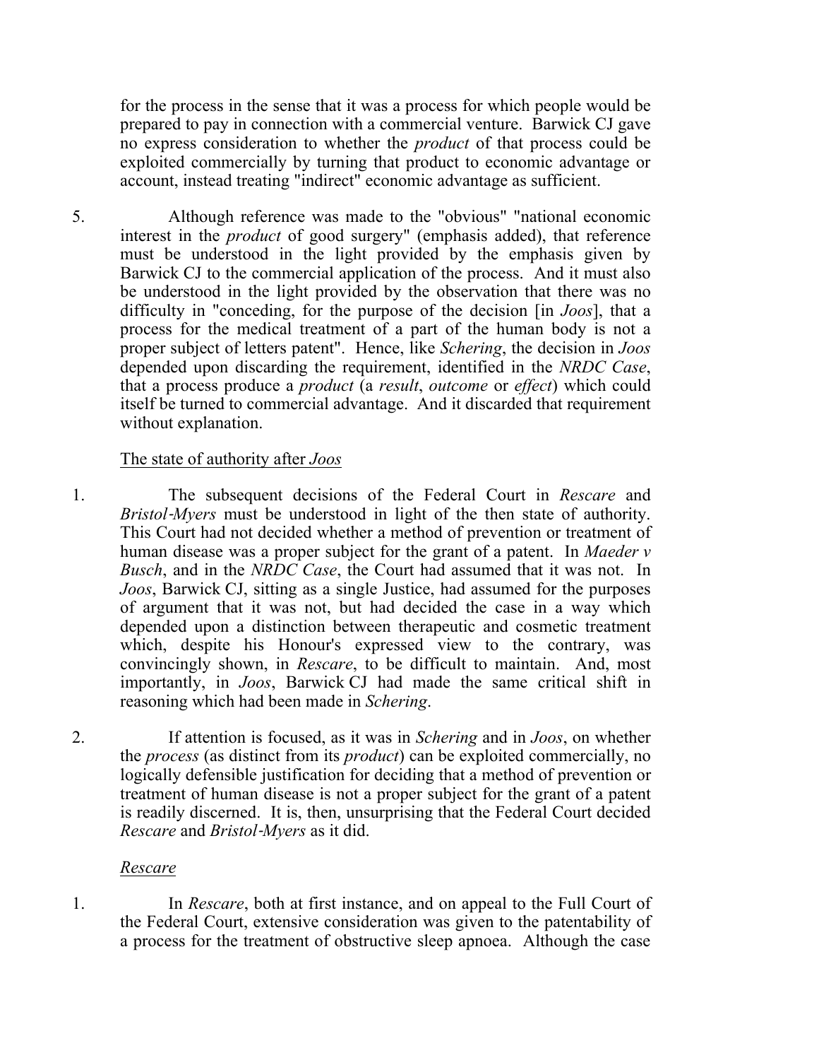for the process in the sense that it was a process for which people would be prepared to pay in connection with a commercial venture. Barwick CJ gave no express consideration to whether the *product* of that process could be exploited commercially by turning that product to economic advantage or account, instead treating "indirect" economic advantage as sufficient.

5. Although reference was made to the "obvious" "national economic interest in the *product* of good surgery" (emphasis added), that reference must be understood in the light provided by the emphasis given by Barwick CJ to the commercial application of the process. And it must also be understood in the light provided by the observation that there was no difficulty in "conceding, for the purpose of the decision [in *Joos*], that a process for the medical treatment of a part of the human body is not a proper subject of letters patent". Hence, like *Schering*, the decision in *Joos* depended upon discarding the requirement, identified in the *NRDC Case*, that a process produce a *product* (a *result*, *outcome* or *effect*) which could itself be turned to commercial advantage. And it discarded that requirement without explanation.

<u>The state of authority after *Joos*</u>

1. The subsequent decisions of the Federal Court in *Rescare* and *Bristol-Myers* must be understood in light of the then state of authority. This Court had not decided whether a method of prevention or treatment of human disease was a proper subject for the grant of a patent. In *Maeder v Busch*, and in the *NRDC Case*, the Court had assumed that it was not. In *Joos*, Barwick CJ, sitting as a single Justice, had assumed for the purposes of argument that it was not, but had decided the case in a way which depended upon a distinction between therapeutic and cosmetic treatment which, despite his Honour's expressed view to the contrary, was convincingly shown, in *Rescare*, to be difficult to maintain. And, most importantly, in *Joos*, Barwick CJ had made the same critical shift in reasoning which had been made in *Schering*.

2. If attention is focused, as it was in *Schering* and in *Joos*, on whether the *process* (as distinct from its *product*) can be exploited commercially, no logically defensible justification for deciding that a method of prevention or treatment of human disease is not a proper subject for the grant of a patent is readily discerned. It is, then, unsurprising that the Federal Court decided *Rescare* and *Bristol-Myers* as it did.

<u>*Rescare*</u>

1. In *Rescare*, both at first instance, and on appeal to the Full Court of the Federal Court, extensive consideration was given to the patentability of a process for the treatment of obstructive sleep apnoea. Although the case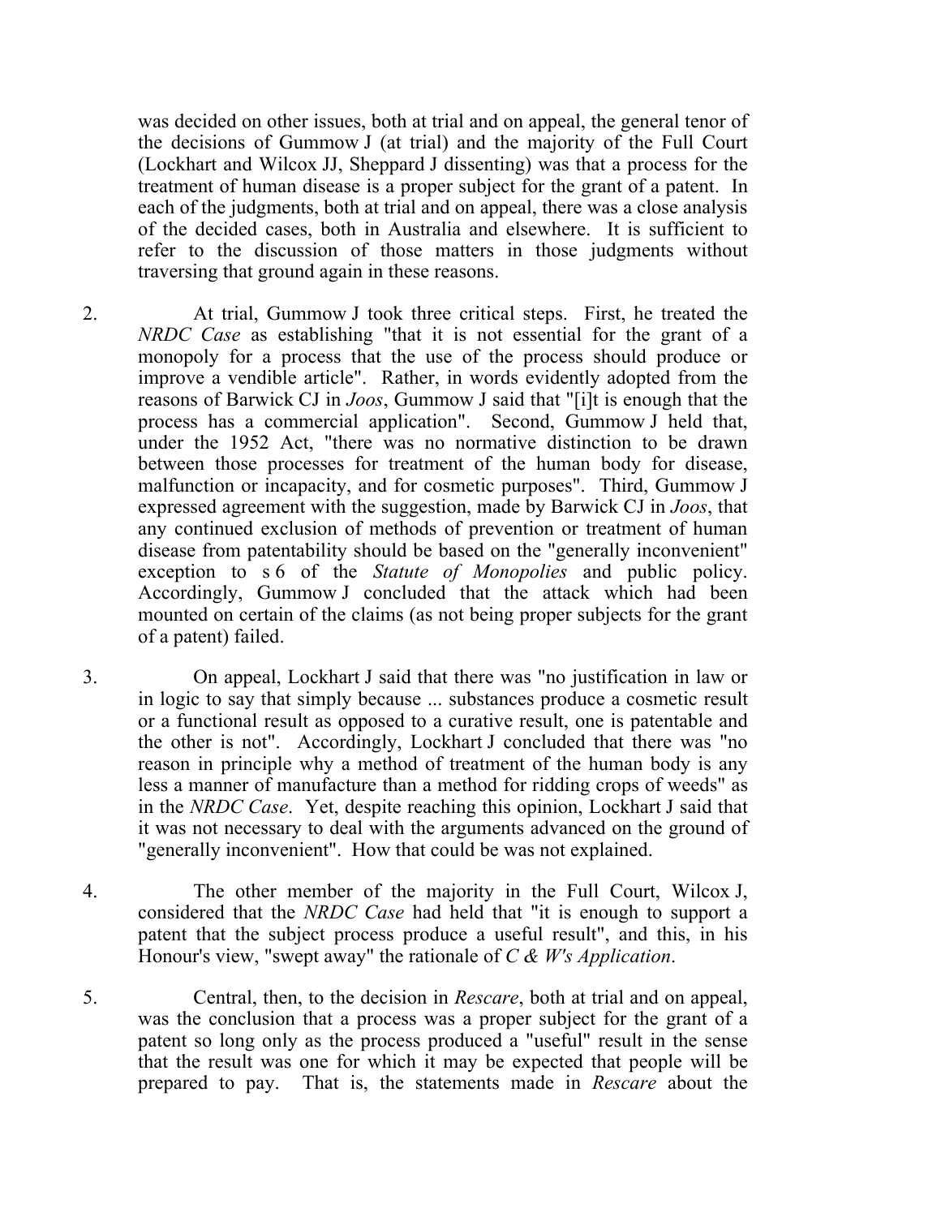was decided on other issues, both at trial and on appeal, the general tenor of the decisions of Gummow J (at trial) and the majority of the Full Court (Lockhart and Wilcox JJ, Sheppard J dissenting) was that a process for the treatment of human disease is a proper subject for the grant of a patent. In each of the judgments, both at trial and on appeal, there was a close analysis of the decided cases, both in Australia and elsewhere. It is sufficient to refer to the discussion of those matters in those judgments without traversing that ground again in these reasons.

2. At trial, Gummow J took three critical steps. First, he treated the *NRDC Case* as establishing "that it is not essential for the grant of a monopoly for a process that the use of the process should produce or improve a vendible article". Rather, in words evidently adopted from the reasons of Barwick CJ in *Joos*, Gummow J said that "[i]t is enough that the process has a commercial application". Second, Gummow J held that, under the 1952 Act, "there was no normative distinction to be drawn between those processes for treatment of the human body for disease, malfunction or incapacity, and for cosmetic purposes". Third, Gummow J expressed agreement with the suggestion, made by Barwick CJ in *Joos*, that any continued exclusion of methods of prevention or treatment of human disease from patentability should be based on the "generally inconvenient" exception to s 6 of the *Statute of Monopolies* and public policy. Accordingly, Gummow J concluded that the attack which had been mounted on certain of the claims (as not being proper subjects for the grant of a patent) failed.

3. On appeal, Lockhart J said that there was "no justification in law or in logic to say that simply because ... substances produce a cosmetic result or a functional result as opposed to a curative result, one is patentable and the other is not". Accordingly, Lockhart J concluded that there was "no reason in principle why a method of treatment of the human body is any less a manner of manufacture than a method for ridding crops of weeds" as in the *NRDC Case*. Yet, despite reaching this opinion, Lockhart J said that it was not necessary to deal with the arguments advanced on the ground of "generally inconvenient". How that could be was not explained.

4. The other member of the majority in the Full Court, Wilcox J, considered that the *NRDC Case* had held that "it is enough to support a patent that the subject process produce a useful result", and this, in his Honour's view, "swept away" the rationale of *C & W's Application*.

5. Central, then, to the decision in *Rescare*, both at trial and on appeal, was the conclusion that a process was a proper subject for the grant of a patent so long only as the process produced a "useful" result in the sense that the result was one for which it may be expected that people will be prepared to pay. That is, the statements made in *Rescare* about the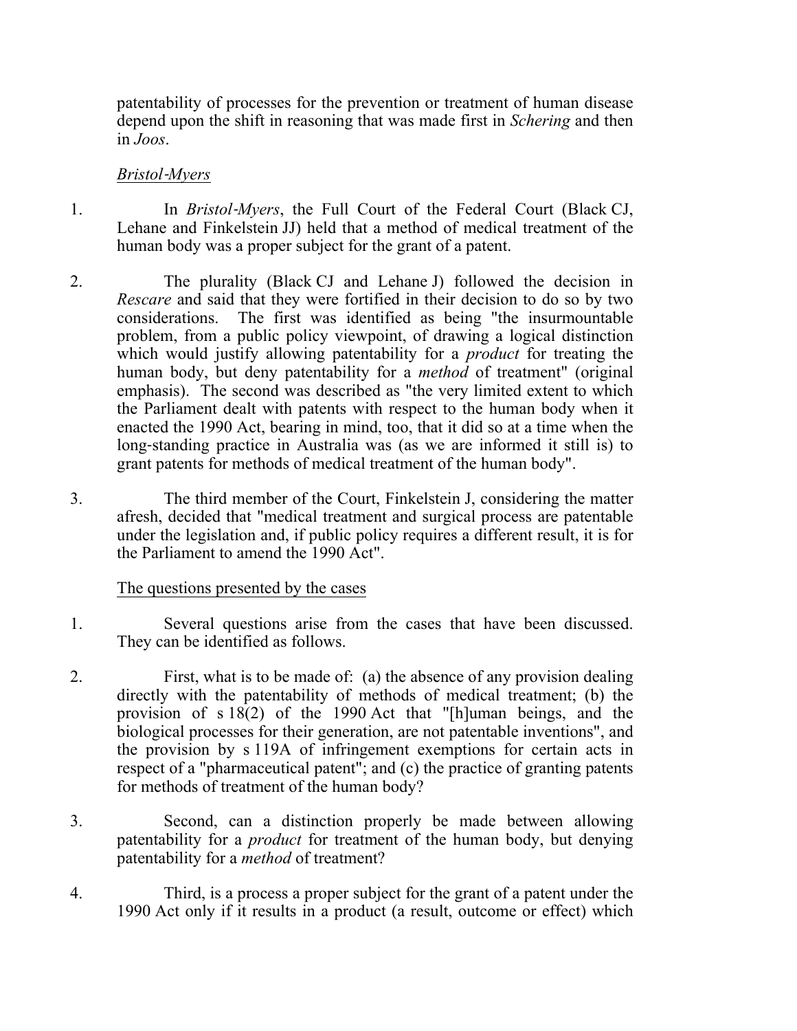patentability of processes for the prevention or treatment of human disease depend upon the shift in reasoning that was made first in *Schering* and then in *Joos*.

<u>*Bristol-Myers*</u>

1. In *Bristol-Myers*, the Full Court of the Federal Court (Black CJ, Lehane and Finkelstein JJ) held that a method of medical treatment of the human body was a proper subject for the grant of a patent.

2. The plurality (Black CJ and Lehane J) followed the decision in *Rescare* and said that they were fortified in their decision to do so by two considerations. The first was identified as being "the insurmountable problem, from a public policy viewpoint, of drawing a logical distinction which would justify allowing patentability for a *product* for treating the human body, but deny patentability for a *method* of treatment" (original emphasis). The second was described as "the very limited extent to which the Parliament dealt with patents with respect to the human body when it enacted the 1990 Act, bearing in mind, too, that it did so at a time when the long-standing practice in Australia was (as we are informed it still is) to grant patents for methods of medical treatment of the human body".

3. The third member of the Court, Finkelstein J, considering the matter afresh, decided that "medical treatment and surgical process are patentable under the legislation and, if public policy requires a different result, it is for the Parliament to amend the 1990 Act".

<u>The questions presented by the cases</u>

1. Several questions arise from the cases that have been discussed. They can be identified as follows.

2. First, what is to be made of: (a) the absence of any provision dealing directly with the patentability of methods of medical treatment; (b) the provision of s 18(2) of the 1990 Act that "[h]uman beings, and the biological processes for their generation, are not patentable inventions", and the provision by s 119A of infringement exemptions for certain acts in respect of a "pharmaceutical patent"; and (c) the practice of granting patents for methods of treatment of the human body?

3. Second, can a distinction properly be made between allowing patentability for a *product* for treatment of the human body, but denying patentability for a *method* of treatment?

4. Third, is a process a proper subject for the grant of a patent under the 1990 Act only if it results in a product (a result, outcome or effect) which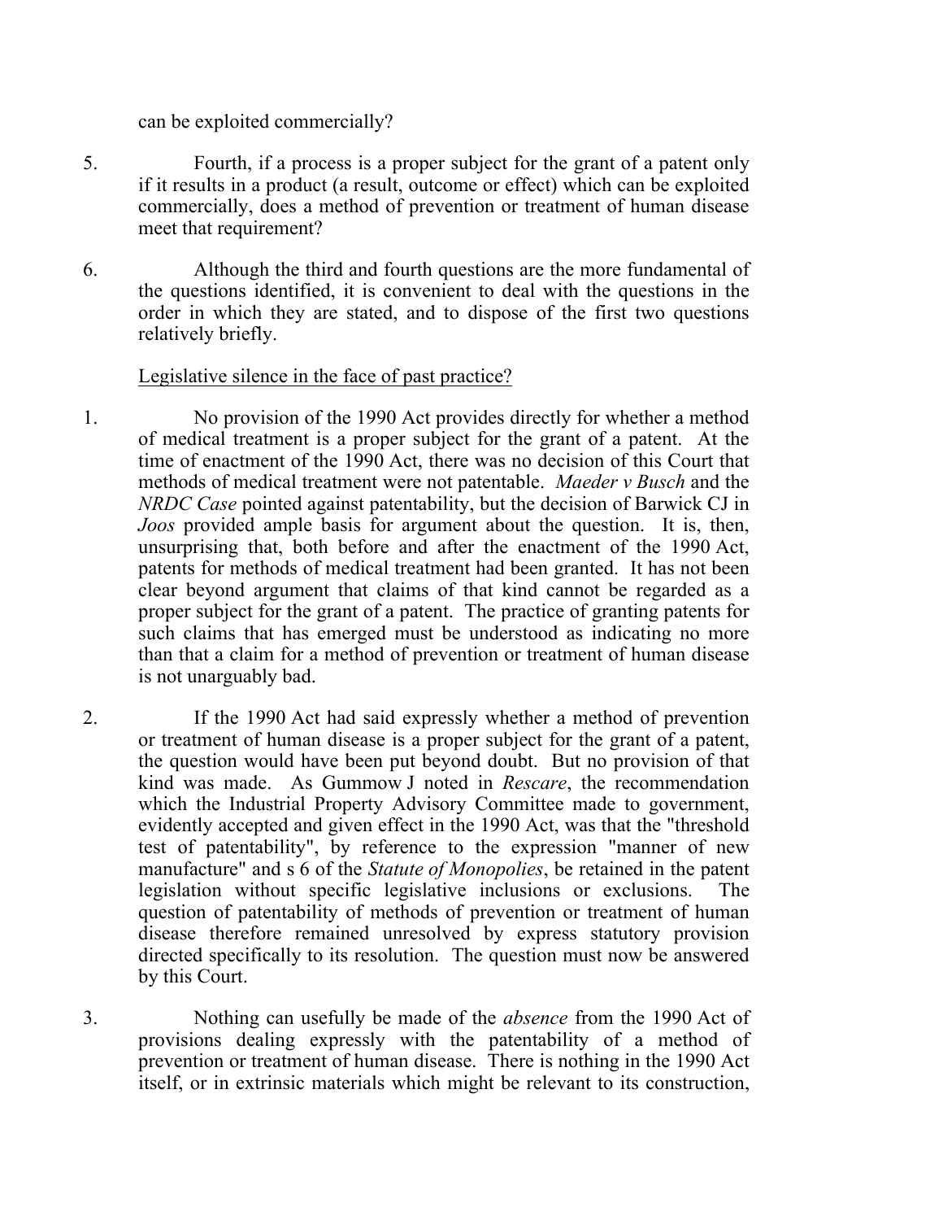can be exploited commercially?

5. Fourth, if a process is a proper subject for the grant of a patent only if it results in a product (a result, outcome or effect) which can be exploited commercially, does a method of prevention or treatment of human disease meet that requirement?

6. Although the third and fourth questions are the more fundamental of the questions identified, it is convenient to deal with the questions in the order in which they are stated, and to dispose of the first two questions relatively briefly.

<u>Legislative silence in the face of past practice?</u>

1. No provision of the 1990 Act provides directly for whether a method of medical treatment is a proper subject for the grant of a patent. At the time of enactment of the 1990 Act, there was no decision of this Court that methods of medical treatment were not patentable. *Maeder v Busch* and the *NRDC Case* pointed against patentability, but the decision of Barwick CJ in *Joos* provided ample basis for argument about the question. It is, then, unsurprising that, both before and after the enactment of the 1990 Act, patents for methods of medical treatment had been granted. It has not been clear beyond argument that claims of that kind cannot be regarded as a proper subject for the grant of a patent. The practice of granting patents for such claims that has emerged must be understood as indicating no more than that a claim for a method of prevention or treatment of human disease is not unarguably bad.

2. If the 1990 Act had said expressly whether a method of prevention or treatment of human disease is a proper subject for the grant of a patent, the question would have been put beyond doubt. But no provision of that kind was made. As Gummow J noted in *Rescare*, the recommendation which the Industrial Property Advisory Committee made to government, evidently accepted and given effect in the 1990 Act, was that the "threshold test of patentability", by reference to the expression "manner of new manufacture" and s 6 of the *Statute of Monopolies*, be retained in the patent legislation without specific legislative inclusions or exclusions. The question of patentability of methods of prevention or treatment of human disease therefore remained unresolved by express statutory provision directed specifically to its resolution. The question must now be answered by this Court.

3. Nothing can usefully be made of the *absence* from the 1990 Act of provisions dealing expressly with the patentability of a method of prevention or treatment of human disease. There is nothing in the 1990 Act itself, or in extrinsic materials which might be relevant to its construction,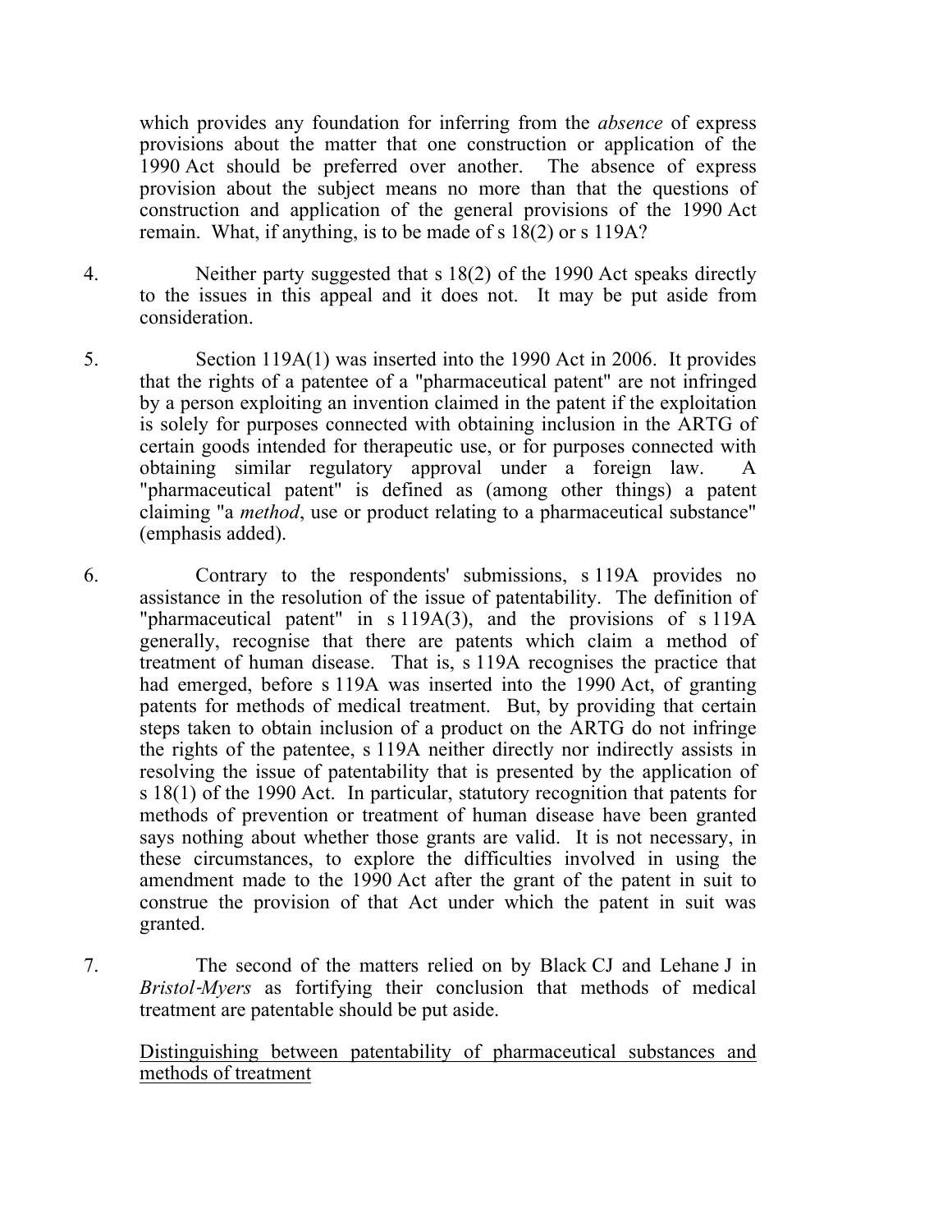which provides any foundation for inferring from the *absence* of express provisions about the matter that one construction or application of the 1990 Act should be preferred over another. The absence of express provision about the subject means no more than that the questions of construction and application of the general provisions of the 1990 Act remain. What, if anything, is to be made of s 18(2) or s 119A?

4. Neither party suggested that s 18(2) of the 1990 Act speaks directly to the issues in this appeal and it does not. It may be put aside from consideration.

5. Section 119A(1) was inserted into the 1990 Act in 2006. It provides that the rights of a patentee of a "pharmaceutical patent" are not infringed by a person exploiting an invention claimed in the patent if the exploitation is solely for purposes connected with obtaining inclusion in the ARTG of certain goods intended for therapeutic use, or for purposes connected with obtaining similar regulatory approval under a foreign law. A "pharmaceutical patent" is defined as (among other things) a patent claiming "a *method*, use or product relating to a pharmaceutical substance" (emphasis added).

6. Contrary to the respondents' submissions, s 119A provides no assistance in the resolution of the issue of patentability. The definition of "pharmaceutical patent" in s 119A(3), and the provisions of s 119A generally, recognise that there are patents which claim a method of treatment of human disease. That is, s 119A recognises the practice that had emerged, before s 119A was inserted into the 1990 Act, of granting patents for methods of medical treatment. But, by providing that certain steps taken to obtain inclusion of a product on the ARTG do not infringe the rights of the patentee, s 119A neither directly nor indirectly assists in resolving the issue of patentability that is presented by the application of s 18(1) of the 1990 Act. In particular, statutory recognition that patents for methods of prevention or treatment of human disease have been granted says nothing about whether those grants are valid. It is not necessary, in these circumstances, to explore the difficulties involved in using the amendment made to the 1990 Act after the grant of the patent in suit to construe the provision of that Act under which the patent in suit was granted.

7. The second of the matters relied on by Black CJ and Lehane J in *Bristol-Myers* as fortifying their conclusion that methods of medical treatment are patentable should be put aside.

<u>Distinguishing between patentability of pharmaceutical substances and methods of treatment</u>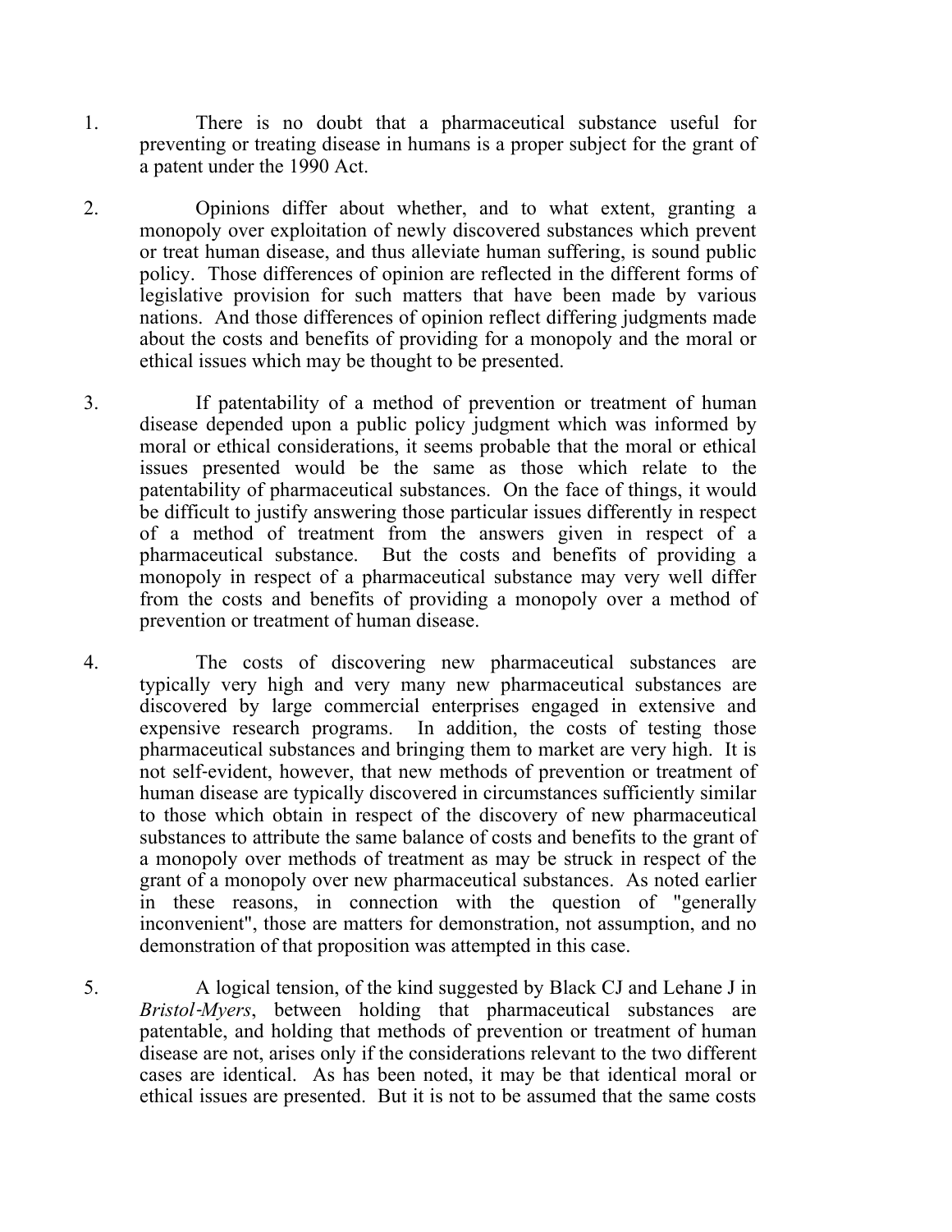1. There is no doubt that a pharmaceutical substance useful for preventing or treating disease in humans is a proper subject for the grant of a patent under the 1990 Act.

2. Opinions differ about whether, and to what extent, granting a monopoly over exploitation of newly discovered substances which prevent or treat human disease, and thus alleviate human suffering, is sound public policy. Those differences of opinion are reflected in the different forms of legislative provision for such matters that have been made by various nations. And those differences of opinion reflect differing judgments made about the costs and benefits of providing for a monopoly and the moral or ethical issues which may be thought to be presented.

3. If patentability of a method of prevention or treatment of human disease depended upon a public policy judgment which was informed by moral or ethical considerations, it seems probable that the moral or ethical issues presented would be the same as those which relate to the patentability of pharmaceutical substances. On the face of things, it would be difficult to justify answering those particular issues differently in respect of a method of treatment from the answers given in respect of a pharmaceutical substance. But the costs and benefits of providing a monopoly in respect of a pharmaceutical substance may very well differ from the costs and benefits of providing a monopoly over a method of prevention or treatment of human disease.

4. The costs of discovering new pharmaceutical substances are typically very high and very many new pharmaceutical substances are discovered by large commercial enterprises engaged in extensive and expensive research programs. In addition, the costs of testing those pharmaceutical substances and bringing them to market are very high. It is not self-evident, however, that new methods of prevention or treatment of human disease are typically discovered in circumstances sufficiently similar to those which obtain in respect of the discovery of new pharmaceutical substances to attribute the same balance of costs and benefits to the grant of a monopoly over methods of treatment as may be struck in respect of the grant of a monopoly over new pharmaceutical substances. As noted earlier in these reasons, in connection with the question of "generally inconvenient", those are matters for demonstration, not assumption, and no demonstration of that proposition was attempted in this case.

5. A logical tension, of the kind suggested by Black CJ and Lehane J in *Bristol-Myers*, between holding that pharmaceutical substances are patentable, and holding that methods of prevention or treatment of human disease are not, arises only if the considerations relevant to the two different cases are identical. As has been noted, it may be that identical moral or ethical issues are presented. But it is not to be assumed that the same costs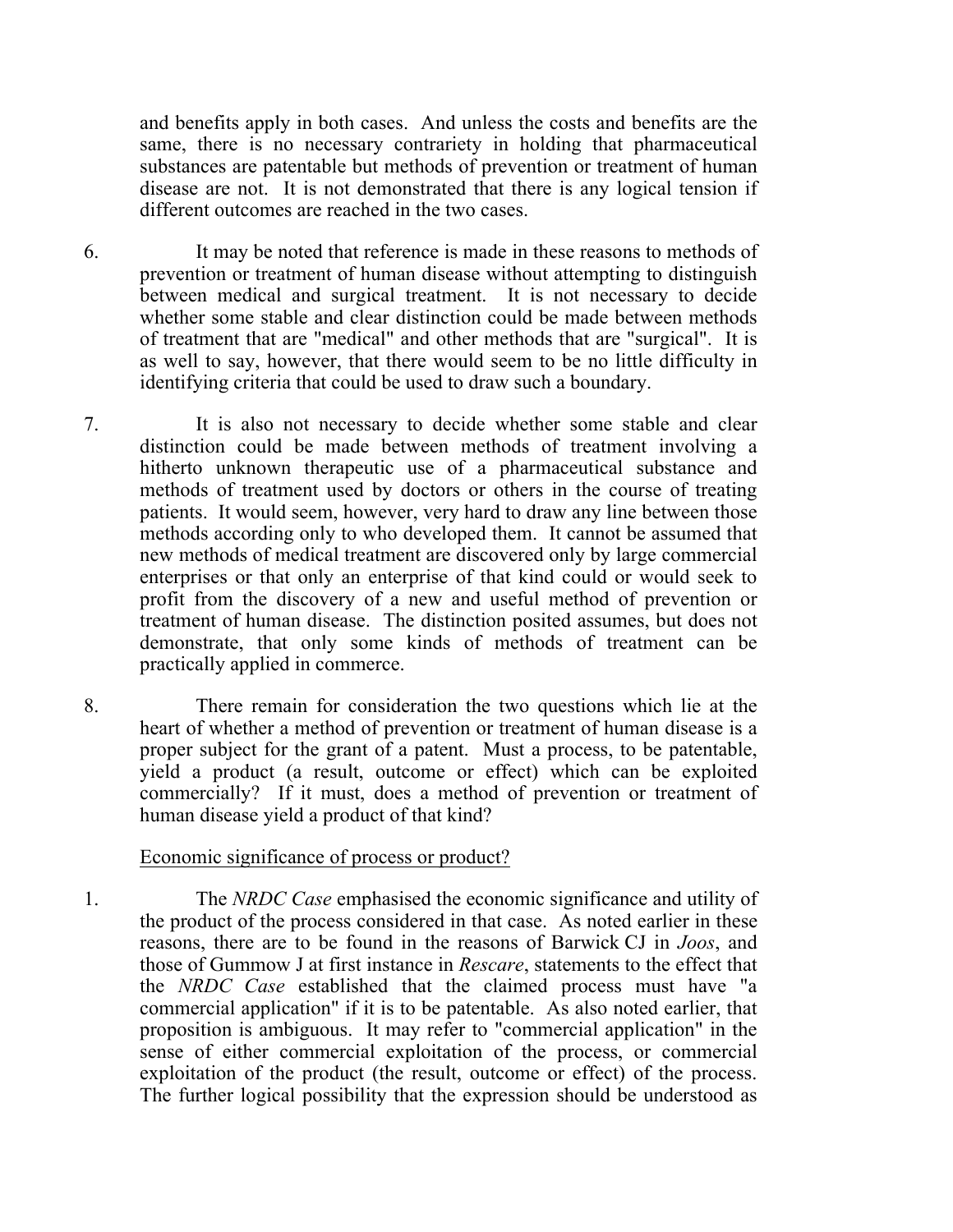and benefits apply in both cases. And unless the costs and benefits are the same, there is no necessary contrariety in holding that pharmaceutical substances are patentable but methods of prevention or treatment of human disease are not. It is not demonstrated that there is any logical tension if different outcomes are reached in the two cases.

6. It may be noted that reference is made in these reasons to methods of prevention or treatment of human disease without attempting to distinguish between medical and surgical treatment. It is not necessary to decide whether some stable and clear distinction could be made between methods of treatment that are "medical" and other methods that are "surgical". It is as well to say, however, that there would seem to be no little difficulty in identifying criteria that could be used to draw such a boundary.

7. It is also not necessary to decide whether some stable and clear distinction could be made between methods of treatment involving a hitherto unknown therapeutic use of a pharmaceutical substance and methods of treatment used by doctors or others in the course of treating patients. It would seem, however, very hard to draw any line between those methods according only to who developed them. It cannot be assumed that new methods of medical treatment are discovered only by large commercial enterprises or that only an enterprise of that kind could or would seek to profit from the discovery of a new and useful method of prevention or treatment of human disease. The distinction posited assumes, but does not demonstrate, that only some kinds of methods of treatment can be practically applied in commerce.

8. There remain for consideration the two questions which lie at the heart of whether a method of prevention or treatment of human disease is a proper subject for the grant of a patent. Must a process, to be patentable, yield a product (a result, outcome or effect) which can be exploited commercially? If it must, does a method of prevention or treatment of human disease yield a product of that kind?

Economic significance of process or product?

1. The *NRDC Case* emphasised the economic significance and utility of the product of the process considered in that case. As noted earlier in these reasons, there are to be found in the reasons of Barwick CJ in *Joos*, and those of Gummow J at first instance in *Rescare*, statements to the effect that the *NRDC Case* established that the claimed process must have "a commercial application" if it is to be patentable. As also noted earlier, that proposition is ambiguous. It may refer to "commercial application" in the sense of either commercial exploitation of the process, or commercial exploitation of the product (the result, outcome or effect) of the process. The further logical possibility that the expression should be understood as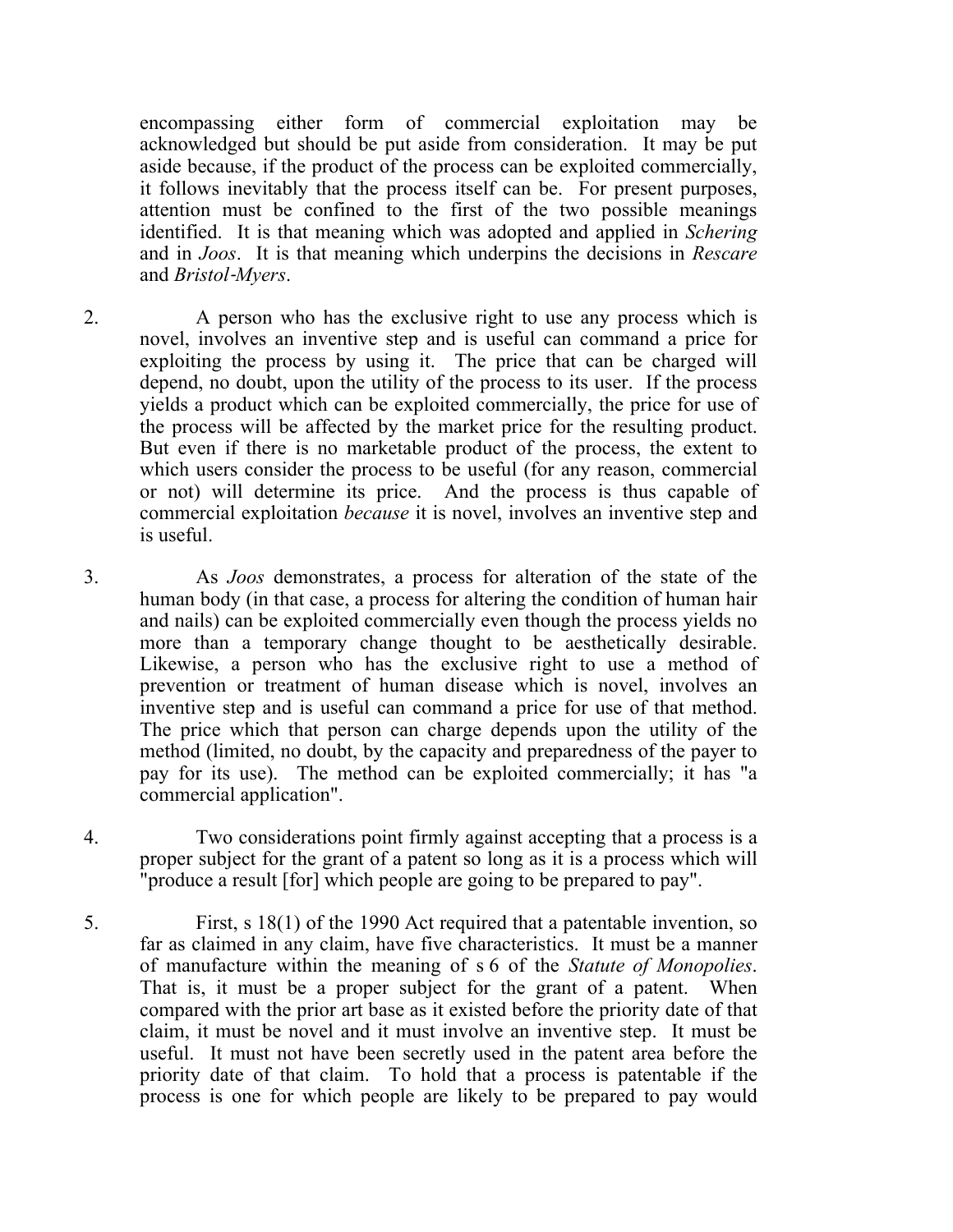encompassing either form of commercial exploitation may be acknowledged but should be put aside from consideration. It may be put aside because, if the product of the process can be exploited commercially, it follows inevitably that the process itself can be. For present purposes, attention must be confined to the first of the two possible meanings identified. It is that meaning which was adopted and applied in *Schering* and in *Joos*. It is that meaning which underpins the decisions in *Rescare* and *Bristol-Myers*.

2. A person who has the exclusive right to use any process which is novel, involves an inventive step and is useful can command a price for exploiting the process by using it. The price that can be charged will depend, no doubt, upon the utility of the process to its user. If the process yields a product which can be exploited commercially, the price for use of the process will be affected by the market price for the resulting product. But even if there is no marketable product of the process, the extent to which users consider the process to be useful (for any reason, commercial or not) will determine its price. And the process is thus capable of commercial exploitation *because* it is novel, involves an inventive step and is useful.

3. As *Joos* demonstrates, a process for alteration of the state of the human body (in that case, a process for altering the condition of human hair and nails) can be exploited commercially even though the process yields no more than a temporary change thought to be aesthetically desirable. Likewise, a person who has the exclusive right to use a method of prevention or treatment of human disease which is novel, involves an inventive step and is useful can command a price for use of that method. The price which that person can charge depends upon the utility of the method (limited, no doubt, by the capacity and preparedness of the payer to pay for its use). The method can be exploited commercially; it has "a commercial application".

4. Two considerations point firmly against accepting that a process is a proper subject for the grant of a patent so long as it is a process which will "produce a result [for] which people are going to be prepared to pay".

5. First, s 18(1) of the 1990 Act required that a patentable invention, so far as claimed in any claim, have five characteristics. It must be a manner of manufacture within the meaning of s 6 of the *Statute of Monopolies*. That is, it must be a proper subject for the grant of a patent. When compared with the prior art base as it existed before the priority date of that claim, it must be novel and it must involve an inventive step. It must be useful. It must not have been secretly used in the patent area before the priority date of that claim. To hold that a process is patentable if the process is one for which people are likely to be prepared to pay would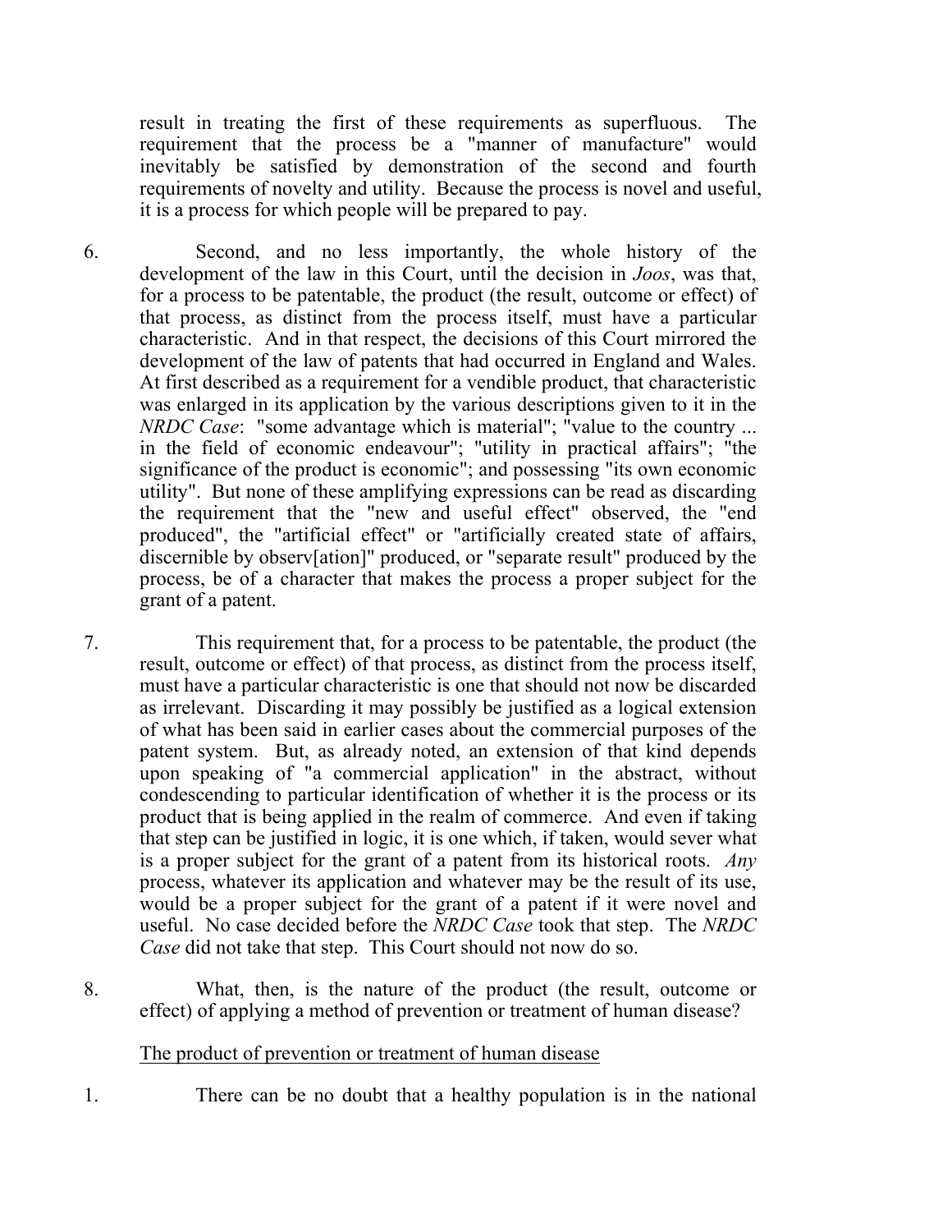result in treating the first of these requirements as superfluous. The requirement that the process be a "manner of manufacture" would inevitably be satisfied by demonstration of the second and fourth requirements of novelty and utility. Because the process is novel and useful, it is a process for which people will be prepared to pay.

6. Second, and no less importantly, the whole history of the development of the law in this Court, until the decision in *Joos*, was that, for a process to be patentable, the product (the result, outcome or effect) of that process, as distinct from the process itself, must have a particular characteristic. And in that respect, the decisions of this Court mirrored the development of the law of patents that had occurred in England and Wales. At first described as a requirement for a vendible product, that characteristic was enlarged in its application by the various descriptions given to it in the *NRDC Case*: "some advantage which is material"; "value to the country ... in the field of economic endeavour"; "utility in practical affairs"; "the significance of the product is economic"; and possessing "its own economic utility". But none of these amplifying expressions can be read as discarding the requirement that the "new and useful effect" observed, the "end produced", the "artificial effect" or "artificially created state of affairs, discernible by observ[ation]" produced, or "separate result" produced by the process, be of a character that makes the process a proper subject for the grant of a patent.

7. This requirement that, for a process to be patentable, the product (the result, outcome or effect) of that process, as distinct from the process itself, must have a particular characteristic is one that should not now be discarded as irrelevant. Discarding it may possibly be justified as a logical extension of what has been said in earlier cases about the commercial purposes of the patent system. But, as already noted, an extension of that kind depends upon speaking of "a commercial application" in the abstract, without condescending to particular identification of whether it is the process or its product that is being applied in the realm of commerce. And even if taking that step can be justified in logic, it is one which, if taken, would sever what is a proper subject for the grant of a patent from its historical roots. *Any* process, whatever its application and whatever may be the result of its use, would be a proper subject for the grant of a patent if it were novel and useful. No case decided before the *NRDC Case* took that step. The *NRDC Case* did not take that step. This Court should not now do so.

8. What, then, is the nature of the product (the result, outcome or effect) of applying a method of prevention or treatment of human disease?

<u>The product of prevention or treatment of human disease</u>

1. There can be no doubt that a healthy population is in the national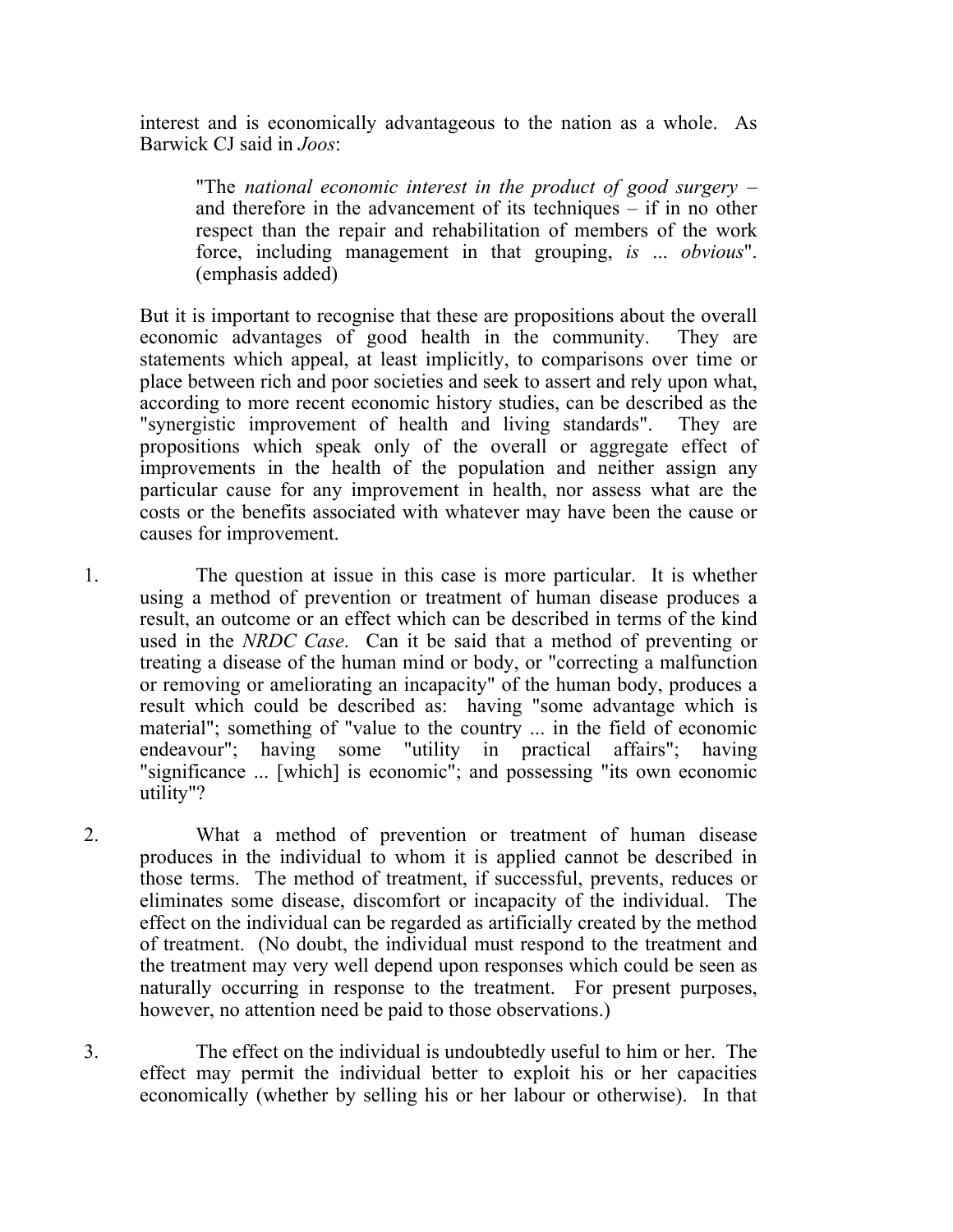interest and is economically advantageous to the nation as a whole. As Barwick CJ said in *Joos*:

> "The *national economic interest in the product of good surgery* – and therefore in the advancement of its techniques – if in no other respect than the repair and rehabilitation of members of the work force, including management in that grouping, *is* ... *obvious*". (emphasis added)

But it is important to recognise that these are propositions about the overall economic advantages of good health in the community. They are statements which appeal, at least implicitly, to comparisons over time or place between rich and poor societies and seek to assert and rely upon what, according to more recent economic history studies, can be described as the "synergistic improvement of health and living standards". They are propositions which speak only of the overall or aggregate effect of improvements in the health of the population and neither assign any particular cause for any improvement in health, nor assess what are the costs or the benefits associated with whatever may have been the cause or causes for improvement.

1. The question at issue in this case is more particular. It is whether using a method of prevention or treatment of human disease produces a result, an outcome or an effect which can be described in terms of the kind used in the *NRDC Case*. Can it be said that a method of preventing or treating a disease of the human mind or body, or "correcting a malfunction or removing or ameliorating an incapacity" of the human body, produces a result which could be described as: having "some advantage which is material"; something of "value to the country ... in the field of economic endeavour"; having some "utility in practical affairs"; having "significance ... [which] is economic"; and possessing "its own economic utility"?

2. What a method of prevention or treatment of human disease produces in the individual to whom it is applied cannot be described in those terms. The method of treatment, if successful, prevents, reduces or eliminates some disease, discomfort or incapacity of the individual. The effect on the individual can be regarded as artificially created by the method of treatment. (No doubt, the individual must respond to the treatment and the treatment may very well depend upon responses which could be seen as naturally occurring in response to the treatment. For present purposes, however, no attention need be paid to those observations.)

3. The effect on the individual is undoubtedly useful to him or her. The effect may permit the individual better to exploit his or her capacities economically (whether by selling his or her labour or otherwise). In that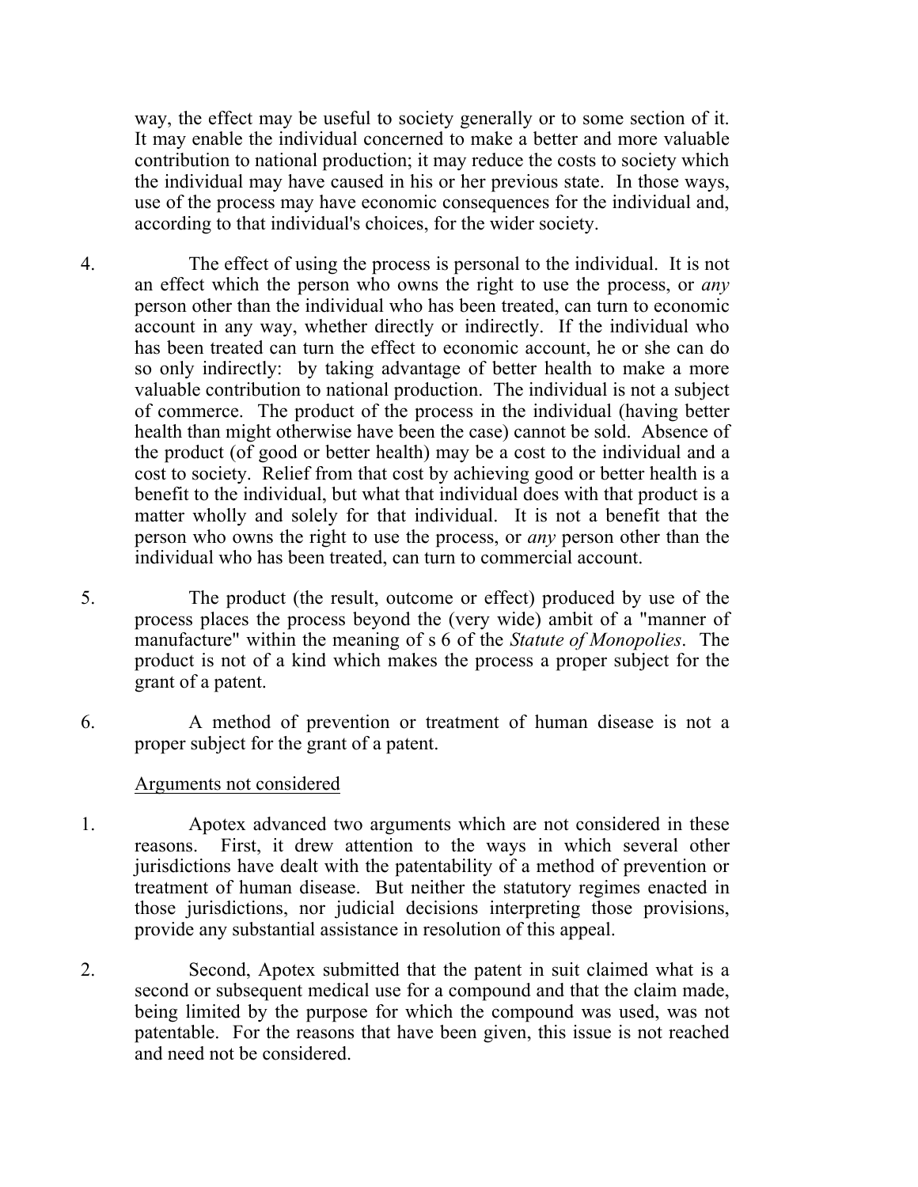way, the effect may be useful to society generally or to some section of it. It may enable the individual concerned to make a better and more valuable contribution to national production; it may reduce the costs to society which the individual may have caused in his or her previous state. In those ways, use of the process may have economic consequences for the individual and, according to that individual's choices, for the wider society.

4. The effect of using the process is personal to the individual. It is not an effect which the person who owns the right to use the process, or *any* person other than the individual who has been treated, can turn to economic account in any way, whether directly or indirectly. If the individual who has been treated can turn the effect to economic account, he or she can do so only indirectly: by taking advantage of better health to make a more valuable contribution to national production. The individual is not a subject of commerce. The product of the process in the individual (having better health than might otherwise have been the case) cannot be sold. Absence of the product (of good or better health) may be a cost to the individual and a cost to society. Relief from that cost by achieving good or better health is a benefit to the individual, but what that individual does with that product is a matter wholly and solely for that individual. It is not a benefit that the person who owns the right to use the process, or *any* person other than the individual who has been treated, can turn to commercial account.

5. The product (the result, outcome or effect) produced by use of the process places the process beyond the (very wide) ambit of a "manner of manufacture" within the meaning of s 6 of the *Statute of Monopolies*. The product is not of a kind which makes the process a proper subject for the grant of a patent.

6. A method of prevention or treatment of human disease is not a proper subject for the grant of a patent.

Arguments not considered

1. Apotex advanced two arguments which are not considered in these reasons. First, it drew attention to the ways in which several other jurisdictions have dealt with the patentability of a method of prevention or treatment of human disease. But neither the statutory regimes enacted in those jurisdictions, nor judicial decisions interpreting those provisions, provide any substantial assistance in resolution of this appeal.

2. Second, Apotex submitted that the patent in suit claimed what is a second or subsequent medical use for a compound and that the claim made, being limited by the purpose for which the compound was used, was not patentable. For the reasons that have been given, this issue is not reached and need not be considered.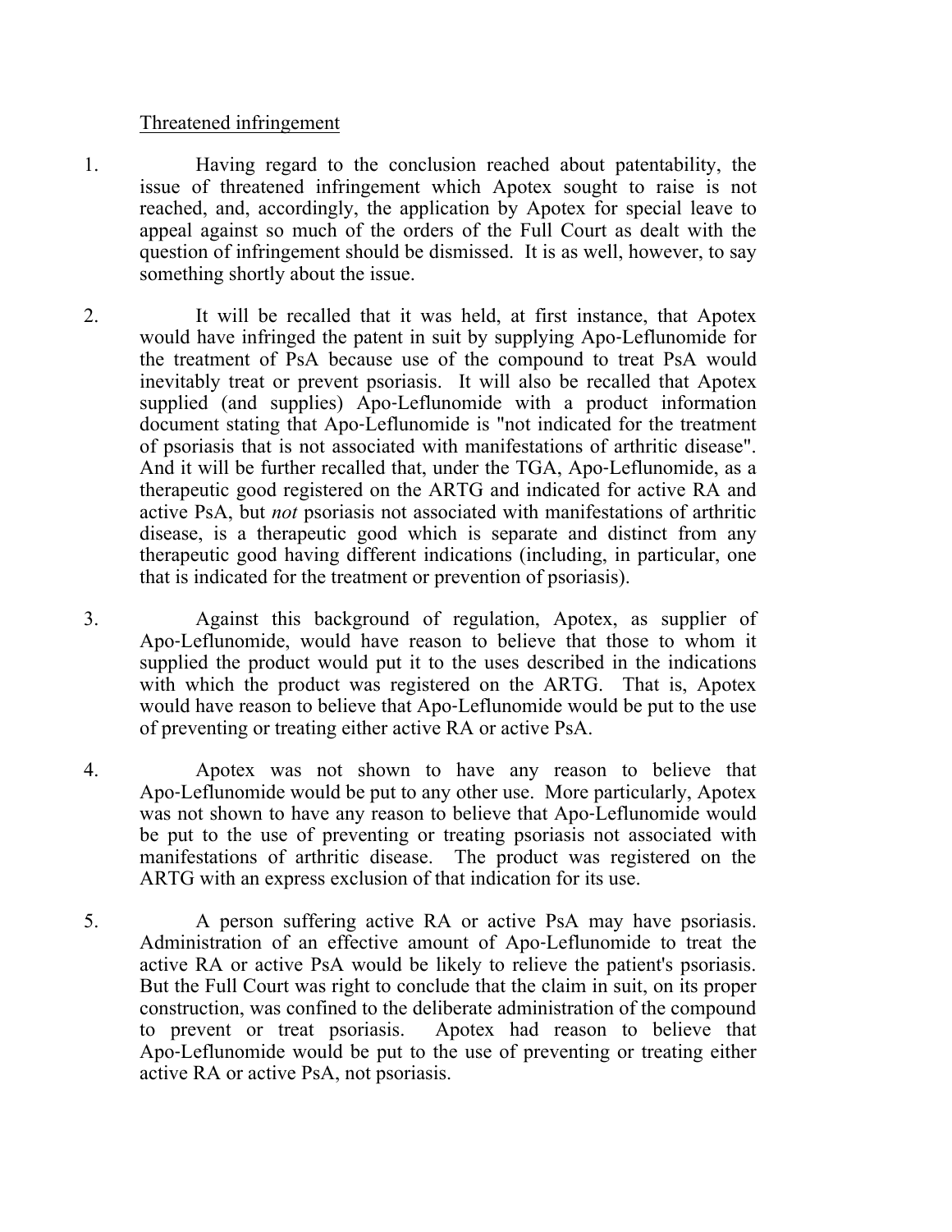Threatened infringement

1. Having regard to the conclusion reached about patentability, the issue of threatened infringement which Apotex sought to raise is not reached, and, accordingly, the application by Apotex for special leave to appeal against so much of the orders of the Full Court as dealt with the question of infringement should be dismissed. It is as well, however, to say something shortly about the issue.

2. It will be recalled that it was held, at first instance, that Apotex would have infringed the patent in suit by supplying Apo-Leflunomide for the treatment of PsA because use of the compound to treat PsA would inevitably treat or prevent psoriasis. It will also be recalled that Apotex supplied (and supplies) Apo-Leflunomide with a product information document stating that Apo-Leflunomide is "not indicated for the treatment of psoriasis that is not associated with manifestations of arthritic disease". And it will be further recalled that, under the TGA, Apo-Leflunomide, as a therapeutic good registered on the ARTG and indicated for active RA and active PsA, but *not* psoriasis not associated with manifestations of arthritic disease, is a therapeutic good which is separate and distinct from any therapeutic good having different indications (including, in particular, one that is indicated for the treatment or prevention of psoriasis).

3. Against this background of regulation, Apotex, as supplier of Apo-Leflunomide, would have reason to believe that those to whom it supplied the product would put it to the uses described in the indications with which the product was registered on the ARTG. That is, Apotex would have reason to believe that Apo-Leflunomide would be put to the use of preventing or treating either active RA or active PsA.

4. Apotex was not shown to have any reason to believe that Apo-Leflunomide would be put to any other use. More particularly, Apotex was not shown to have any reason to believe that Apo-Leflunomide would be put to the use of preventing or treating psoriasis not associated with manifestations of arthritic disease. The product was registered on the ARTG with an express exclusion of that indication for its use.

5. A person suffering active RA or active PsA may have psoriasis. Administration of an effective amount of Apo-Leflunomide to treat the active RA or active PsA would be likely to relieve the patient's psoriasis. But the Full Court was right to conclude that the claim in suit, on its proper construction, was confined to the deliberate administration of the compound to prevent or treat psoriasis. Apotex had reason to believe that Apo-Leflunomide would be put to the use of preventing or treating either active RA or active PsA, not psoriasis.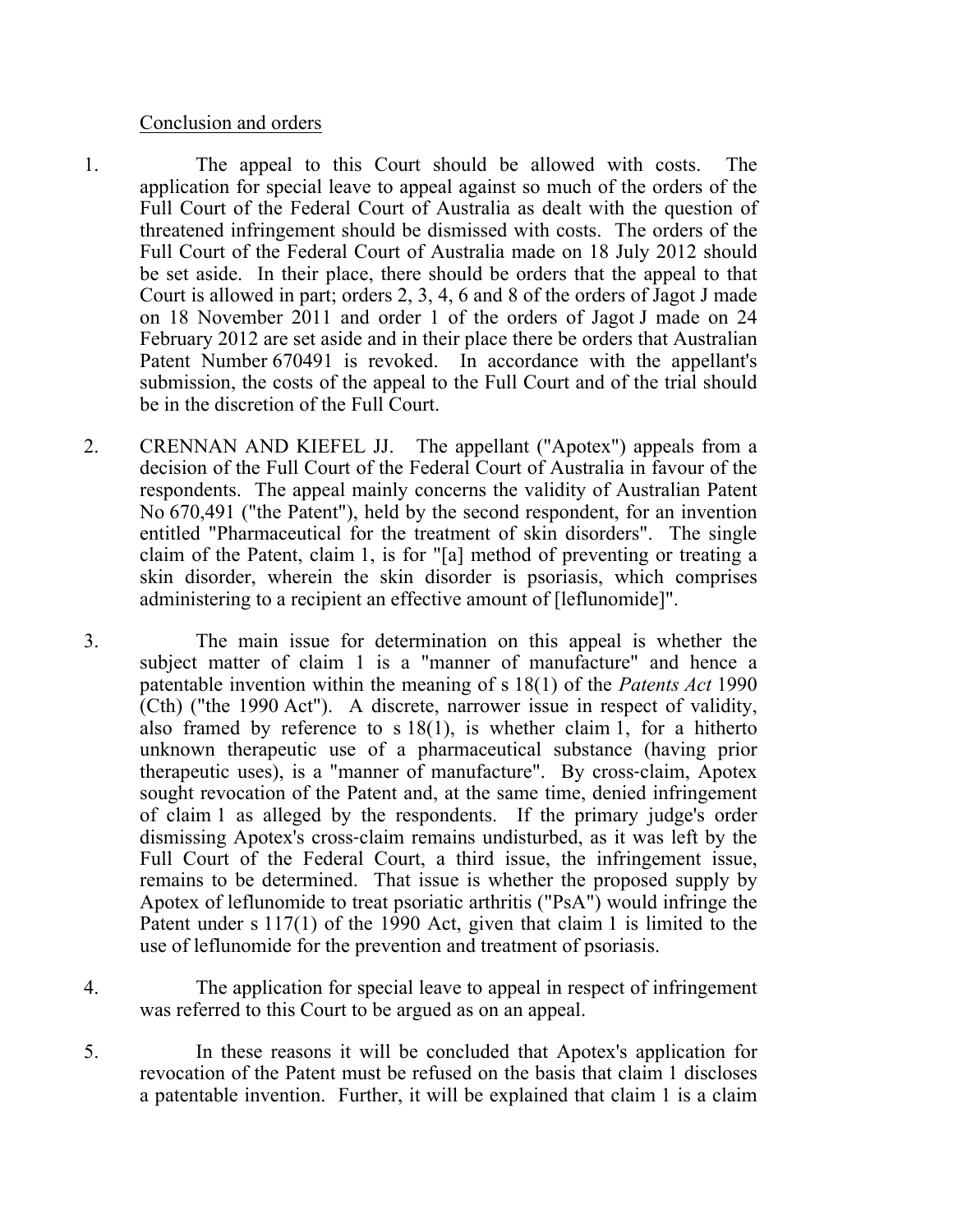Conclusion and orders

1. The appeal to this Court should be allowed with costs. The application for special leave to appeal against so much of the orders of the Full Court of the Federal Court of Australia as dealt with the question of threatened infringement should be dismissed with costs. The orders of the Full Court of the Federal Court of Australia made on 18 July 2012 should be set aside. In their place, there should be orders that the appeal to that Court is allowed in part; orders 2, 3, 4, 6 and 8 of the orders of Jagot J made on 18 November 2011 and order 1 of the orders of Jagot J made on 24 February 2012 are set aside and in their place there be orders that Australian Patent Number 670491 is revoked. In accordance with the appellant's submission, the costs of the appeal to the Full Court and of the trial should be in the discretion of the Full Court.

2. CRENNAN AND KIEFEL JJ. The appellant ("Apotex") appeals from a decision of the Full Court of the Federal Court of Australia in favour of the respondents. The appeal mainly concerns the validity of Australian Patent No 670,491 ("the Patent"), held by the second respondent, for an invention entitled "Pharmaceutical for the treatment of skin disorders". The single claim of the Patent, claim 1, is for "[a] method of preventing or treating a skin disorder, wherein the skin disorder is psoriasis, which comprises administering to a recipient an effective amount of [leflunomide]".

3. The main issue for determination on this appeal is whether the subject matter of claim 1 is a "manner of manufacture" and hence a patentable invention within the meaning of s 18(1) of the *Patents Act* 1990 (Cth) ("the 1990 Act"). A discrete, narrower issue in respect of validity, also framed by reference to s 18(1), is whether claim 1, for a hitherto unknown therapeutic use of a pharmaceutical substance (having prior therapeutic uses), is a "manner of manufacture". By cross-claim, Apotex sought revocation of the Patent and, at the same time, denied infringement of claim 1 as alleged by the respondents. If the primary judge's order dismissing Apotex's cross-claim remains undisturbed, as it was left by the Full Court of the Federal Court, a third issue, the infringement issue, remains to be determined. That issue is whether the proposed supply by Apotex of leflunomide to treat psoriatic arthritis ("PsA") would infringe the Patent under s 117(1) of the 1990 Act, given that claim 1 is limited to the use of leflunomide for the prevention and treatment of psoriasis.

4. The application for special leave to appeal in respect of infringement was referred to this Court to be argued as on an appeal.

5. In these reasons it will be concluded that Apotex's application for revocation of the Patent must be refused on the basis that claim 1 discloses a patentable invention. Further, it will be explained that claim 1 is a claim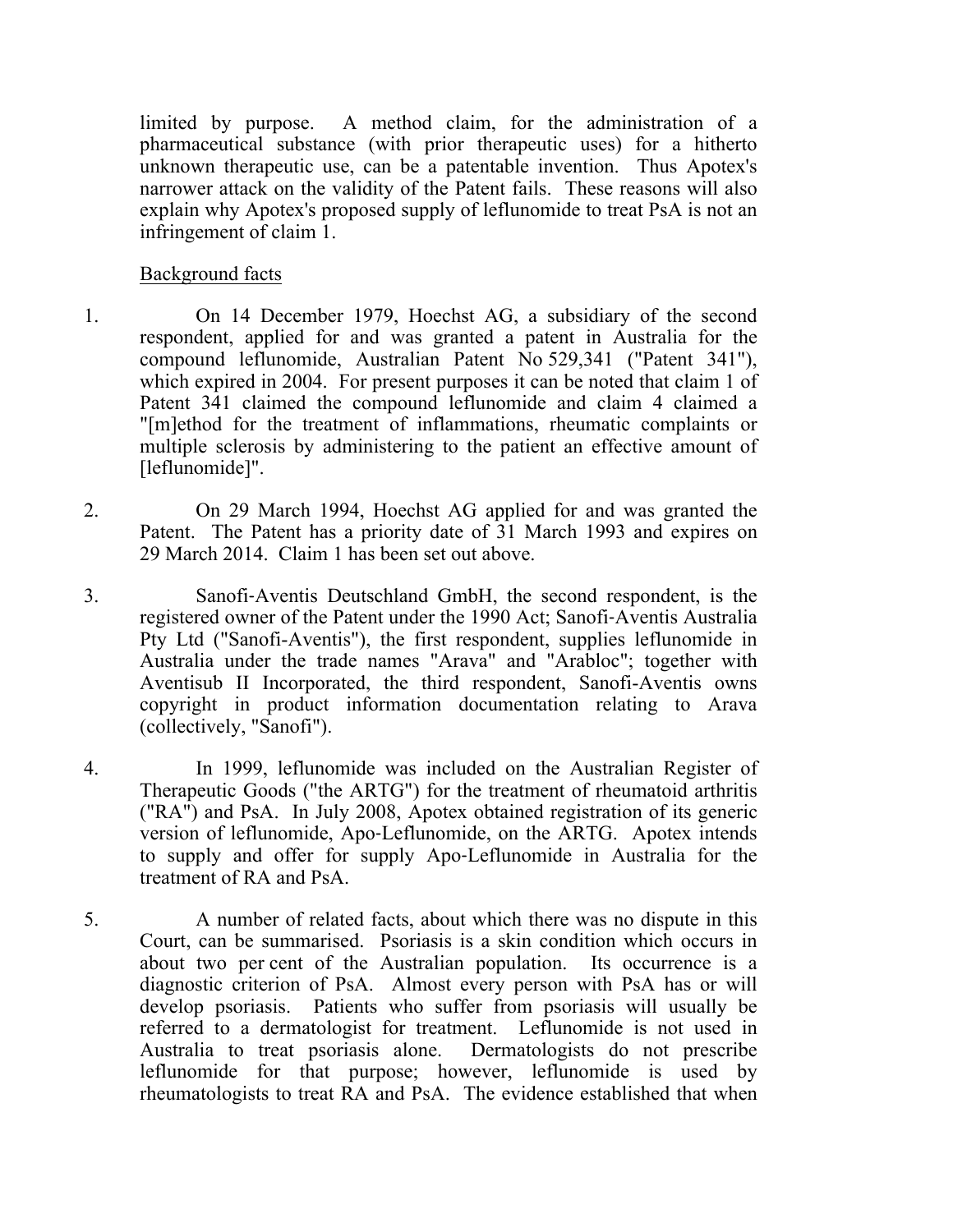limited by purpose. A method claim, for the administration of a pharmaceutical substance (with prior therapeutic uses) for a hitherto unknown therapeutic use, can be a patentable invention. Thus Apotex's narrower attack on the validity of the Patent fails. These reasons will also explain why Apotex's proposed supply of leflunomide to treat PsA is not an infringement of claim 1.

Background facts

1. On 14 December 1979, Hoechst AG, a subsidiary of the second respondent, applied for and was granted a patent in Australia for the compound leflunomide, Australian Patent No 529,341 ("Patent 341"), which expired in 2004. For present purposes it can be noted that claim 1 of Patent 341 claimed the compound leflunomide and claim 4 claimed a "[m]ethod for the treatment of inflammations, rheumatic complaints or multiple sclerosis by administering to the patient an effective amount of [leflunomide]".

2. On 29 March 1994, Hoechst AG applied for and was granted the Patent. The Patent has a priority date of 31 March 1993 and expires on 29 March 2014. Claim 1 has been set out above.

3. Sanofi-Aventis Deutschland GmbH, the second respondent, is the registered owner of the Patent under the 1990 Act; Sanofi-Aventis Australia Pty Ltd ("Sanofi-Aventis"), the first respondent, supplies leflunomide in Australia under the trade names "Arava" and "Arabloc"; together with Aventisub II Incorporated, the third respondent, Sanofi-Aventis owns copyright in product information documentation relating to Arava (collectively, "Sanofi").

4. In 1999, leflunomide was included on the Australian Register of Therapeutic Goods ("the ARTG") for the treatment of rheumatoid arthritis ("RA") and PsA. In July 2008, Apotex obtained registration of its generic version of leflunomide, Apo-Leflunomide, on the ARTG. Apotex intends to supply and offer for supply Apo-Leflunomide in Australia for the treatment of RA and PsA.

5. A number of related facts, about which there was no dispute in this Court, can be summarised. Psoriasis is a skin condition which occurs in about two per cent of the Australian population. Its occurrence is a diagnostic criterion of PsA. Almost every person with PsA has or will develop psoriasis. Patients who suffer from psoriasis will usually be referred to a dermatologist for treatment. Leflunomide is not used in Australia to treat psoriasis alone. Dermatologists do not prescribe leflunomide for that purpose; however, leflunomide is used by rheumatologists to treat RA and PsA. The evidence established that when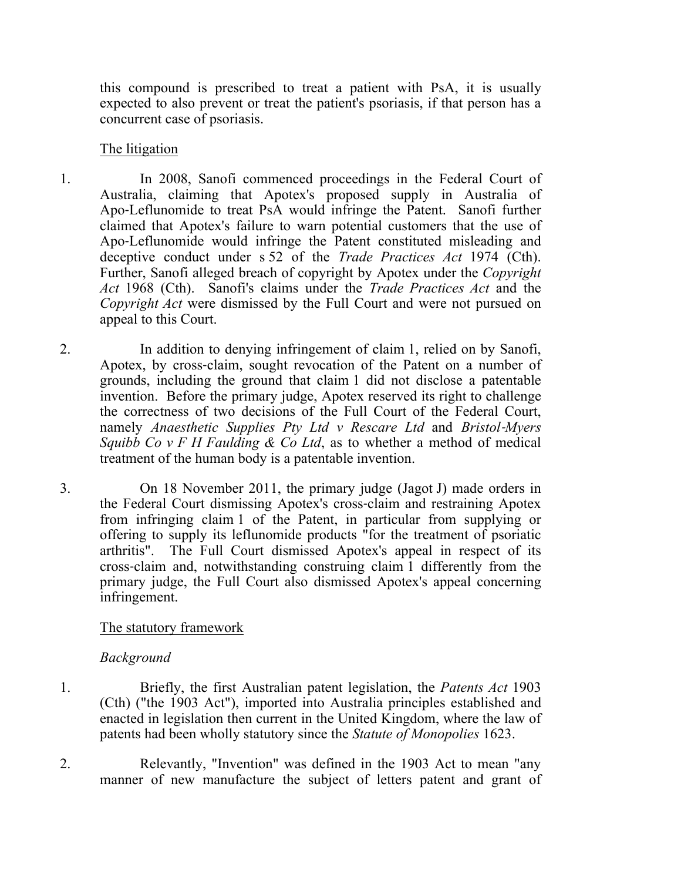this compound is prescribed to treat a patient with PsA, it is usually expected to also prevent or treat the patient's psoriasis, if that person has a concurrent case of psoriasis.

## The litigation

1. In 2008, Sanofi commenced proceedings in the Federal Court of Australia, claiming that Apotex's proposed supply in Australia of Apo-Leflunomide to treat PsA would infringe the Patent. Sanofi further claimed that Apotex's failure to warn potential customers that the use of Apo-Leflunomide would infringe the Patent constituted misleading and deceptive conduct under s 52 of the *Trade Practices Act* 1974 (Cth). Further, Sanofi alleged breach of copyright by Apotex under the *Copyright Act* 1968 (Cth). Sanofi's claims under the *Trade Practices Act* and the *Copyright Act* were dismissed by the Full Court and were not pursued on appeal to this Court.

2. In addition to denying infringement of claim 1, relied on by Sanofi, Apotex, by cross-claim, sought revocation of the Patent on a number of grounds, including the ground that claim 1 did not disclose a patentable invention. Before the primary judge, Apotex reserved its right to challenge the correctness of two decisions of the Full Court of the Federal Court, namely *Anaesthetic Supplies Pty Ltd v Rescare Ltd* and *Bristol-Myers Squibb Co v F H Faulding & Co Ltd*, as to whether a method of medical treatment of the human body is a patentable invention.

3. On 18 November 2011, the primary judge (Jagot J) made orders in the Federal Court dismissing Apotex's cross-claim and restraining Apotex from infringing claim 1 of the Patent, in particular from supplying or offering to supply its leflunomide products "for the treatment of psoriatic arthritis". The Full Court dismissed Apotex's appeal in respect of its cross-claim and, notwithstanding construing claim 1 differently from the primary judge, the Full Court also dismissed Apotex's appeal concerning infringement.

## The statutory framework

### *Background*

1. Briefly, the first Australian patent legislation, the *Patents Act* 1903 (Cth) ("the 1903 Act"), imported into Australia principles established and enacted in legislation then current in the United Kingdom, where the law of patents had been wholly statutory since the *Statute of Monopolies* 1623.

2. Relevantly, "Invention" was defined in the 1903 Act to mean "any manner of new manufacture the subject of letters patent and grant of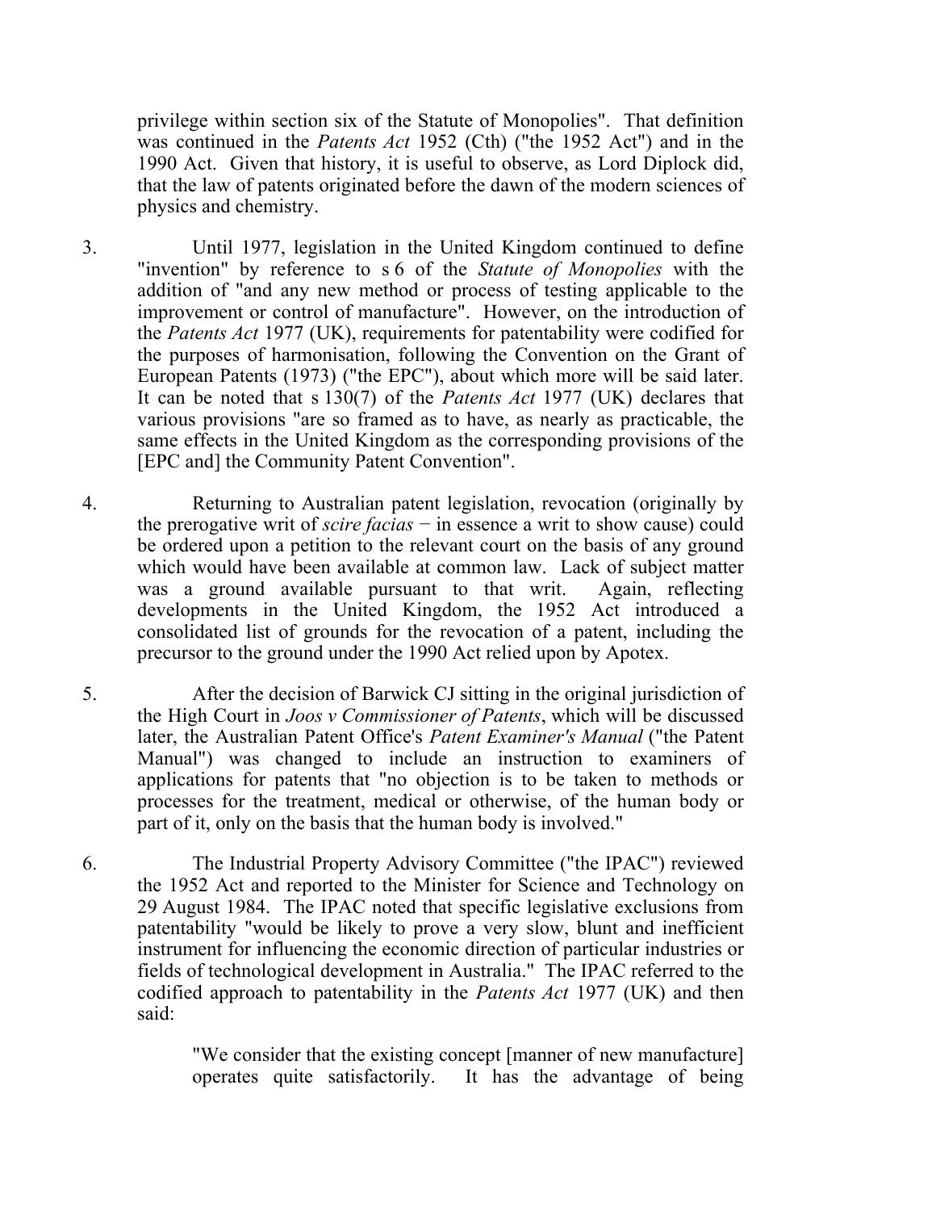privilege within section six of the Statute of Monopolies". That definition was continued in the *Patents Act* 1952 (Cth) ("the 1952 Act") and in the 1990 Act. Given that history, it is useful to observe, as Lord Diplock did, that the law of patents originated before the dawn of the modern sciences of physics and chemistry.

3. Until 1977, legislation in the United Kingdom continued to define "invention" by reference to s 6 of the *Statute of Monopolies* with the addition of "and any new method or process of testing applicable to the improvement or control of manufacture". However, on the introduction of the *Patents Act* 1977 (UK), requirements for patentability were codified for the purposes of harmonisation, following the Convention on the Grant of European Patents (1973) ("the EPC"), about which more will be said later. It can be noted that s 130(7) of the *Patents Act* 1977 (UK) declares that various provisions "are so framed as to have, as nearly as practicable, the same effects in the United Kingdom as the corresponding provisions of the [EPC and] the Community Patent Convention".

4. Returning to Australian patent legislation, revocation (originally by the prerogative writ of *scire facias* − in essence a writ to show cause) could be ordered upon a petition to the relevant court on the basis of any ground which would have been available at common law. Lack of subject matter was a ground available pursuant to that writ. Again, reflecting developments in the United Kingdom, the 1952 Act introduced a consolidated list of grounds for the revocation of a patent, including the precursor to the ground under the 1990 Act relied upon by Apotex.

5. After the decision of Barwick CJ sitting in the original jurisdiction of the High Court in *Joos v Commissioner of Patents*, which will be discussed later, the Australian Patent Office's *Patent Examiner's Manual* ("the Patent Manual") was changed to include an instruction to examiners of applications for patents that "no objection is to be taken to methods or processes for the treatment, medical or otherwise, of the human body or part of it, only on the basis that the human body is involved."

6. The Industrial Property Advisory Committee ("the IPAC") reviewed the 1952 Act and reported to the Minister for Science and Technology on 29 August 1984. The IPAC noted that specific legislative exclusions from patentability "would be likely to prove a very slow, blunt and inefficient instrument for influencing the economic direction of particular industries or fields of technological development in Australia." The IPAC referred to the codified approach to patentability in the *Patents Act* 1977 (UK) and then said:

> "We consider that the existing concept [manner of new manufacture] operates quite satisfactorily. It has the advantage of being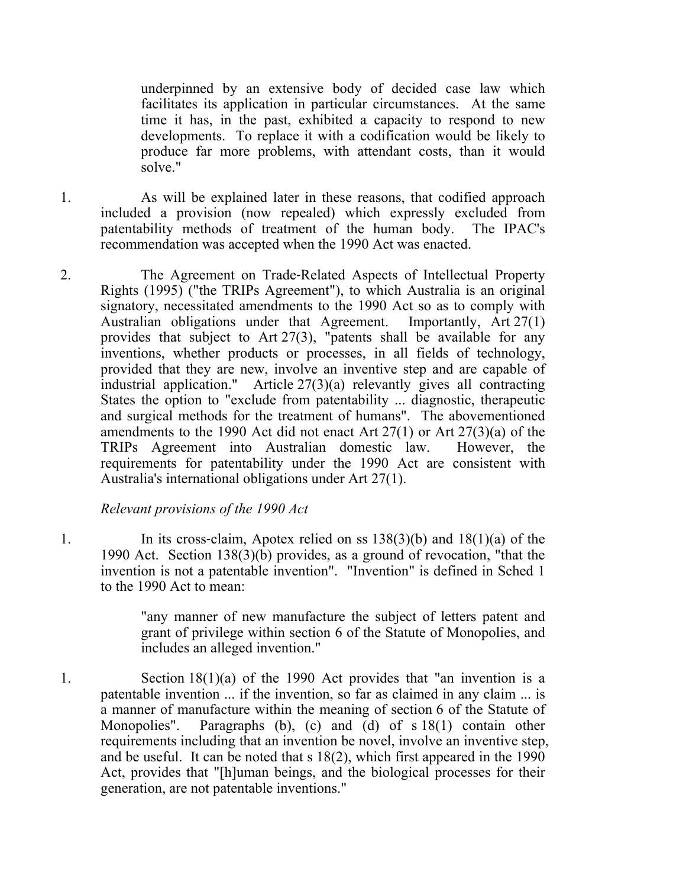> underpinned by an extensive body of decided case law which facilitates its application in particular circumstances. At the same time it has, in the past, exhibited a capacity to respond to new developments. To replace it with a codification would be likely to produce far more problems, with attendant costs, than it would solve."

1. As will be explained later in these reasons, that codified approach included a provision (now repealed) which expressly excluded from patentability methods of treatment of the human body. The IPAC's recommendation was accepted when the 1990 Act was enacted.

2. The Agreement on Trade-Related Aspects of Intellectual Property Rights (1995) ("the TRIPs Agreement"), to which Australia is an original signatory, necessitated amendments to the 1990 Act so as to comply with Australian obligations under that Agreement. Importantly, Art 27(1) provides that subject to Art 27(3), "patents shall be available for any inventions, whether products or processes, in all fields of technology, provided that they are new, involve an inventive step and are capable of industrial application." Article 27(3)(a) relevantly gives all contracting States the option to "exclude from patentability ... diagnostic, therapeutic and surgical methods for the treatment of humans". The abovementioned amendments to the 1990 Act did not enact Art 27(1) or Art 27(3)(a) of the TRIPs Agreement into Australian domestic law. However, the requirements for patentability under the 1990 Act are consistent with Australia's international obligations under Art 27(1).

*Relevant provisions of the 1990 Act*

1. In its cross-claim, Apotex relied on ss 138(3)(b) and 18(1)(a) of the 1990 Act. Section 138(3)(b) provides, as a ground of revocation, "that the invention is not a patentable invention". "Invention" is defined in Sched 1 to the 1990 Act to mean:

> "any manner of new manufacture the subject of letters patent and grant of privilege within section 6 of the Statute of Monopolies, and includes an alleged invention."

1. Section 18(1)(a) of the 1990 Act provides that "an invention is a patentable invention ... if the invention, so far as claimed in any claim ... is a manner of manufacture within the meaning of section 6 of the Statute of Monopolies". Paragraphs (b), (c) and (d) of s 18(1) contain other requirements including that an invention be novel, involve an inventive step, and be useful. It can be noted that s 18(2), which first appeared in the 1990 Act, provides that "[h]uman beings, and the biological processes for their generation, are not patentable inventions."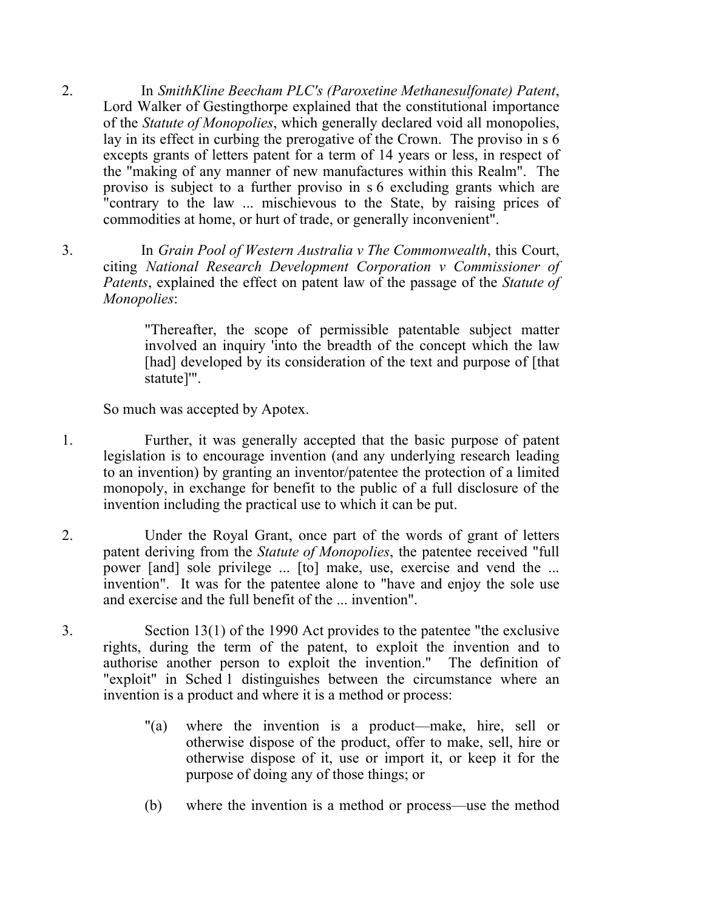2. In *SmithKline Beecham PLC's (Paroxetine Methanesulfonate) Patent*, Lord Walker of Gestingthorpe explained that the constitutional importance of the *Statute of Monopolies*, which generally declared void all monopolies, lay in its effect in curbing the prerogative of the Crown. The proviso in s 6 excepts grants of letters patent for a term of 14 years or less, in respect of the "making of any manner of new manufactures within this Realm". The proviso is subject to a further proviso in s 6 excluding grants which are "contrary to the law ... mischievous to the State, by raising prices of commodities at home, or hurt of trade, or generally inconvenient".

3. In *Grain Pool of Western Australia v The Commonwealth*, this Court, citing *National Research Development Corporation v Commissioner of Patents*, explained the effect on patent law of the passage of the *Statute of Monopolies*:

> "Thereafter, the scope of permissible patentable subject matter involved an inquiry 'into the breadth of the concept which the law [had] developed by its consideration of the text and purpose of [that statute]'".

So much was accepted by Apotex.

1. Further, it was generally accepted that the basic purpose of patent legislation is to encourage invention (and any underlying research leading to an invention) by granting an inventor/patentee the protection of a limited monopoly, in exchange for benefit to the public of a full disclosure of the invention including the practical use to which it can be put.

2. Under the Royal Grant, once part of the words of grant of letters patent deriving from the *Statute of Monopolies*, the patentee received "full power [and] sole privilege ... [to] make, use, exercise and vend the ... invention". It was for the patentee alone to "have and enjoy the sole use and exercise and the full benefit of the ... invention".

3. Section 13(1) of the 1990 Act provides to the patentee "the exclusive rights, during the term of the patent, to exploit the invention and to authorise another person to exploit the invention." The definition of "exploit" in Sched 1 distinguishes between the circumstance where an invention is a product and where it is a method or process:

> "(a) where the invention is a product—make, hire, sell or otherwise dispose of the product, offer to make, sell, hire or otherwise dispose of it, use or import it, or keep it for the purpose of doing any of those things; or
>
> (b) where the invention is a method or process—use the method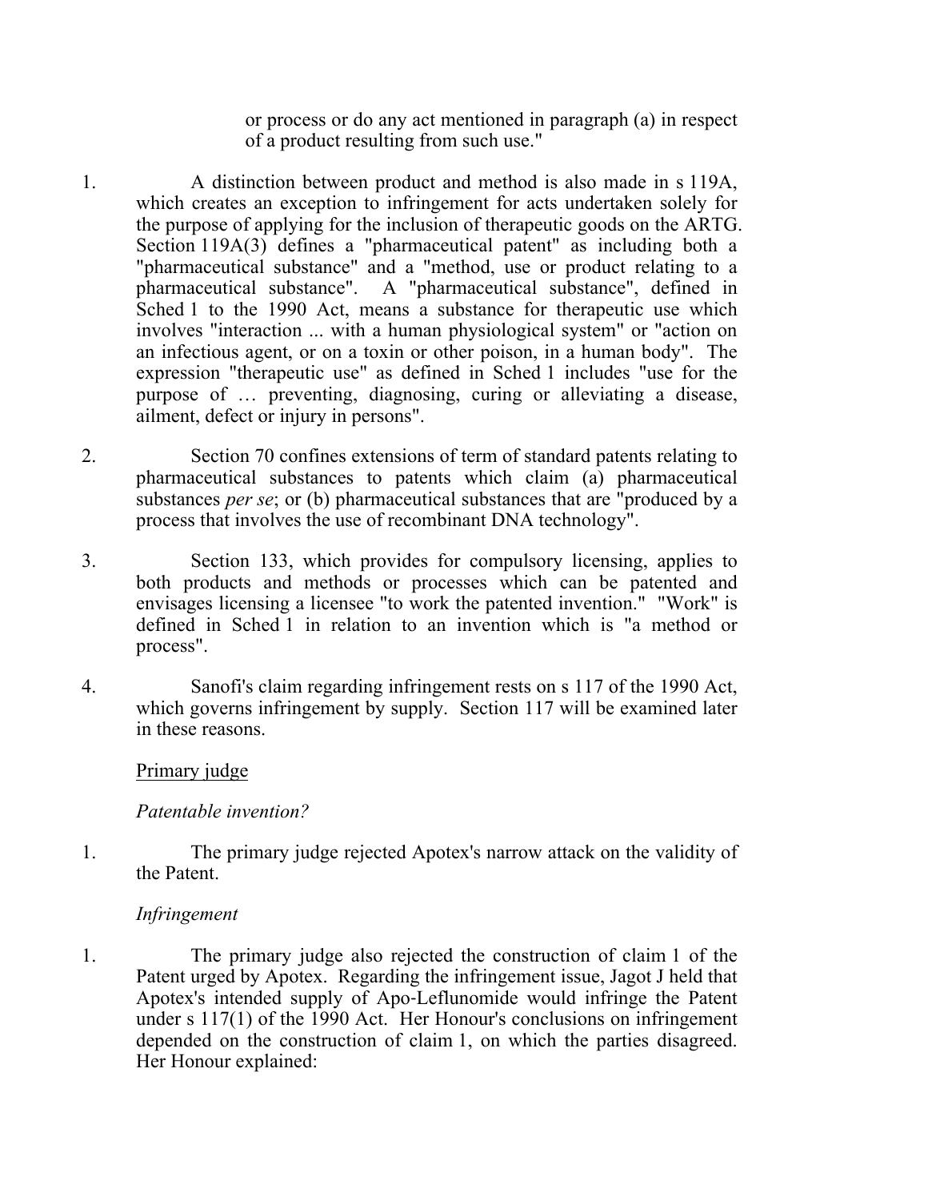or process or do any act mentioned in paragraph (a) in respect of a product resulting from such use."

1. A distinction between product and method is also made in s 119A, which creates an exception to infringement for acts undertaken solely for the purpose of applying for the inclusion of therapeutic goods on the ARTG. Section 119A(3) defines a "pharmaceutical patent" as including both a "pharmaceutical substance" and a "method, use or product relating to a pharmaceutical substance". A "pharmaceutical substance", defined in Sched 1 to the 1990 Act, means a substance for therapeutic use which involves "interaction ... with a human physiological system" or "action on an infectious agent, or on a toxin or other poison, in a human body". The expression "therapeutic use" as defined in Sched 1 includes "use for the purpose of … preventing, diagnosing, curing or alleviating a disease, ailment, defect or injury in persons".

2. Section 70 confines extensions of term of standard patents relating to pharmaceutical substances to patents which claim (a) pharmaceutical substances *per se*; or (b) pharmaceutical substances that are "produced by a process that involves the use of recombinant DNA technology".

3. Section 133, which provides for compulsory licensing, applies to both products and methods or processes which can be patented and envisages licensing a licensee "to work the patented invention." "Work" is defined in Sched 1 in relation to an invention which is "a method or process".

4. Sanofi's claim regarding infringement rests on s 117 of the 1990 Act, which governs infringement by supply. Section 117 will be examined later in these reasons.

Primary judge

*Patentable invention?*

1. The primary judge rejected Apotex's narrow attack on the validity of the Patent.

*Infringement*

1. The primary judge also rejected the construction of claim 1 of the Patent urged by Apotex. Regarding the infringement issue, Jagot J held that Apotex's intended supply of Apo-Leflunomide would infringe the Patent under s 117(1) of the 1990 Act. Her Honour's conclusions on infringement depended on the construction of claim 1, on which the parties disagreed. Her Honour explained: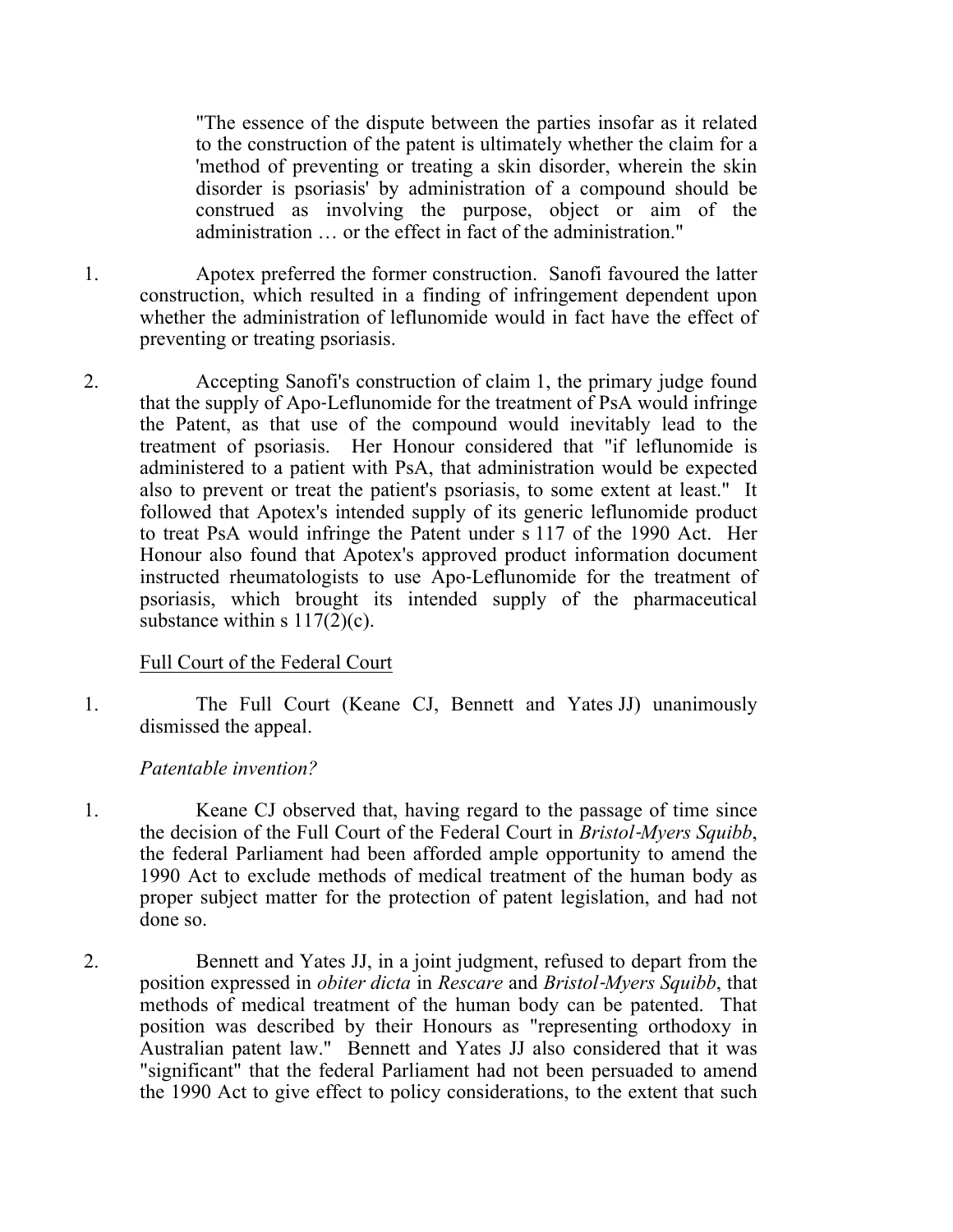> "The essence of the dispute between the parties insofar as it related to the construction of the patent is ultimately whether the claim for a 'method of preventing or treating a skin disorder, wherein the skin disorder is psoriasis' by administration of a compound should be construed as involving the purpose, object or aim of the administration … or the effect in fact of the administration."

1. Apotex preferred the former construction. Sanofi favoured the latter construction, which resulted in a finding of infringement dependent upon whether the administration of leflunomide would in fact have the effect of preventing or treating psoriasis.

2. Accepting Sanofi's construction of claim 1, the primary judge found that the supply of Apo-Leflunomide for the treatment of PsA would infringe the Patent, as that use of the compound would inevitably lead to the treatment of psoriasis. Her Honour considered that "if leflunomide is administered to a patient with PsA, that administration would be expected also to prevent or treat the patient's psoriasis, to some extent at least." It followed that Apotex's intended supply of its generic leflunomide product to treat PsA would infringe the Patent under s 117 of the 1990 Act. Her Honour also found that Apotex's approved product information document instructed rheumatologists to use Apo-Leflunomide for the treatment of psoriasis, which brought its intended supply of the pharmaceutical substance within s 117(2)(c).

<u>Full Court of the Federal Court</u>

1. The Full Court (Keane CJ, Bennett and Yates JJ) unanimously dismissed the appeal.

*Patentable invention?*

1. Keane CJ observed that, having regard to the passage of time since the decision of the Full Court of the Federal Court in *Bristol-Myers Squibb*, the federal Parliament had been afforded ample opportunity to amend the 1990 Act to exclude methods of medical treatment of the human body as proper subject matter for the protection of patent legislation, and had not done so.

2. Bennett and Yates JJ, in a joint judgment, refused to depart from the position expressed in *obiter dicta* in *Rescare* and *Bristol-Myers Squibb*, that methods of medical treatment of the human body can be patented. That position was described by their Honours as "representing orthodoxy in Australian patent law." Bennett and Yates JJ also considered that it was "significant" that the federal Parliament had not been persuaded to amend the 1990 Act to give effect to policy considerations, to the extent that such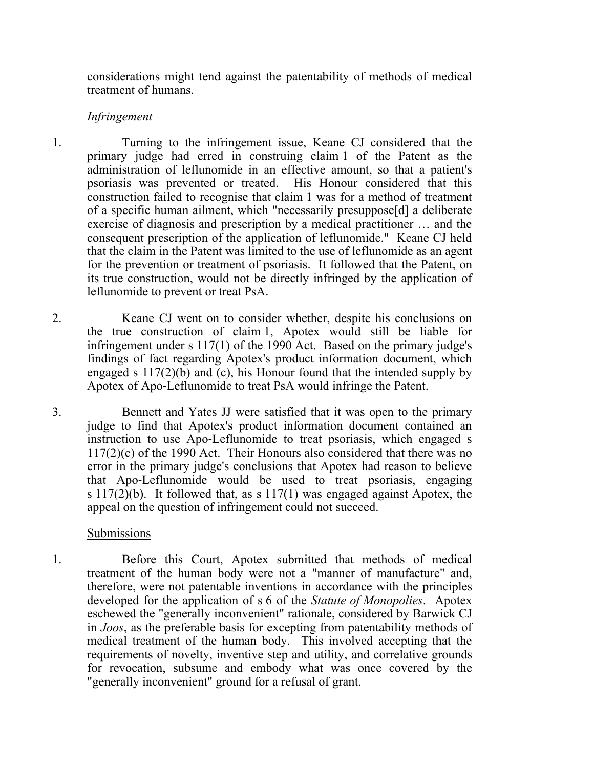considerations might tend against the patentability of methods of medical treatment of humans.

*Infringement*

1. Turning to the infringement issue, Keane CJ considered that the primary judge had erred in construing claim 1 of the Patent as the administration of leflunomide in an effective amount, so that a patient's psoriasis was prevented or treated. His Honour considered that this construction failed to recognise that claim 1 was for a method of treatment of a specific human ailment, which "necessarily presuppose[d] a deliberate exercise of diagnosis and prescription by a medical practitioner … and the consequent prescription of the application of leflunomide." Keane CJ held that the claim in the Patent was limited to the use of leflunomide as an agent for the prevention or treatment of psoriasis. It followed that the Patent, on its true construction, would not be directly infringed by the application of leflunomide to prevent or treat PsA.

2. Keane CJ went on to consider whether, despite his conclusions on the true construction of claim 1, Apotex would still be liable for infringement under s 117(1) of the 1990 Act. Based on the primary judge's findings of fact regarding Apotex's product information document, which engaged s 117(2)(b) and (c), his Honour found that the intended supply by Apotex of Apo-Leflunomide to treat PsA would infringe the Patent.

3. Bennett and Yates JJ were satisfied that it was open to the primary judge to find that Apotex's product information document contained an instruction to use Apo-Leflunomide to treat psoriasis, which engaged s 117(2)(c) of the 1990 Act. Their Honours also considered that there was no error in the primary judge's conclusions that Apotex had reason to believe that Apo-Leflunomide would be used to treat psoriasis, engaging s 117(2)(b). It followed that, as s 117(1) was engaged against Apotex, the appeal on the question of infringement could not succeed.

Submissions

1. Before this Court, Apotex submitted that methods of medical treatment of the human body were not a "manner of manufacture" and, therefore, were not patentable inventions in accordance with the principles developed for the application of s 6 of the *Statute of Monopolies*. Apotex eschewed the "generally inconvenient" rationale, considered by Barwick CJ in *Joos*, as the preferable basis for excepting from patentability methods of medical treatment of the human body. This involved accepting that the requirements of novelty, inventive step and utility, and correlative grounds for revocation, subsume and embody what was once covered by the "generally inconvenient" ground for a refusal of grant.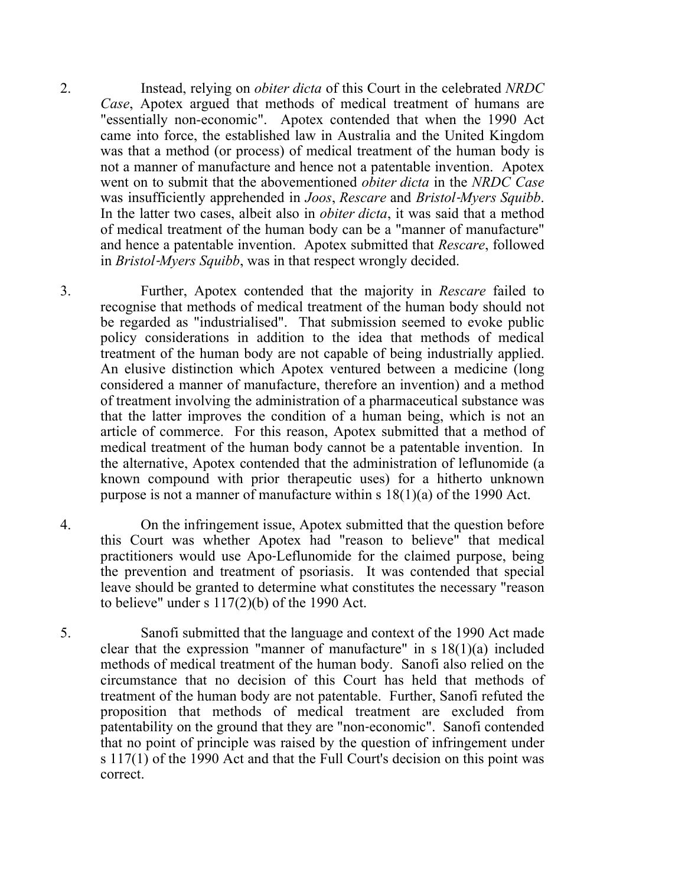2. Instead, relying on *obiter dicta* of this Court in the celebrated *NRDC Case*, Apotex argued that methods of medical treatment of humans are "essentially non-economic". Apotex contended that when the 1990 Act came into force, the established law in Australia and the United Kingdom was that a method (or process) of medical treatment of the human body is not a manner of manufacture and hence not a patentable invention. Apotex went on to submit that the abovementioned *obiter dicta* in the *NRDC Case* was insufficiently apprehended in *Joos*, *Rescare* and *Bristol-Myers Squibb*. In the latter two cases, albeit also in *obiter dicta*, it was said that a method of medical treatment of the human body can be a "manner of manufacture" and hence a patentable invention. Apotex submitted that *Rescare*, followed in *Bristol-Myers Squibb*, was in that respect wrongly decided.

3. Further, Apotex contended that the majority in *Rescare* failed to recognise that methods of medical treatment of the human body should not be regarded as "industrialised". That submission seemed to evoke public policy considerations in addition to the idea that methods of medical treatment of the human body are not capable of being industrially applied. An elusive distinction which Apotex ventured between a medicine (long considered a manner of manufacture, therefore an invention) and a method of treatment involving the administration of a pharmaceutical substance was that the latter improves the condition of a human being, which is not an article of commerce. For this reason, Apotex submitted that a method of medical treatment of the human body cannot be a patentable invention. In the alternative, Apotex contended that the administration of leflunomide (a known compound with prior therapeutic uses) for a hitherto unknown purpose is not a manner of manufacture within s 18(1)(a) of the 1990 Act.

4. On the infringement issue, Apotex submitted that the question before this Court was whether Apotex had "reason to believe" that medical practitioners would use Apo-Leflunomide for the claimed purpose, being the prevention and treatment of psoriasis. It was contended that special leave should be granted to determine what constitutes the necessary "reason to believe" under s 117(2)(b) of the 1990 Act.

5. Sanofi submitted that the language and context of the 1990 Act made clear that the expression "manner of manufacture" in s 18(1)(a) included methods of medical treatment of the human body. Sanofi also relied on the circumstance that no decision of this Court has held that methods of treatment of the human body are not patentable. Further, Sanofi refuted the proposition that methods of medical treatment are excluded from patentability on the ground that they are "non-economic". Sanofi contended that no point of principle was raised by the question of infringement under s 117(1) of the 1990 Act and that the Full Court's decision on this point was correct.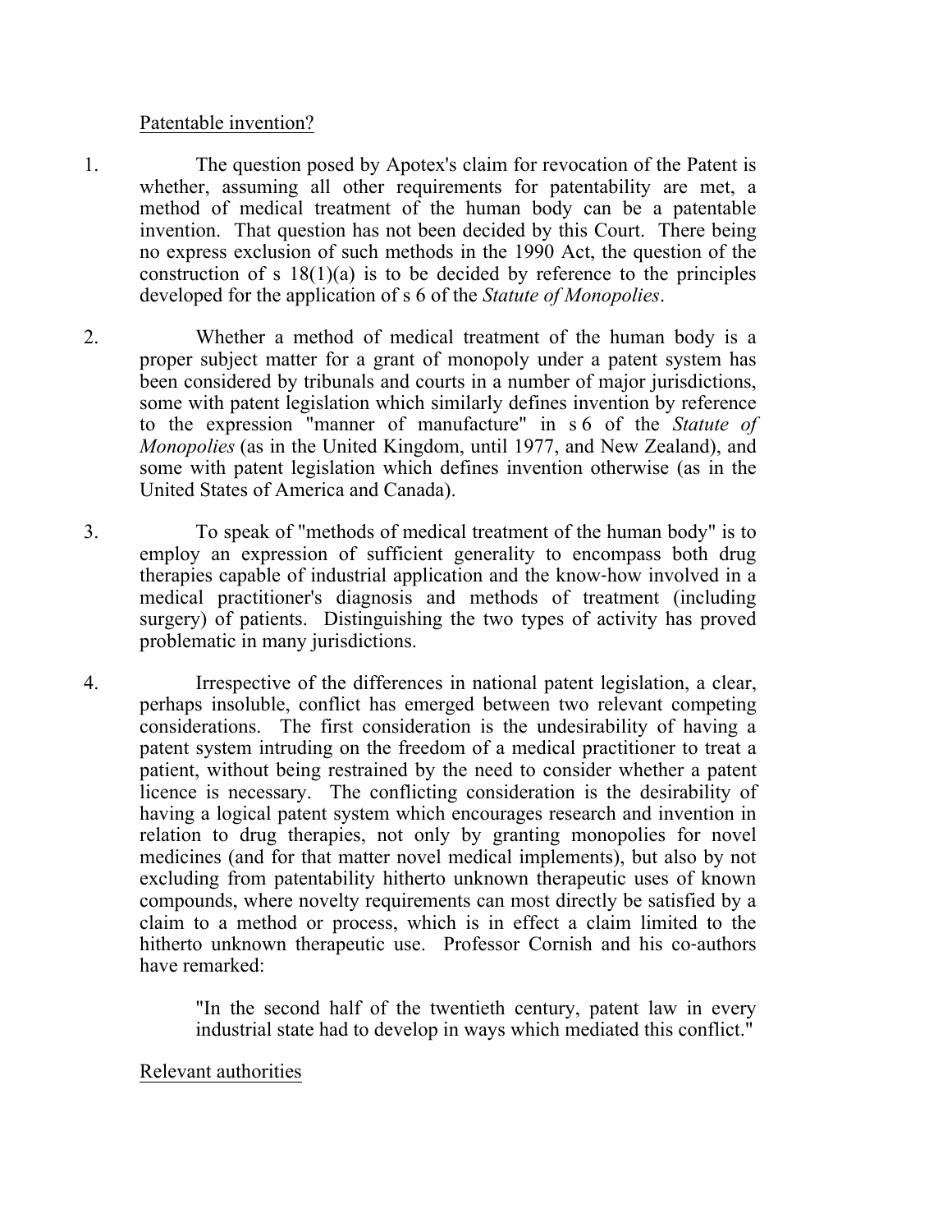Patentable invention?

1. The question posed by Apotex's claim for revocation of the Patent is whether, assuming all other requirements for patentability are met, a method of medical treatment of the human body can be a patentable invention. That question has not been decided by this Court. There being no express exclusion of such methods in the 1990 Act, the question of the construction of s 18(1)(a) is to be decided by reference to the principles developed for the application of s 6 of the *Statute of Monopolies*.

2. Whether a method of medical treatment of the human body is a proper subject matter for a grant of monopoly under a patent system has been considered by tribunals and courts in a number of major jurisdictions, some with patent legislation which similarly defines invention by reference to the expression "manner of manufacture" in s 6 of the *Statute of Monopolies* (as in the United Kingdom, until 1977, and New Zealand), and some with patent legislation which defines invention otherwise (as in the United States of America and Canada).

3. To speak of "methods of medical treatment of the human body" is to employ an expression of sufficient generality to encompass both drug therapies capable of industrial application and the know-how involved in a medical practitioner's diagnosis and methods of treatment (including surgery) of patients. Distinguishing the two types of activity has proved problematic in many jurisdictions.

4. Irrespective of the differences in national patent legislation, a clear, perhaps insoluble, conflict has emerged between two relevant competing considerations. The first consideration is the undesirability of having a patent system intruding on the freedom of a medical practitioner to treat a patient, without being restrained by the need to consider whether a patent licence is necessary. The conflicting consideration is the desirability of having a logical patent system which encourages research and invention in relation to drug therapies, not only by granting monopolies for novel medicines (and for that matter novel medical implements), but also by not excluding from patentability hitherto unknown therapeutic uses of known compounds, where novelty requirements can most directly be satisfied by a claim to a method or process, which is in effect a claim limited to the hitherto unknown therapeutic use. Professor Cornish and his co-authors have remarked:

> "In the second half of the twentieth century, patent law in every industrial state had to develop in ways which mediated this conflict."

Relevant authorities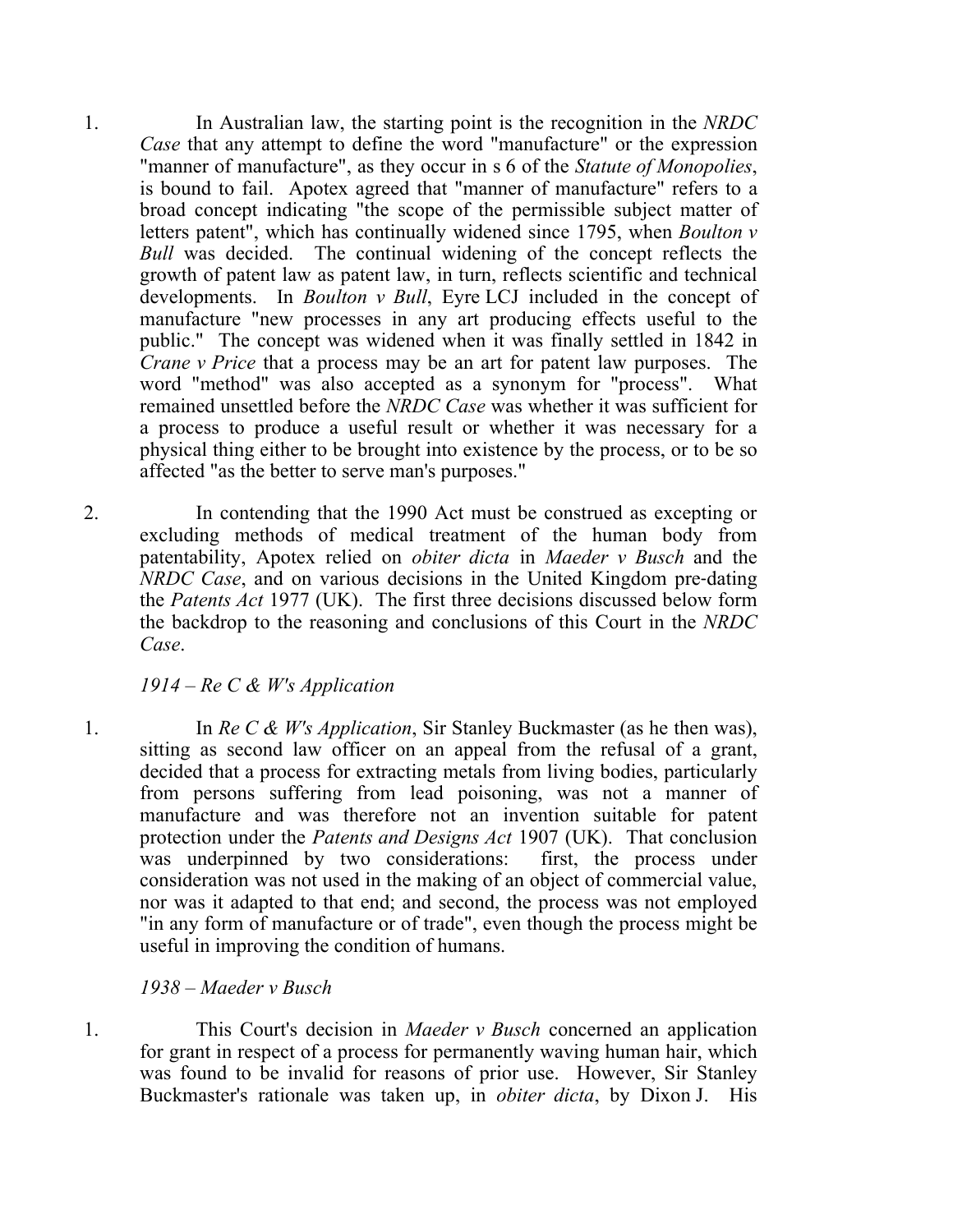1. In Australian law, the starting point is the recognition in the *NRDC Case* that any attempt to define the word "manufacture" or the expression "manner of manufacture", as they occur in s 6 of the *Statute of Monopolies*, is bound to fail. Apotex agreed that "manner of manufacture" refers to a broad concept indicating "the scope of the permissible subject matter of letters patent", which has continually widened since 1795, when *Boulton v Bull* was decided. The continual widening of the concept reflects the growth of patent law as patent law, in turn, reflects scientific and technical developments. In *Boulton v Bull*, Eyre LCJ included in the concept of manufacture "new processes in any art producing effects useful to the public." The concept was widened when it was finally settled in 1842 in *Crane v Price* that a process may be an art for patent law purposes. The word "method" was also accepted as a synonym for "process". What remained unsettled before the *NRDC Case* was whether it was sufficient for a process to produce a useful result or whether it was necessary for a physical thing either to be brought into existence by the process, or to be so affected "as the better to serve man's purposes."

2. In contending that the 1990 Act must be construed as excepting or excluding methods of medical treatment of the human body from patentability, Apotex relied on *obiter dicta* in *Maeder v Busch* and the *NRDC Case*, and on various decisions in the United Kingdom pre-dating the *Patents Act* 1977 (UK). The first three decisions discussed below form the backdrop to the reasoning and conclusions of this Court in the *NRDC Case*.

*1914 – Re C & W's Application*

1. In *Re C & W's Application*, Sir Stanley Buckmaster (as he then was), sitting as second law officer on an appeal from the refusal of a grant, decided that a process for extracting metals from living bodies, particularly from persons suffering from lead poisoning, was not a manner of manufacture and was therefore not an invention suitable for patent protection under the *Patents and Designs Act* 1907 (UK). That conclusion was underpinned by two considerations: first, the process under consideration was not used in the making of an object of commercial value, nor was it adapted to that end; and second, the process was not employed "in any form of manufacture or of trade", even though the process might be useful in improving the condition of humans.

*1938 – Maeder v Busch*

1. This Court's decision in *Maeder v Busch* concerned an application for grant in respect of a process for permanently waving human hair, which was found to be invalid for reasons of prior use. However, Sir Stanley Buckmaster's rationale was taken up, in *obiter dicta*, by Dixon J. His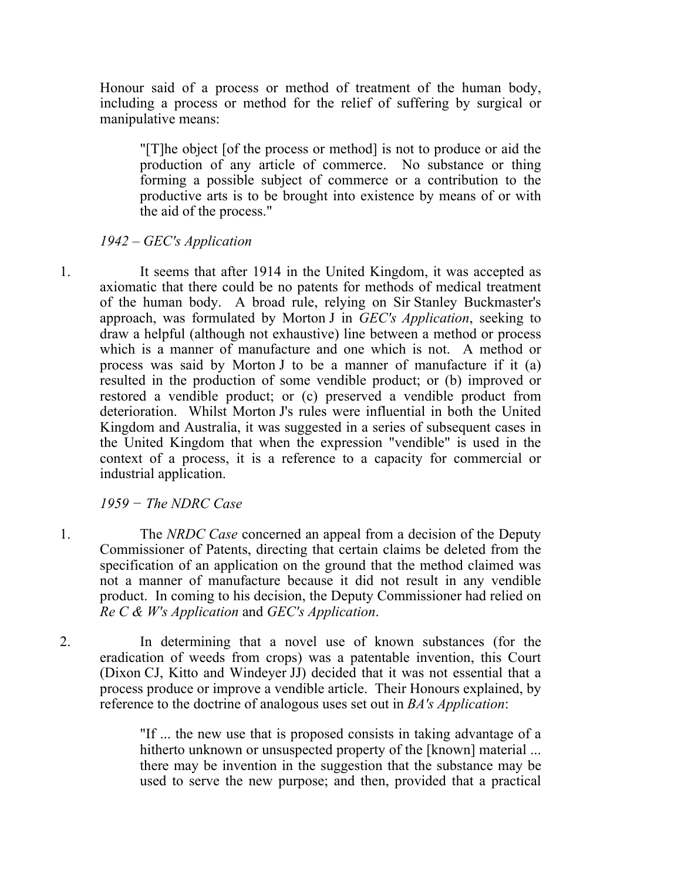Honour said of a process or method of treatment of the human body, including a process or method for the relief of suffering by surgical or manipulative means:

> "[T]he object [of the process or method] is not to produce or aid the production of any article of commerce. No substance or thing forming a possible subject of commerce or a contribution to the productive arts is to be brought into existence by means of or with the aid of the process."

*1942 – GEC's Application*

1. It seems that after 1914 in the United Kingdom, it was accepted as axiomatic that there could be no patents for methods of medical treatment of the human body. A broad rule, relying on Sir Stanley Buckmaster's approach, was formulated by Morton J in *GEC's Application*, seeking to draw a helpful (although not exhaustive) line between a method or process which is a manner of manufacture and one which is not. A method or process was said by Morton J to be a manner of manufacture if it (a) resulted in the production of some vendible product; or (b) improved or restored a vendible product; or (c) preserved a vendible product from deterioration. Whilst Morton J's rules were influential in both the United Kingdom and Australia, it was suggested in a series of subsequent cases in the United Kingdom that when the expression "vendible" is used in the context of a process, it is a reference to a capacity for commercial or industrial application.

*1959 − The NDRC Case*

1. The *NRDC Case* concerned an appeal from a decision of the Deputy Commissioner of Patents, directing that certain claims be deleted from the specification of an application on the ground that the method claimed was not a manner of manufacture because it did not result in any vendible product. In coming to his decision, the Deputy Commissioner had relied on *Re C & W's Application* and *GEC's Application*.

2. In determining that a novel use of known substances (for the eradication of weeds from crops) was a patentable invention, this Court (Dixon CJ, Kitto and Windeyer JJ) decided that it was not essential that a process produce or improve a vendible article. Their Honours explained, by reference to the doctrine of analogous uses set out in *BA's Application*:

> "If ... the new use that is proposed consists in taking advantage of a hitherto unknown or unsuspected property of the [known] material ... there may be invention in the suggestion that the substance may be used to serve the new purpose; and then, provided that a practical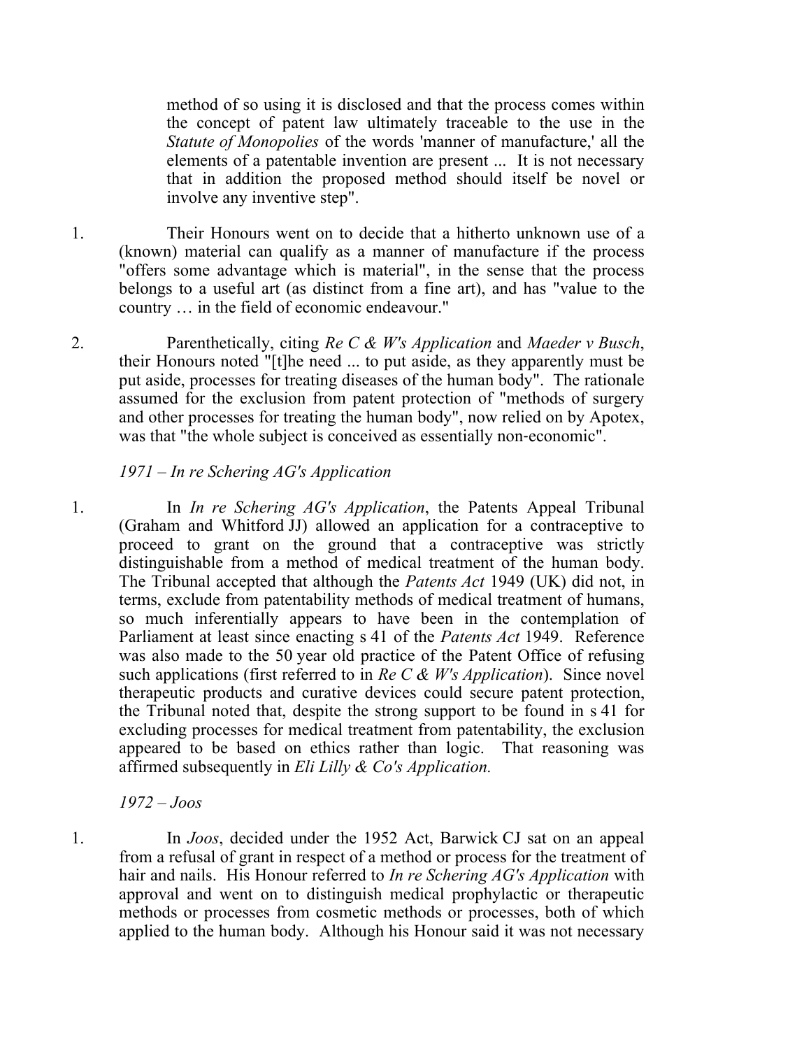> method of so using it is disclosed and that the process comes within the concept of patent law ultimately traceable to the use in the *Statute of Monopolies* of the words 'manner of manufacture,' all the elements of a patentable invention are present ... It is not necessary that in addition the proposed method should itself be novel or involve any inventive step".

1. Their Honours went on to decide that a hitherto unknown use of a (known) material can qualify as a manner of manufacture if the process "offers some advantage which is material", in the sense that the process belongs to a useful art (as distinct from a fine art), and has "value to the country … in the field of economic endeavour."

2. Parenthetically, citing *Re C & W's Application* and *Maeder v Busch*, their Honours noted "[t]he need ... to put aside, as they apparently must be put aside, processes for treating diseases of the human body". The rationale assumed for the exclusion from patent protection of "methods of surgery and other processes for treating the human body", now relied on by Apotex, was that "the whole subject is conceived as essentially non-economic".

*1971 – In re Schering AG's Application*

1. In *In re Schering AG's Application*, the Patents Appeal Tribunal (Graham and Whitford JJ) allowed an application for a contraceptive to proceed to grant on the ground that a contraceptive was strictly distinguishable from a method of medical treatment of the human body. The Tribunal accepted that although the *Patents Act* 1949 (UK) did not, in terms, exclude from patentability methods of medical treatment of humans, so much inferentially appears to have been in the contemplation of Parliament at least since enacting s 41 of the *Patents Act* 1949. Reference was also made to the 50 year old practice of the Patent Office of refusing such applications (first referred to in *Re C & W's Application*). Since novel therapeutic products and curative devices could secure patent protection, the Tribunal noted that, despite the strong support to be found in s 41 for excluding processes for medical treatment from patentability, the exclusion appeared to be based on ethics rather than logic. That reasoning was affirmed subsequently in *Eli Lilly & Co's Application.*

*1972 – Joos*

1. In *Joos*, decided under the 1952 Act, Barwick CJ sat on an appeal from a refusal of grant in respect of a method or process for the treatment of hair and nails. His Honour referred to *In re Schering AG's Application* with approval and went on to distinguish medical prophylactic or therapeutic methods or processes from cosmetic methods or processes, both of which applied to the human body. Although his Honour said it was not necessary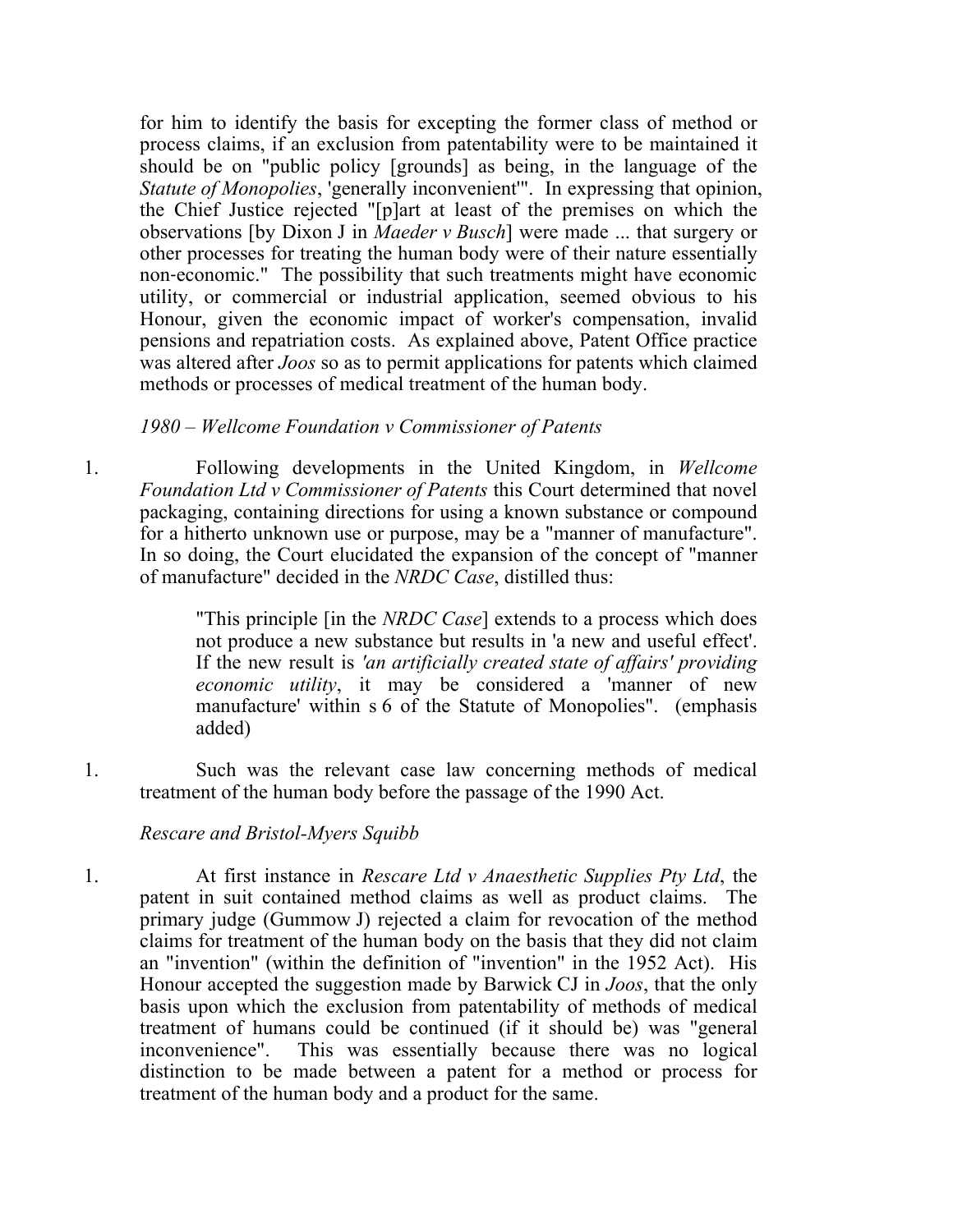for him to identify the basis for excepting the former class of method or process claims, if an exclusion from patentability were to be maintained it should be on "public policy [grounds] as being, in the language of the *Statute of Monopolies*, 'generally inconvenient'". In expressing that opinion, the Chief Justice rejected "[p]art at least of the premises on which the observations [by Dixon J in *Maeder v Busch*] were made ... that surgery or other processes for treating the human body were of their nature essentially non-economic." The possibility that such treatments might have economic utility, or commercial or industrial application, seemed obvious to his Honour, given the economic impact of worker's compensation, invalid pensions and repatriation costs. As explained above, Patent Office practice was altered after *Joos* so as to permit applications for patents which claimed methods or processes of medical treatment of the human body.

*1980 – Wellcome Foundation v Commissioner of Patents*

1. Following developments in the United Kingdom, in *Wellcome Foundation Ltd v Commissioner of Patents* this Court determined that novel packaging, containing directions for using a known substance or compound for a hitherto unknown use or purpose, may be a "manner of manufacture". In so doing, the Court elucidated the expansion of the concept of "manner of manufacture" decided in the *NRDC Case*, distilled thus:

> "This principle [in the *NRDC Case*] extends to a process which does not produce a new substance but results in 'a new and useful effect'. If the new result is *'an artificially created state of affairs' providing economic utility*, it may be considered a 'manner of new manufacture' within s 6 of the Statute of Monopolies". (emphasis added)

1. Such was the relevant case law concerning methods of medical treatment of the human body before the passage of the 1990 Act.

*Rescare and Bristol-Myers Squibb*

1. At first instance in *Rescare Ltd v Anaesthetic Supplies Pty Ltd*, the patent in suit contained method claims as well as product claims. The primary judge (Gummow J) rejected a claim for revocation of the method claims for treatment of the human body on the basis that they did not claim an "invention" (within the definition of "invention" in the 1952 Act). His Honour accepted the suggestion made by Barwick CJ in *Joos*, that the only basis upon which the exclusion from patentability of methods of medical treatment of humans could be continued (if it should be) was "general inconvenience". This was essentially because there was no logical distinction to be made between a patent for a method or process for treatment of the human body and a product for the same.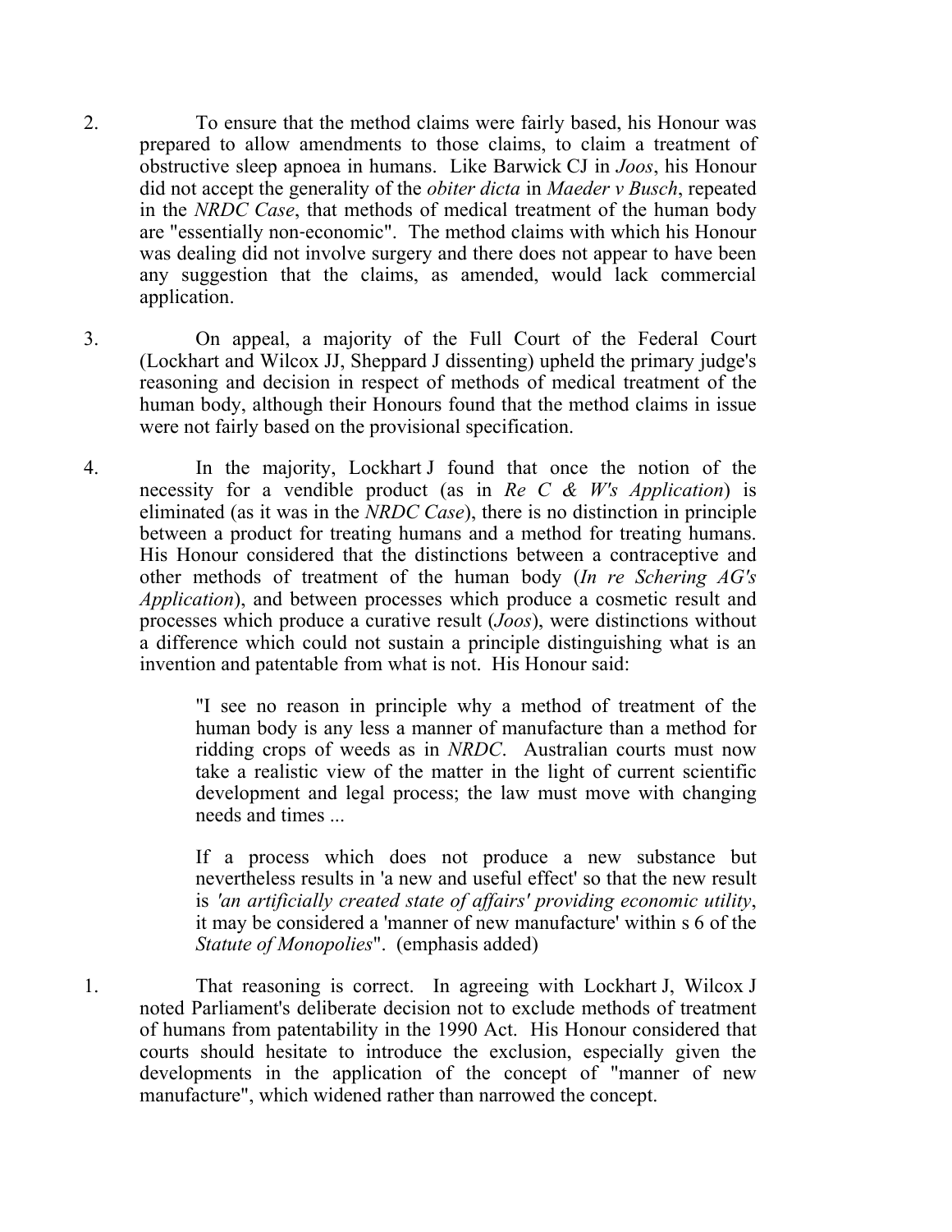2. To ensure that the method claims were fairly based, his Honour was prepared to allow amendments to those claims, to claim a treatment of obstructive sleep apnoea in humans. Like Barwick CJ in *Joos*, his Honour did not accept the generality of the *obiter dicta* in *Maeder v Busch*, repeated in the *NRDC Case*, that methods of medical treatment of the human body are "essentially non-economic". The method claims with which his Honour was dealing did not involve surgery and there does not appear to have been any suggestion that the claims, as amended, would lack commercial application.

3. On appeal, a majority of the Full Court of the Federal Court (Lockhart and Wilcox JJ, Sheppard J dissenting) upheld the primary judge's reasoning and decision in respect of methods of medical treatment of the human body, although their Honours found that the method claims in issue were not fairly based on the provisional specification.

4. In the majority, Lockhart J found that once the notion of the necessity for a vendible product (as in *Re C & W's Application*) is eliminated (as it was in the *NRDC Case*), there is no distinction in principle between a product for treating humans and a method for treating humans. His Honour considered that the distinctions between a contraceptive and other methods of treatment of the human body (*In re Schering AG's Application*), and between processes which produce a cosmetic result and processes which produce a curative result (*Joos*), were distinctions without a difference which could not sustain a principle distinguishing what is an invention and patentable from what is not. His Honour said:

> "I see no reason in principle why a method of treatment of the human body is any less a manner of manufacture than a method for ridding crops of weeds as in *NRDC*. Australian courts must now take a realistic view of the matter in the light of current scientific development and legal process; the law must move with changing needs and times ...
>
> If a process which does not produce a new substance but nevertheless results in 'a new and useful effect' so that the new result is *'an artificially created state of affairs' providing economic utility*, it may be considered a 'manner of new manufacture' within s 6 of the *Statute of Monopolies*". (emphasis added)

1. That reasoning is correct. In agreeing with Lockhart J, Wilcox J noted Parliament's deliberate decision not to exclude methods of treatment of humans from patentability in the 1990 Act. His Honour considered that courts should hesitate to introduce the exclusion, especially given the developments in the application of the concept of "manner of new manufacture", which widened rather than narrowed the concept.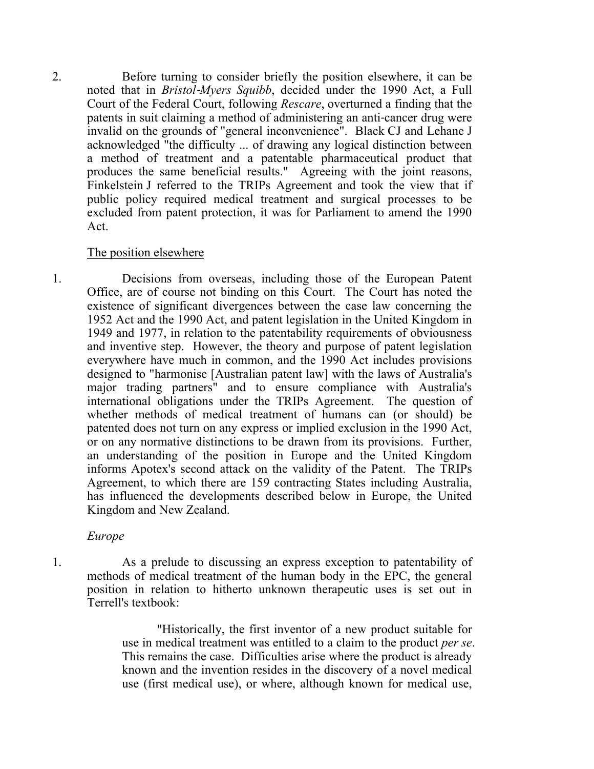2. Before turning to consider briefly the position elsewhere, it can be noted that in *Bristol-Myers Squibb*, decided under the 1990 Act, a Full Court of the Federal Court, following *Rescare*, overturned a finding that the patents in suit claiming a method of administering an anti-cancer drug were invalid on the grounds of "general inconvenience". Black CJ and Lehane J acknowledged "the difficulty ... of drawing any logical distinction between a method of treatment and a patentable pharmaceutical product that produces the same beneficial results." Agreeing with the joint reasons, Finkelstein J referred to the TRIPs Agreement and took the view that if public policy required medical treatment and surgical processes to be excluded from patent protection, it was for Parliament to amend the 1990 Act.

<u>The position elsewhere</u>

1. Decisions from overseas, including those of the European Patent Office, are of course not binding on this Court. The Court has noted the existence of significant divergences between the case law concerning the 1952 Act and the 1990 Act, and patent legislation in the United Kingdom in 1949 and 1977, in relation to the patentability requirements of obviousness and inventive step. However, the theory and purpose of patent legislation everywhere have much in common, and the 1990 Act includes provisions designed to "harmonise [Australian patent law] with the laws of Australia's major trading partners" and to ensure compliance with Australia's international obligations under the TRIPs Agreement. The question of whether methods of medical treatment of humans can (or should) be patented does not turn on any express or implied exclusion in the 1990 Act, or on any normative distinctions to be drawn from its provisions. Further, an understanding of the position in Europe and the United Kingdom informs Apotex's second attack on the validity of the Patent. The TRIPs Agreement, to which there are 159 contracting States including Australia, has influenced the developments described below in Europe, the United Kingdom and New Zealand.

*Europe*

1. As a prelude to discussing an express exception to patentability of methods of medical treatment of the human body in the EPC, the general position in relation to hitherto unknown therapeutic uses is set out in Terrell's textbook:

> "Historically, the first inventor of a new product suitable for use in medical treatment was entitled to a claim to the product *per se*. This remains the case. Difficulties arise where the product is already known and the invention resides in the discovery of a novel medical use (first medical use), or where, although known for medical use,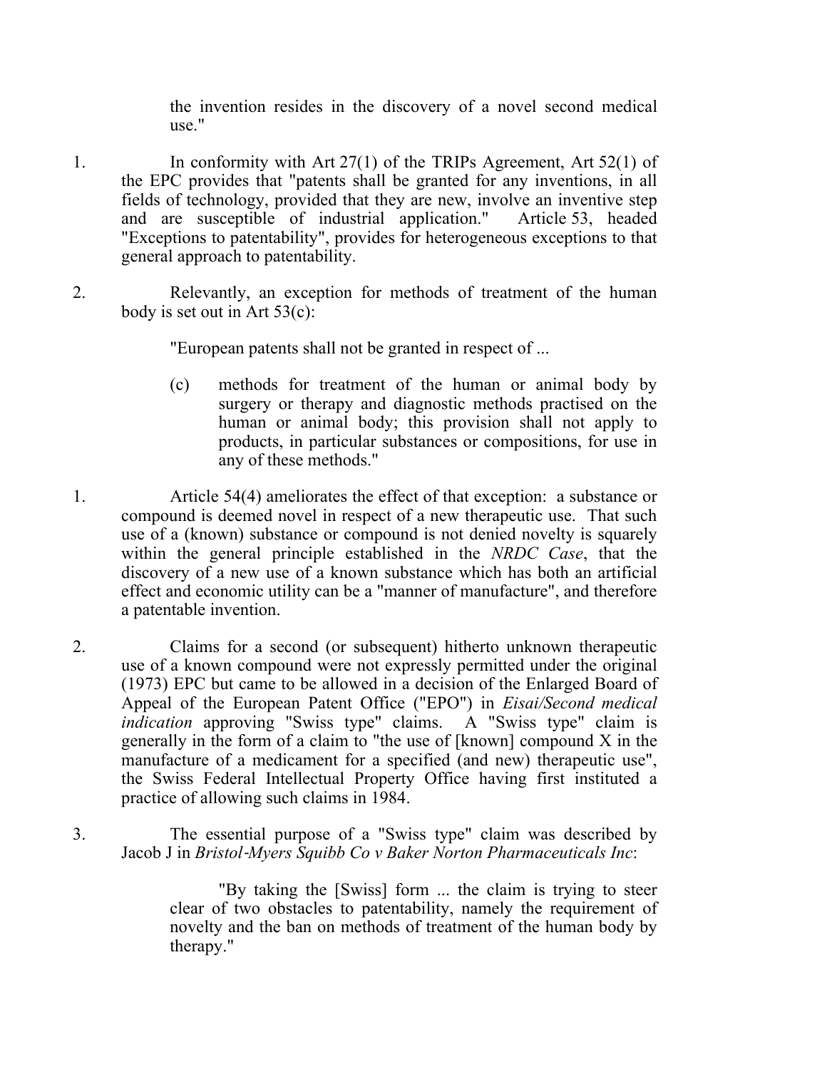the invention resides in the discovery of a novel second medical use."

1. In conformity with Art 27(1) of the TRIPs Agreement, Art 52(1) of the EPC provides that "patents shall be granted for any inventions, in all fields of technology, provided that they are new, involve an inventive step and are susceptible of industrial application." Article 53, headed "Exceptions to patentability", provides for heterogeneous exceptions to that general approach to patentability.

2. Relevantly, an exception for methods of treatment of the human body is set out in Art 53(c):

> "European patents shall not be granted in respect of ...
>
> (c) methods for treatment of the human or animal body by surgery or therapy and diagnostic methods practised on the human or animal body; this provision shall not apply to products, in particular substances or compositions, for use in any of these methods."

1. Article 54(4) ameliorates the effect of that exception: a substance or compound is deemed novel in respect of a new therapeutic use. That such use of a (known) substance or compound is not denied novelty is squarely within the general principle established in the *NRDC Case*, that the discovery of a new use of a known substance which has both an artificial effect and economic utility can be a "manner of manufacture", and therefore a patentable invention.

2. Claims for a second (or subsequent) hitherto unknown therapeutic use of a known compound were not expressly permitted under the original (1973) EPC but came to be allowed in a decision of the Enlarged Board of Appeal of the European Patent Office ("EPO") in *Eisai/Second medical indication* approving "Swiss type" claims. A "Swiss type" claim is generally in the form of a claim to "the use of [known] compound X in the manufacture of a medicament for a specified (and new) therapeutic use", the Swiss Federal Intellectual Property Office having first instituted a practice of allowing such claims in 1984.

3. The essential purpose of a "Swiss type" claim was described by Jacob J in *Bristol-Myers Squibb Co v Baker Norton Pharmaceuticals Inc*:

> "By taking the [Swiss] form ... the claim is trying to steer clear of two obstacles to patentability, namely the requirement of novelty and the ban on methods of treatment of the human body by therapy."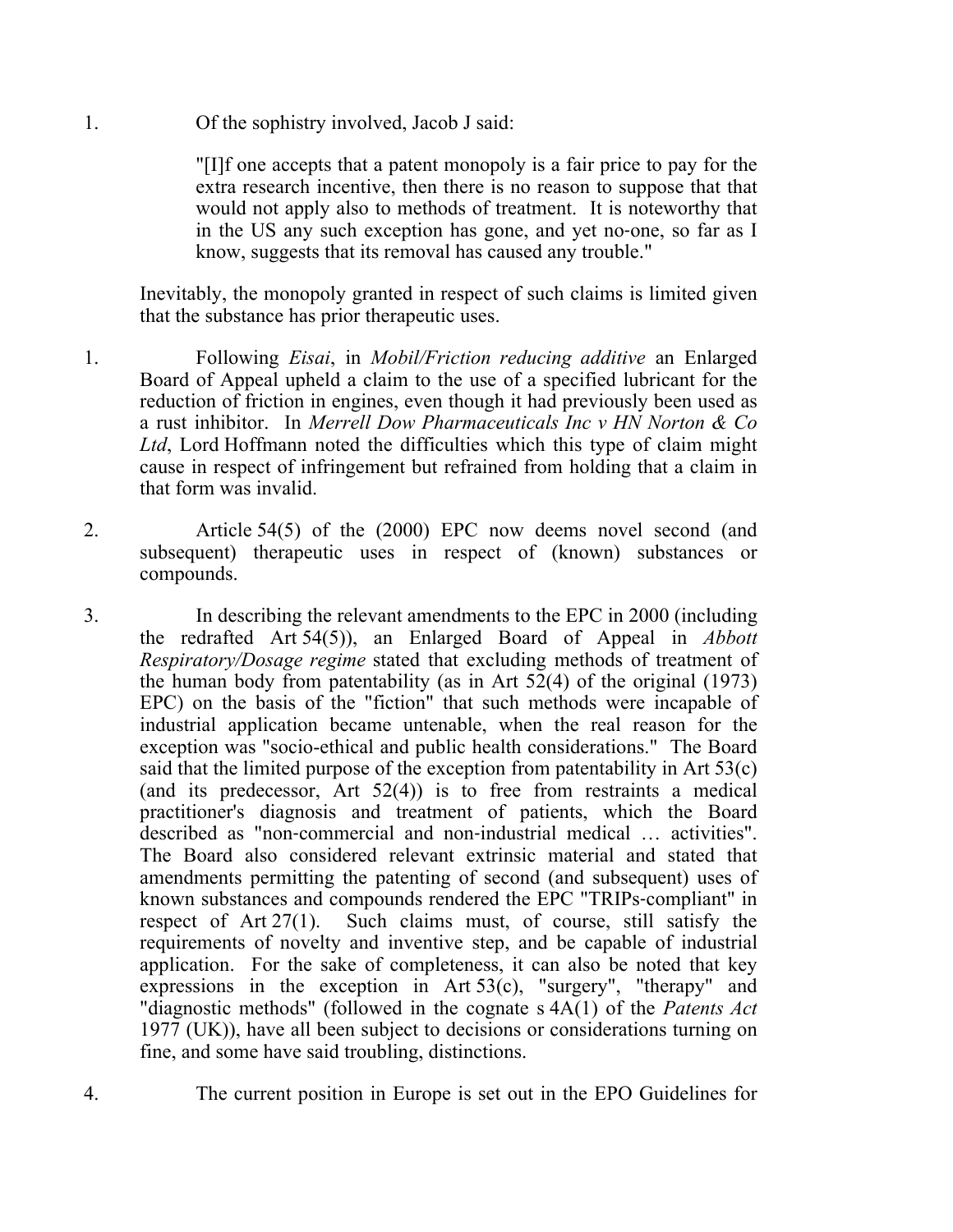1. Of the sophistry involved, Jacob J said:

> "[I]f one accepts that a patent monopoly is a fair price to pay for the extra research incentive, then there is no reason to suppose that that would not apply also to methods of treatment. It is noteworthy that in the US any such exception has gone, and yet no-one, so far as I know, suggests that its removal has caused any trouble."

Inevitably, the monopoly granted in respect of such claims is limited given that the substance has prior therapeutic uses.

1. Following *Eisai*, in *Mobil/Friction reducing additive* an Enlarged Board of Appeal upheld a claim to the use of a specified lubricant for the reduction of friction in engines, even though it had previously been used as a rust inhibitor. In *Merrell Dow Pharmaceuticals Inc v HN Norton & Co Ltd*, Lord Hoffmann noted the difficulties which this type of claim might cause in respect of infringement but refrained from holding that a claim in that form was invalid.

2. Article 54(5) of the (2000) EPC now deems novel second (and subsequent) therapeutic uses in respect of (known) substances or compounds.

3. In describing the relevant amendments to the EPC in 2000 (including the redrafted Art 54(5)), an Enlarged Board of Appeal in *Abbott Respiratory/Dosage regime* stated that excluding methods of treatment of the human body from patentability (as in Art 52(4) of the original (1973) EPC) on the basis of the "fiction" that such methods were incapable of industrial application became untenable, when the real reason for the exception was "socio-ethical and public health considerations." The Board said that the limited purpose of the exception from patentability in Art 53(c) (and its predecessor, Art 52(4)) is to free from restraints a medical practitioner's diagnosis and treatment of patients, which the Board described as "non-commercial and non-industrial medical … activities". The Board also considered relevant extrinsic material and stated that amendments permitting the patenting of second (and subsequent) uses of known substances and compounds rendered the EPC "TRIPs-compliant" in respect of Art 27(1). Such claims must, of course, still satisfy the requirements of novelty and inventive step, and be capable of industrial application. For the sake of completeness, it can also be noted that key expressions in the exception in Art 53(c), "surgery", "therapy" and "diagnostic methods" (followed in the cognate s 4A(1) of the *Patents Act* 1977 (UK)), have all been subject to decisions or considerations turning on fine, and some have said troubling, distinctions.

4. The current position in Europe is set out in the EPO Guidelines for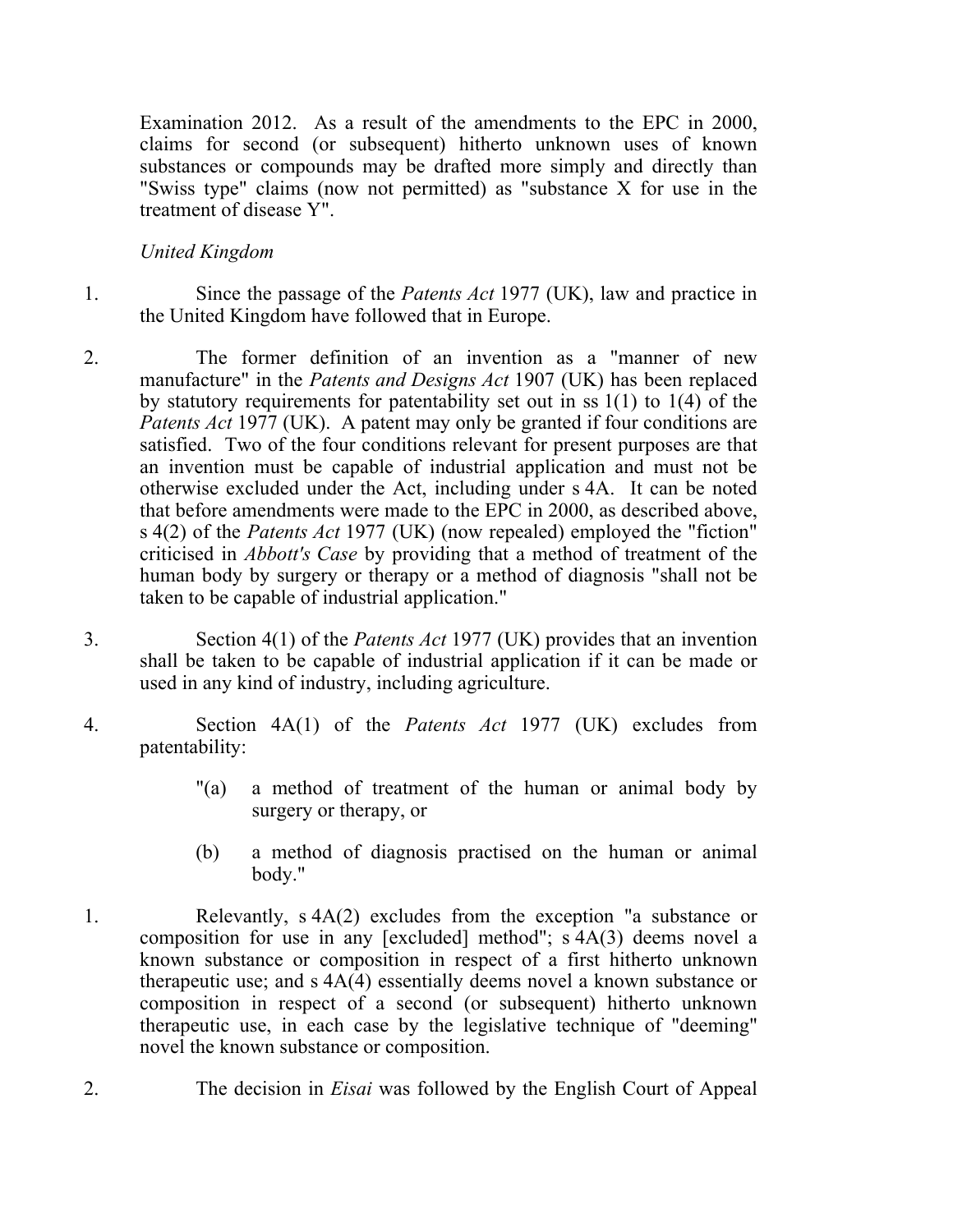Examination 2012. As a result of the amendments to the EPC in 2000, claims for second (or subsequent) hitherto unknown uses of known substances or compounds may be drafted more simply and directly than "Swiss type" claims (now not permitted) as "substance X for use in the treatment of disease Y".

*United Kingdom*

1. Since the passage of the *Patents Act* 1977 (UK), law and practice in the United Kingdom have followed that in Europe.

2. The former definition of an invention as a "manner of new manufacture" in the *Patents and Designs Act* 1907 (UK) has been replaced by statutory requirements for patentability set out in ss 1(1) to 1(4) of the *Patents Act* 1977 (UK). A patent may only be granted if four conditions are satisfied. Two of the four conditions relevant for present purposes are that an invention must be capable of industrial application and must not be otherwise excluded under the Act, including under s 4A. It can be noted that before amendments were made to the EPC in 2000, as described above, s 4(2) of the *Patents Act* 1977 (UK) (now repealed) employed the "fiction" criticised in *Abbott's Case* by providing that a method of treatment of the human body by surgery or therapy or a method of diagnosis "shall not be taken to be capable of industrial application."

3. Section 4(1) of the *Patents Act* 1977 (UK) provides that an invention shall be taken to be capable of industrial application if it can be made or used in any kind of industry, including agriculture.

4. Section 4A(1) of the *Patents Act* 1977 (UK) excludes from patentability:

   "(a) a method of treatment of the human or animal body by surgery or therapy, or

   (b) a method of diagnosis practised on the human or animal body."

1. Relevantly, s 4A(2) excludes from the exception "a substance or composition for use in any [excluded] method"; s 4A(3) deems novel a known substance or composition in respect of a first hitherto unknown therapeutic use; and s 4A(4) essentially deems novel a known substance or composition in respect of a second (or subsequent) hitherto unknown therapeutic use, in each case by the legislative technique of "deeming" novel the known substance or composition.

2. The decision in *Eisai* was followed by the English Court of Appeal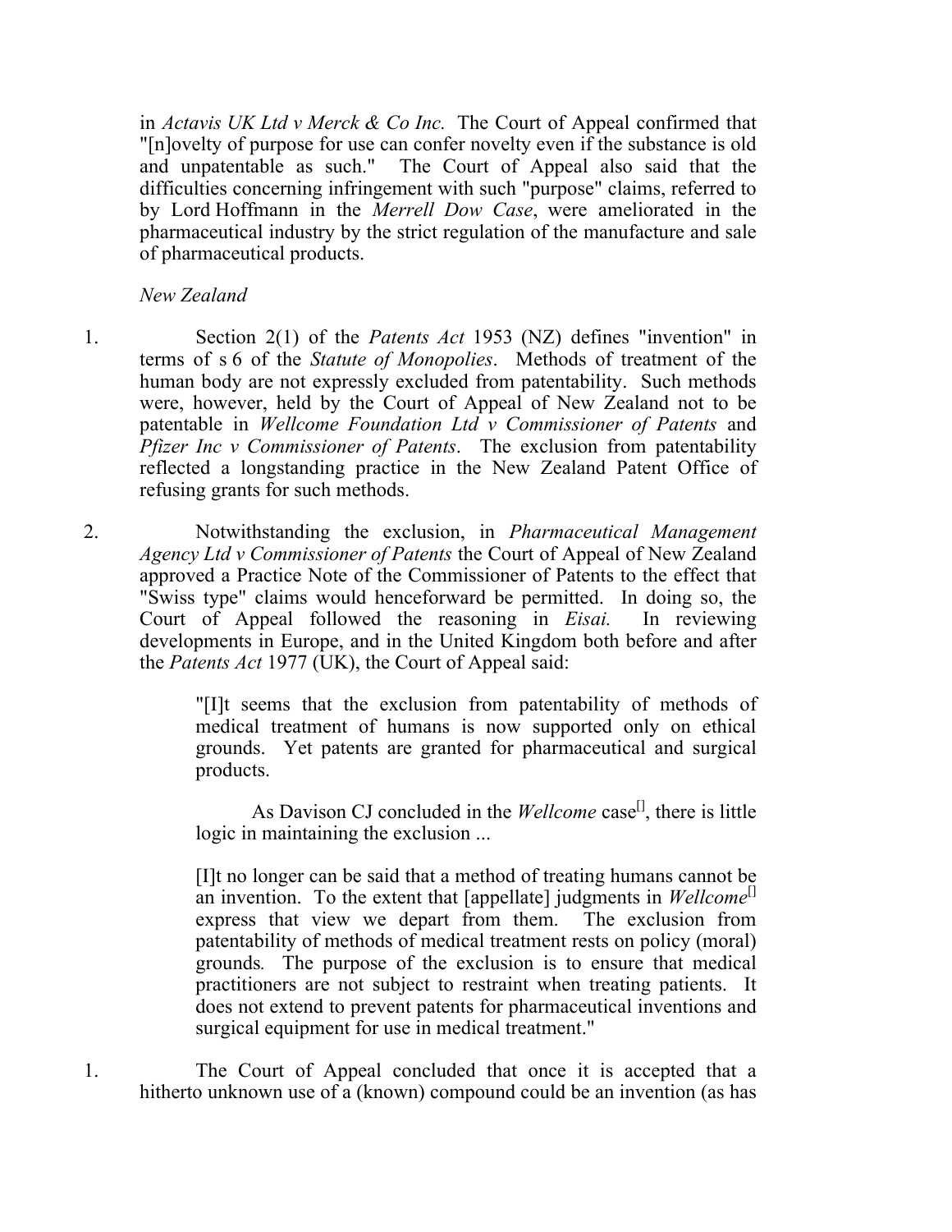in *Actavis UK Ltd v Merck & Co Inc.* The Court of Appeal confirmed that "[n]ovelty of purpose for use can confer novelty even if the substance is old and unpatentable as such." The Court of Appeal also said that the difficulties concerning infringement with such "purpose" claims, referred to by Lord Hoffmann in the *Merrell Dow Case*, were ameliorated in the pharmaceutical industry by the strict regulation of the manufacture and sale of pharmaceutical products.

*New Zealand*

1. Section 2(1) of the *Patents Act* 1953 (NZ) defines "invention" in terms of s 6 of the *Statute of Monopolies*. Methods of treatment of the human body are not expressly excluded from patentability. Such methods were, however, held by the Court of Appeal of New Zealand not to be patentable in *Wellcome Foundation Ltd v Commissioner of Patents* and *Pfizer Inc v Commissioner of Patents*. The exclusion from patentability reflected a longstanding practice in the New Zealand Patent Office of refusing grants for such methods.

2. Notwithstanding the exclusion, in *Pharmaceutical Management Agency Ltd v Commissioner of Patents* the Court of Appeal of New Zealand approved a Practice Note of the Commissioner of Patents to the effect that "Swiss type" claims would henceforward be permitted. In doing so, the Court of Appeal followed the reasoning in *Eisai.* In reviewing developments in Europe, and in the United Kingdom both before and after the *Patents Act* 1977 (UK), the Court of Appeal said:

> "[I]t seems that the exclusion from patentability of methods of medical treatment of humans is now supported only on ethical grounds. Yet patents are granted for pharmaceutical and surgical products.
>
> As Davison CJ concluded in the *Wellcome* case[], there is little logic in maintaining the exclusion ...
>
> [I]t no longer can be said that a method of treating humans cannot be an invention. To the extent that [appellate] judgments in *Wellcome*[] express that view we depart from them. The exclusion from patentability of methods of medical treatment rests on policy (moral) grounds. The purpose of the exclusion is to ensure that medical practitioners are not subject to restraint when treating patients. It does not extend to prevent patents for pharmaceutical inventions and surgical equipment for use in medical treatment."

1. The Court of Appeal concluded that once it is accepted that a hitherto unknown use of a (known) compound could be an invention (as has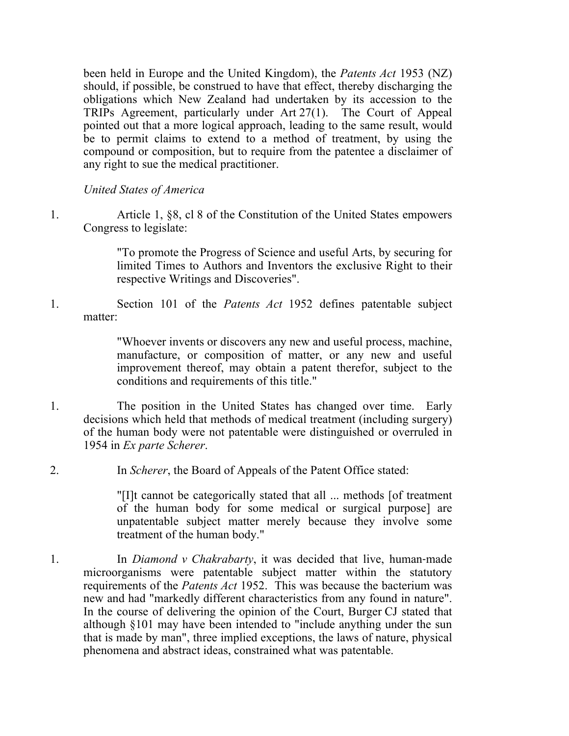been held in Europe and the United Kingdom), the *Patents Act* 1953 (NZ) should, if possible, be construed to have that effect, thereby discharging the obligations which New Zealand had undertaken by its accession to the TRIPs Agreement, particularly under Art 27(1). The Court of Appeal pointed out that a more logical approach, leading to the same result, would be to permit claims to extend to a method of treatment, by using the compound or composition, but to require from the patentee a disclaimer of any right to sue the medical practitioner.

*United States of America*

1. Article 1, §8, cl 8 of the Constitution of the United States empowers Congress to legislate:

> "To promote the Progress of Science and useful Arts, by securing for limited Times to Authors and Inventors the exclusive Right to their respective Writings and Discoveries".

1. Section 101 of the *Patents Act* 1952 defines patentable subject matter:

> "Whoever invents or discovers any new and useful process, machine, manufacture, or composition of matter, or any new and useful improvement thereof, may obtain a patent therefor, subject to the conditions and requirements of this title."

1. The position in the United States has changed over time. Early decisions which held that methods of medical treatment (including surgery) of the human body were not patentable were distinguished or overruled in 1954 in *Ex parte Scherer*.

2. In *Scherer*, the Board of Appeals of the Patent Office stated:

> "[I]t cannot be categorically stated that all ... methods [of treatment of the human body for some medical or surgical purpose] are unpatentable subject matter merely because they involve some treatment of the human body."

1. In *Diamond v Chakrabarty*, it was decided that live, human-made microorganisms were patentable subject matter within the statutory requirements of the *Patents Act* 1952. This was because the bacterium was new and had "markedly different characteristics from any found in nature". In the course of delivering the opinion of the Court, Burger CJ stated that although §101 may have been intended to "include anything under the sun that is made by man", three implied exceptions, the laws of nature, physical phenomena and abstract ideas, constrained what was patentable.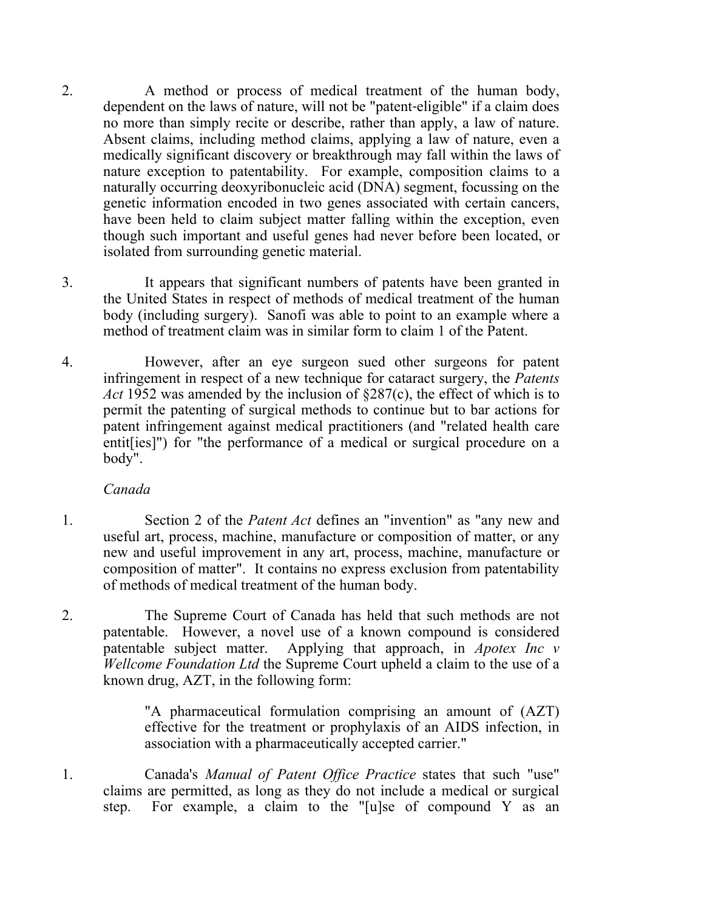2. A method or process of medical treatment of the human body, dependent on the laws of nature, will not be "patent-eligible" if a claim does no more than simply recite or describe, rather than apply, a law of nature. Absent claims, including method claims, applying a law of nature, even a medically significant discovery or breakthrough may fall within the laws of nature exception to patentability. For example, composition claims to a naturally occurring deoxyribonucleic acid (DNA) segment, focussing on the genetic information encoded in two genes associated with certain cancers, have been held to claim subject matter falling within the exception, even though such important and useful genes had never before been located, or isolated from surrounding genetic material.

3. It appears that significant numbers of patents have been granted in the United States in respect of methods of medical treatment of the human body (including surgery). Sanofi was able to point to an example where a method of treatment claim was in similar form to claim 1 of the Patent.

4. However, after an eye surgeon sued other surgeons for patent infringement in respect of a new technique for cataract surgery, the *Patents Act* 1952 was amended by the inclusion of §287(c), the effect of which is to permit the patenting of surgical methods to continue but to bar actions for patent infringement against medical practitioners (and "related health care entit[ies]") for "the performance of a medical or surgical procedure on a body".

*Canada*

1. Section 2 of the *Patent Act* defines an "invention" as "any new and useful art, process, machine, manufacture or composition of matter, or any new and useful improvement in any art, process, machine, manufacture or composition of matter". It contains no express exclusion from patentability of methods of medical treatment of the human body.

2. The Supreme Court of Canada has held that such methods are not patentable. However, a novel use of a known compound is considered patentable subject matter. Applying that approach, in *Apotex Inc v Wellcome Foundation Ltd* the Supreme Court upheld a claim to the use of a known drug, AZT, in the following form:

   > "A pharmaceutical formulation comprising an amount of (AZT) effective for the treatment or prophylaxis of an AIDS infection, in association with a pharmaceutically accepted carrier."

1. Canada's *Manual of Patent Office Practice* states that such "use" claims are permitted, as long as they do not include a medical or surgical step. For example, a claim to the "[u]se of compound Y as an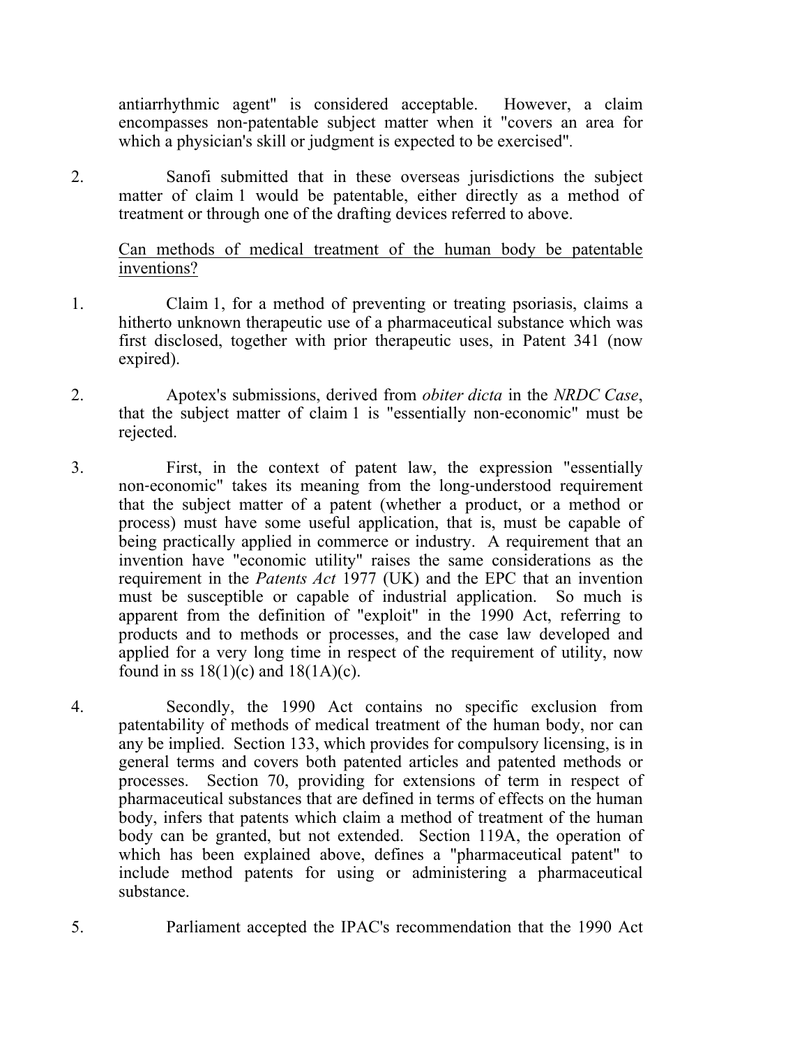antiarrhythmic agent" is considered acceptable. However, a claim encompasses non-patentable subject matter when it "covers an area for which a physician's skill or judgment is expected to be exercised".

2. Sanofi submitted that in these overseas jurisdictions the subject matter of claim 1 would be patentable, either directly as a method of treatment or through one of the drafting devices referred to above.

<u>Can methods of medical treatment of the human body be patentable inventions?</u>

1. Claim 1, for a method of preventing or treating psoriasis, claims a hitherto unknown therapeutic use of a pharmaceutical substance which was first disclosed, together with prior therapeutic uses, in Patent 341 (now expired).

2. Apotex's submissions, derived from *obiter dicta* in the *NRDC Case*, that the subject matter of claim 1 is "essentially non-economic" must be rejected.

3. First, in the context of patent law, the expression "essentially non-economic" takes its meaning from the long-understood requirement that the subject matter of a patent (whether a product, or a method or process) must have some useful application, that is, must be capable of being practically applied in commerce or industry. A requirement that an invention have "economic utility" raises the same considerations as the requirement in the *Patents Act* 1977 (UK) and the EPC that an invention must be susceptible or capable of industrial application. So much is apparent from the definition of "exploit" in the 1990 Act, referring to products and to methods or processes, and the case law developed and applied for a very long time in respect of the requirement of utility, now found in ss 18(1)(c) and 18(1A)(c).

4. Secondly, the 1990 Act contains no specific exclusion from patentability of methods of medical treatment of the human body, nor can any be implied. Section 133, which provides for compulsory licensing, is in general terms and covers both patented articles and patented methods or processes. Section 70, providing for extensions of term in respect of pharmaceutical substances that are defined in terms of effects on the human body, infers that patents which claim a method of treatment of the human body can be granted, but not extended. Section 119A, the operation of which has been explained above, defines a "pharmaceutical patent" to include method patents for using or administering a pharmaceutical substance.

5. Parliament accepted the IPAC's recommendation that the 1990 Act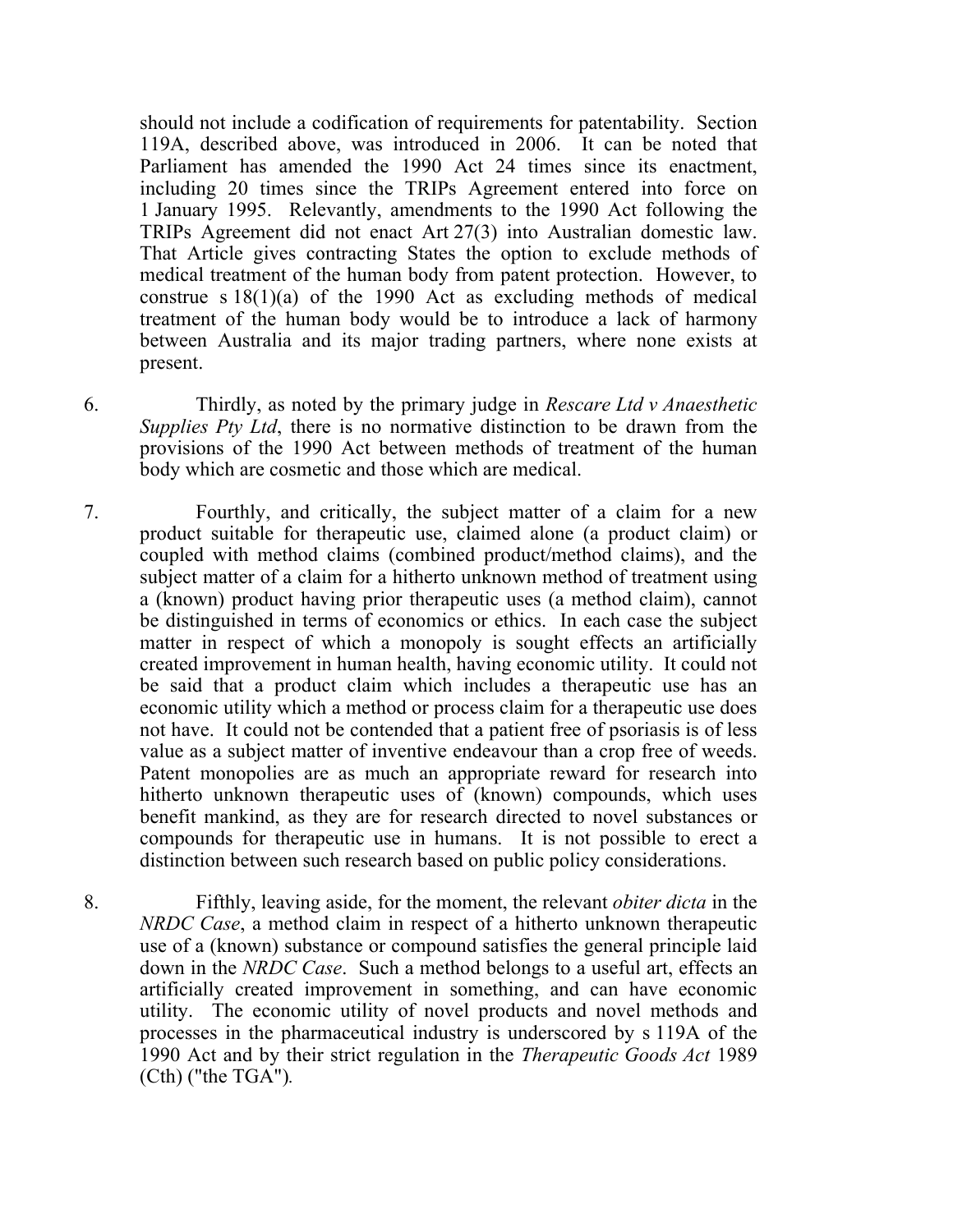should not include a codification of requirements for patentability. Section 119A, described above, was introduced in 2006. It can be noted that Parliament has amended the 1990 Act 24 times since its enactment, including 20 times since the TRIPs Agreement entered into force on 1 January 1995. Relevantly, amendments to the 1990 Act following the TRIPs Agreement did not enact Art 27(3) into Australian domestic law. That Article gives contracting States the option to exclude methods of medical treatment of the human body from patent protection. However, to construe s 18(1)(a) of the 1990 Act as excluding methods of medical treatment of the human body would be to introduce a lack of harmony between Australia and its major trading partners, where none exists at present.

6. Thirdly, as noted by the primary judge in *Rescare Ltd v Anaesthetic Supplies Pty Ltd*, there is no normative distinction to be drawn from the provisions of the 1990 Act between methods of treatment of the human body which are cosmetic and those which are medical.

7. Fourthly, and critically, the subject matter of a claim for a new product suitable for therapeutic use, claimed alone (a product claim) or coupled with method claims (combined product/method claims), and the subject matter of a claim for a hitherto unknown method of treatment using a (known) product having prior therapeutic uses (a method claim), cannot be distinguished in terms of economics or ethics. In each case the subject matter in respect of which a monopoly is sought effects an artificially created improvement in human health, having economic utility. It could not be said that a product claim which includes a therapeutic use has an economic utility which a method or process claim for a therapeutic use does not have. It could not be contended that a patient free of psoriasis is of less value as a subject matter of inventive endeavour than a crop free of weeds. Patent monopolies are as much an appropriate reward for research into hitherto unknown therapeutic uses of (known) compounds, which uses benefit mankind, as they are for research directed to novel substances or compounds for therapeutic use in humans. It is not possible to erect a distinction between such research based on public policy considerations.

8. Fifthly, leaving aside, for the moment, the relevant *obiter dicta* in the *NRDC Case*, a method claim in respect of a hitherto unknown therapeutic use of a (known) substance or compound satisfies the general principle laid down in the *NRDC Case*. Such a method belongs to a useful art, effects an artificially created improvement in something, and can have economic utility. The economic utility of novel products and novel methods and processes in the pharmaceutical industry is underscored by s 119A of the 1990 Act and by their strict regulation in the *Therapeutic Goods Act* 1989 (Cth) ("the TGA").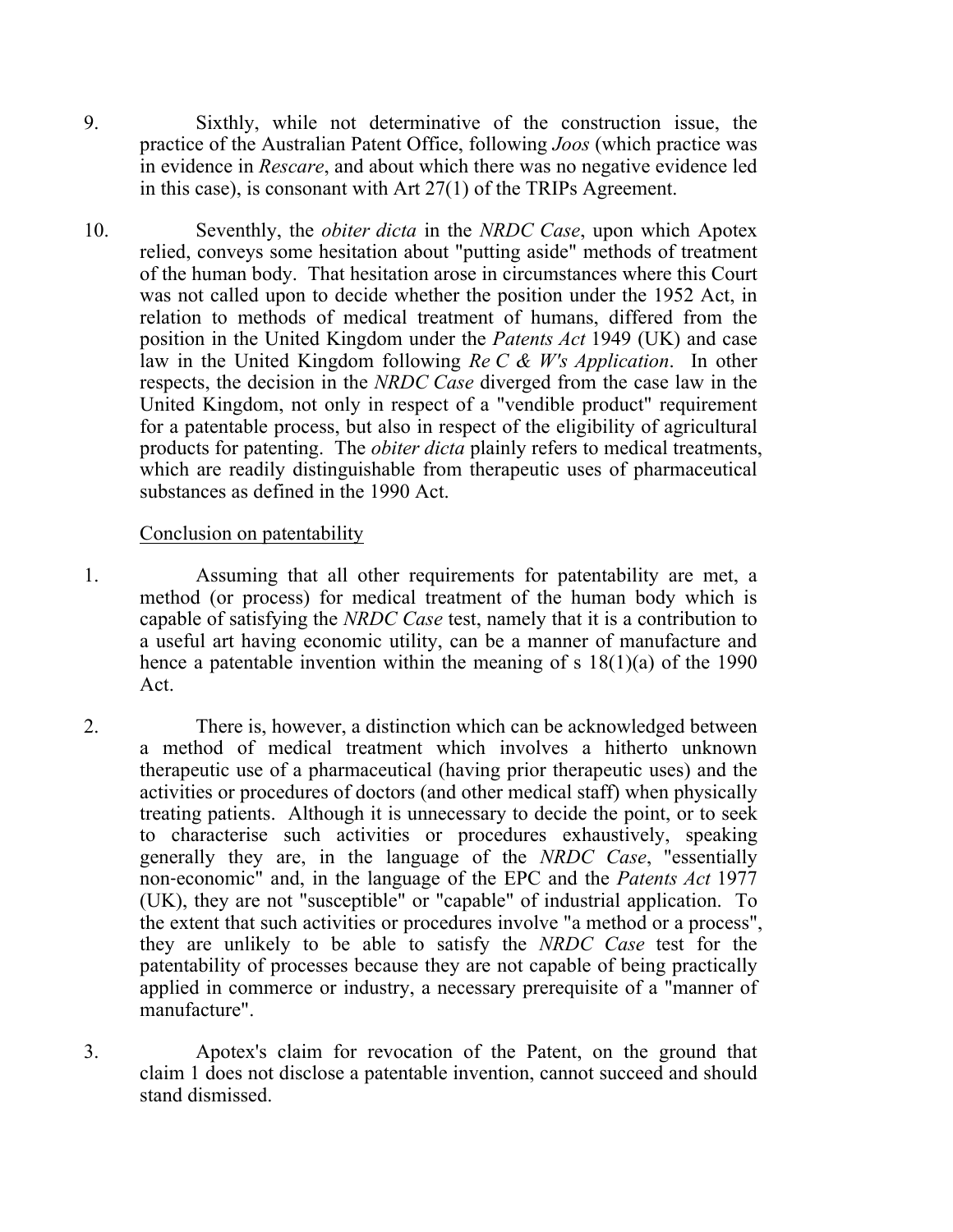9. Sixthly, while not determinative of the construction issue, the practice of the Australian Patent Office, following *Joos* (which practice was in evidence in *Rescare*, and about which there was no negative evidence led in this case), is consonant with Art 27(1) of the TRIPs Agreement.

10. Seventhly, the *obiter dicta* in the *NRDC Case*, upon which Apotex relied, conveys some hesitation about "putting aside" methods of treatment of the human body. That hesitation arose in circumstances where this Court was not called upon to decide whether the position under the 1952 Act, in relation to methods of medical treatment of humans, differed from the position in the United Kingdom under the *Patents Act* 1949 (UK) and case law in the United Kingdom following *Re C & W's Application*. In other respects, the decision in the *NRDC Case* diverged from the case law in the United Kingdom, not only in respect of a "vendible product" requirement for a patentable process, but also in respect of the eligibility of agricultural products for patenting. The *obiter dicta* plainly refers to medical treatments, which are readily distinguishable from therapeutic uses of pharmaceutical substances as defined in the 1990 Act.

<u>Conclusion on patentability</u>

1. Assuming that all other requirements for patentability are met, a method (or process) for medical treatment of the human body which is capable of satisfying the *NRDC Case* test, namely that it is a contribution to a useful art having economic utility, can be a manner of manufacture and hence a patentable invention within the meaning of s 18(1)(a) of the 1990 Act.

2. There is, however, a distinction which can be acknowledged between a method of medical treatment which involves a hitherto unknown therapeutic use of a pharmaceutical (having prior therapeutic uses) and the activities or procedures of doctors (and other medical staff) when physically treating patients. Although it is unnecessary to decide the point, or to seek to characterise such activities or procedures exhaustively, speaking generally they are, in the language of the *NRDC Case*, "essentially non-economic" and, in the language of the EPC and the *Patents Act* 1977 (UK), they are not "susceptible" or "capable" of industrial application. To the extent that such activities or procedures involve "a method or a process", they are unlikely to be able to satisfy the *NRDC Case* test for the patentability of processes because they are not capable of being practically applied in commerce or industry, a necessary prerequisite of a "manner of manufacture".

3. Apotex's claim for revocation of the Patent, on the ground that claim 1 does not disclose a patentable invention, cannot succeed and should stand dismissed.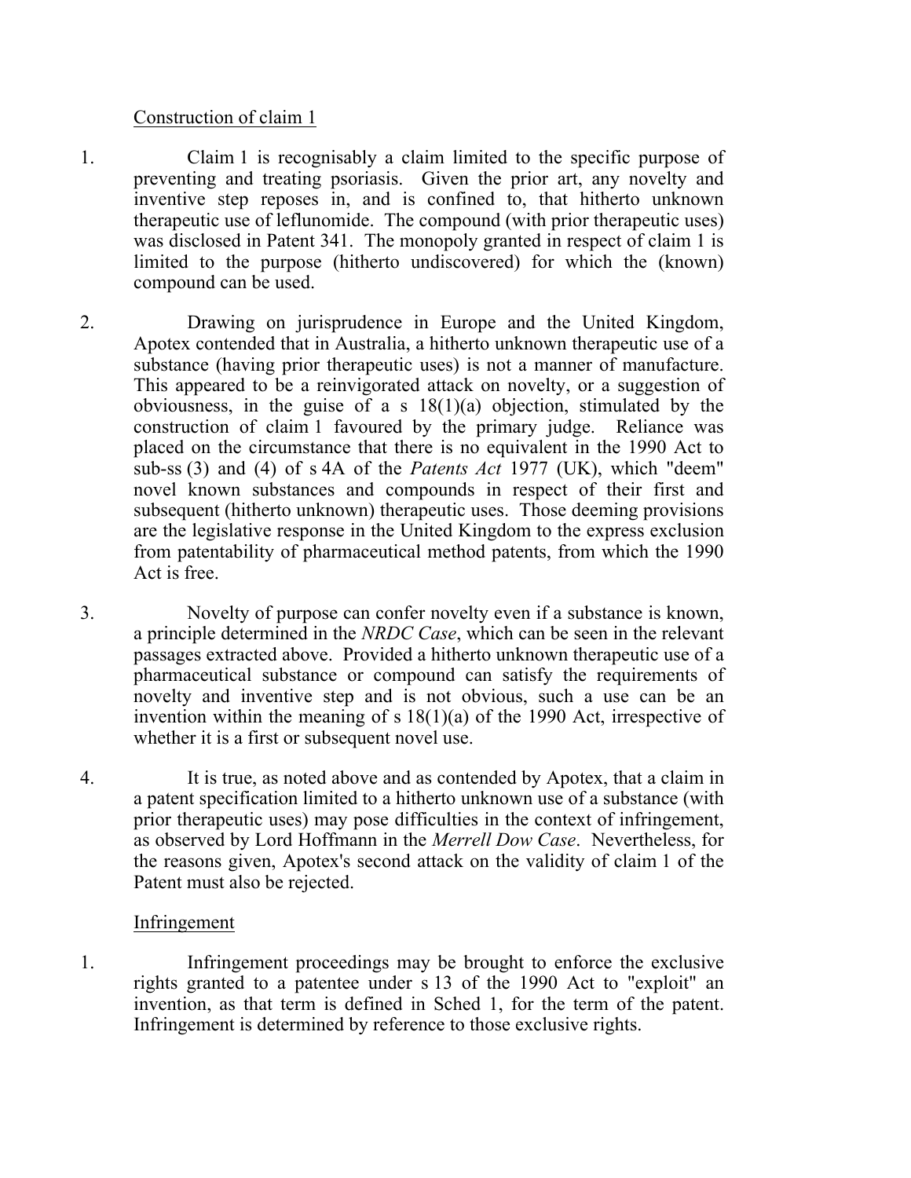Construction of claim 1

1. Claim 1 is recognisably a claim limited to the specific purpose of preventing and treating psoriasis. Given the prior art, any novelty and inventive step reposes in, and is confined to, that hitherto unknown therapeutic use of leflunomide. The compound (with prior therapeutic uses) was disclosed in Patent 341. The monopoly granted in respect of claim 1 is limited to the purpose (hitherto undiscovered) for which the (known) compound can be used.

2. Drawing on jurisprudence in Europe and the United Kingdom, Apotex contended that in Australia, a hitherto unknown therapeutic use of a substance (having prior therapeutic uses) is not a manner of manufacture. This appeared to be a reinvigorated attack on novelty, or a suggestion of obviousness, in the guise of a s 18(1)(a) objection, stimulated by the construction of claim 1 favoured by the primary judge. Reliance was placed on the circumstance that there is no equivalent in the 1990 Act to sub-ss (3) and (4) of s 4A of the *Patents Act* 1977 (UK), which "deem" novel known substances and compounds in respect of their first and subsequent (hitherto unknown) therapeutic uses. Those deeming provisions are the legislative response in the United Kingdom to the express exclusion from patentability of pharmaceutical method patents, from which the 1990 Act is free.

3. Novelty of purpose can confer novelty even if a substance is known, a principle determined in the *NRDC Case*, which can be seen in the relevant passages extracted above. Provided a hitherto unknown therapeutic use of a pharmaceutical substance or compound can satisfy the requirements of novelty and inventive step and is not obvious, such a use can be an invention within the meaning of s 18(1)(a) of the 1990 Act, irrespective of whether it is a first or subsequent novel use.

4. It is true, as noted above and as contended by Apotex, that a claim in a patent specification limited to a hitherto unknown use of a substance (with prior therapeutic uses) may pose difficulties in the context of infringement, as observed by Lord Hoffmann in the *Merrell Dow Case*. Nevertheless, for the reasons given, Apotex's second attack on the validity of claim 1 of the Patent must also be rejected.

Infringement

1. Infringement proceedings may be brought to enforce the exclusive rights granted to a patentee under s 13 of the 1990 Act to "exploit" an invention, as that term is defined in Sched 1, for the term of the patent. Infringement is determined by reference to those exclusive rights.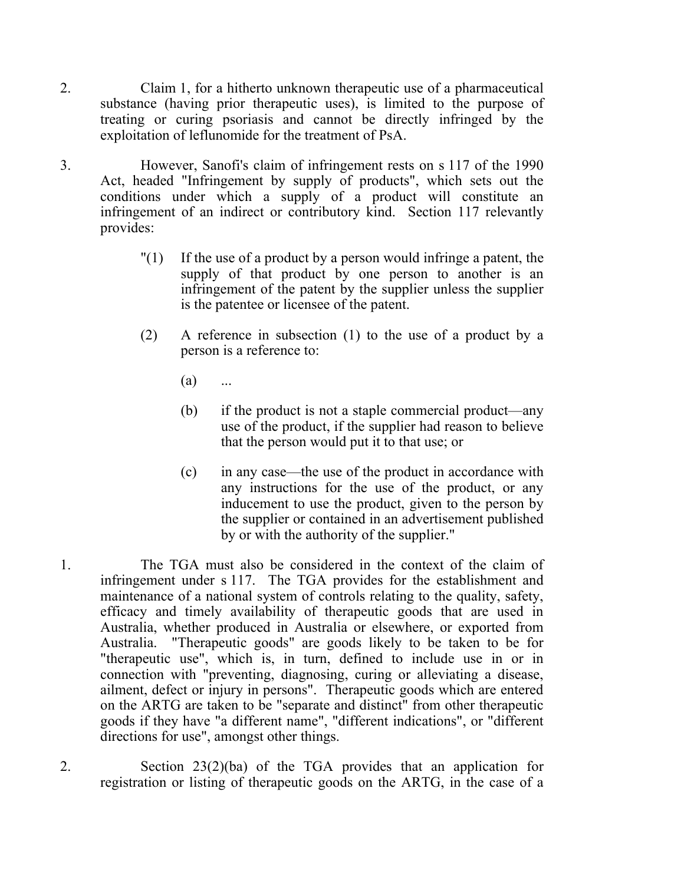2. Claim 1, for a hitherto unknown therapeutic use of a pharmaceutical substance (having prior therapeutic uses), is limited to the purpose of treating or curing psoriasis and cannot be directly infringed by the exploitation of leflunomide for the treatment of PsA.

3. However, Sanofi's claim of infringement rests on s 117 of the 1990 Act, headed "Infringement by supply of products", which sets out the conditions under which a supply of a product will constitute an infringement of an indirect or contributory kind. Section 117 relevantly provides:

> "(1) If the use of a product by a person would infringe a patent, the supply of that product by one person to another is an infringement of the patent by the supplier unless the supplier is the patentee or licensee of the patent.
>
> (2) A reference in subsection (1) to the use of a product by a person is a reference to:
>
> (a) ...
>
> (b) if the product is not a staple commercial product—any use of the product, if the supplier had reason to believe that the person would put it to that use; or
>
> (c) in any case—the use of the product in accordance with any instructions for the use of the product, or any inducement to use the product, given to the person by the supplier or contained in an advertisement published by or with the authority of the supplier."

1. The TGA must also be considered in the context of the claim of infringement under s 117. The TGA provides for the establishment and maintenance of a national system of controls relating to the quality, safety, efficacy and timely availability of therapeutic goods that are used in Australia, whether produced in Australia or elsewhere, or exported from Australia. "Therapeutic goods" are goods likely to be taken to be for "therapeutic use", which is, in turn, defined to include use in or in connection with "preventing, diagnosing, curing or alleviating a disease, ailment, defect or injury in persons". Therapeutic goods which are entered on the ARTG are taken to be "separate and distinct" from other therapeutic goods if they have "a different name", "different indications", or "different directions for use", amongst other things.

2. Section 23(2)(ba) of the TGA provides that an application for registration or listing of therapeutic goods on the ARTG, in the case of a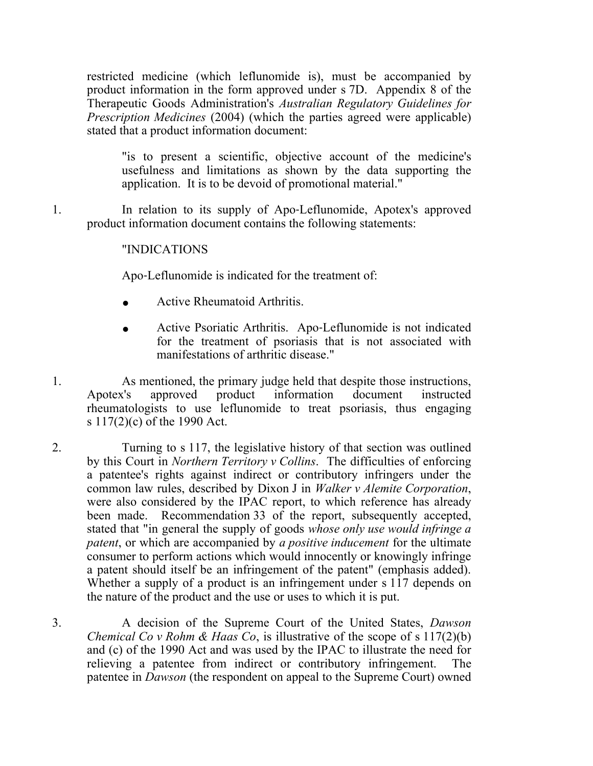restricted medicine (which leflunomide is), must be accompanied by product information in the form approved under s 7D. Appendix 8 of the Therapeutic Goods Administration's *Australian Regulatory Guidelines for Prescription Medicines* (2004) (which the parties agreed were applicable) stated that a product information document:

> "is to present a scientific, objective account of the medicine's usefulness and limitations as shown by the data supporting the application. It is to be devoid of promotional material."

1. In relation to its supply of Apo-Leflunomide, Apotex's approved product information document contains the following statements:

> "INDICATIONS
>
> Apo-Leflunomide is indicated for the treatment of:
>
> - Active Rheumatoid Arthritis.
> - Active Psoriatic Arthritis. Apo-Leflunomide is not indicated for the treatment of psoriasis that is not associated with manifestations of arthritic disease."

1. As mentioned, the primary judge held that despite those instructions, Apotex's approved product information document instructed rheumatologists to use leflunomide to treat psoriasis, thus engaging s 117(2)(c) of the 1990 Act.

2. Turning to s 117, the legislative history of that section was outlined by this Court in *Northern Territory v Collins*. The difficulties of enforcing a patentee's rights against indirect or contributory infringers under the common law rules, described by Dixon J in *Walker v Alemite Corporation*, were also considered by the IPAC report, to which reference has already been made. Recommendation 33 of the report, subsequently accepted, stated that "in general the supply of goods *whose only use would infringe a patent*, or which are accompanied by *a positive inducement* for the ultimate consumer to perform actions which would innocently or knowingly infringe a patent should itself be an infringement of the patent" (emphasis added). Whether a supply of a product is an infringement under s 117 depends on the nature of the product and the use or uses to which it is put.

3. A decision of the Supreme Court of the United States, *Dawson Chemical Co v Rohm & Haas Co*, is illustrative of the scope of s 117(2)(b) and (c) of the 1990 Act and was used by the IPAC to illustrate the need for relieving a patentee from indirect or contributory infringement. The patentee in *Dawson* (the respondent on appeal to the Supreme Court) owned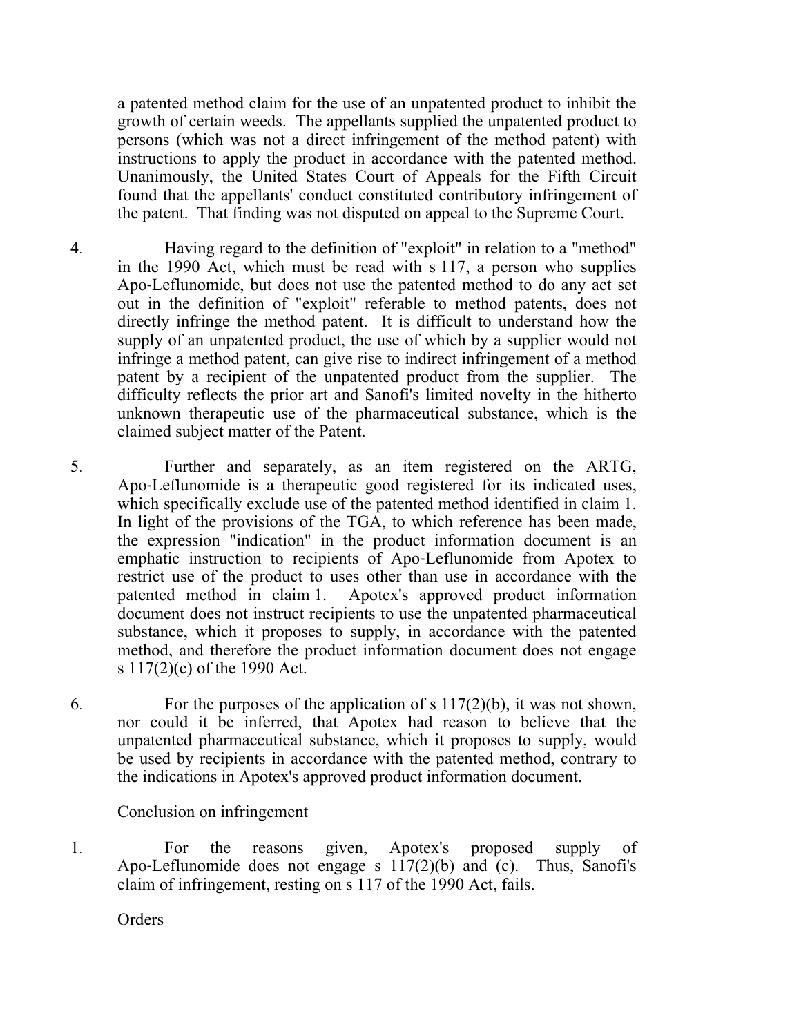a patented method claim for the use of an unpatented product to inhibit the growth of certain weeds. The appellants supplied the unpatented product to persons (which was not a direct infringement of the method patent) with instructions to apply the product in accordance with the patented method. Unanimously, the United States Court of Appeals for the Fifth Circuit found that the appellants' conduct constituted contributory infringement of the patent. That finding was not disputed on appeal to the Supreme Court.

4. Having regard to the definition of "exploit" in relation to a "method" in the 1990 Act, which must be read with s 117, a person who supplies Apo-Leflunomide, but does not use the patented method to do any act set out in the definition of "exploit" referable to method patents, does not directly infringe the method patent. It is difficult to understand how the supply of an unpatented product, the use of which by a supplier would not infringe a method patent, can give rise to indirect infringement of a method patent by a recipient of the unpatented product from the supplier. The difficulty reflects the prior art and Sanofi's limited novelty in the hitherto unknown therapeutic use of the pharmaceutical substance, which is the claimed subject matter of the Patent.

5. Further and separately, as an item registered on the ARTG, Apo-Leflunomide is a therapeutic good registered for its indicated uses, which specifically exclude use of the patented method identified in claim 1. In light of the provisions of the TGA, to which reference has been made, the expression "indication" in the product information document is an emphatic instruction to recipients of Apo-Leflunomide from Apotex to restrict use of the product to uses other than use in accordance with the patented method in claim 1. Apotex's approved product information document does not instruct recipients to use the unpatented pharmaceutical substance, which it proposes to supply, in accordance with the patented method, and therefore the product information document does not engage s 117(2)(c) of the 1990 Act.

6. For the purposes of the application of s 117(2)(b), it was not shown, nor could it be inferred, that Apotex had reason to believe that the unpatented pharmaceutical substance, which it proposes to supply, would be used by recipients in accordance with the patented method, contrary to the indications in Apotex's approved product information document.

<u>Conclusion on infringement</u>

1. For the reasons given, Apotex's proposed supply of Apo-Leflunomide does not engage s 117(2)(b) and (c). Thus, Sanofi's claim of infringement, resting on s 117 of the 1990 Act, fails.

<u>Orders</u>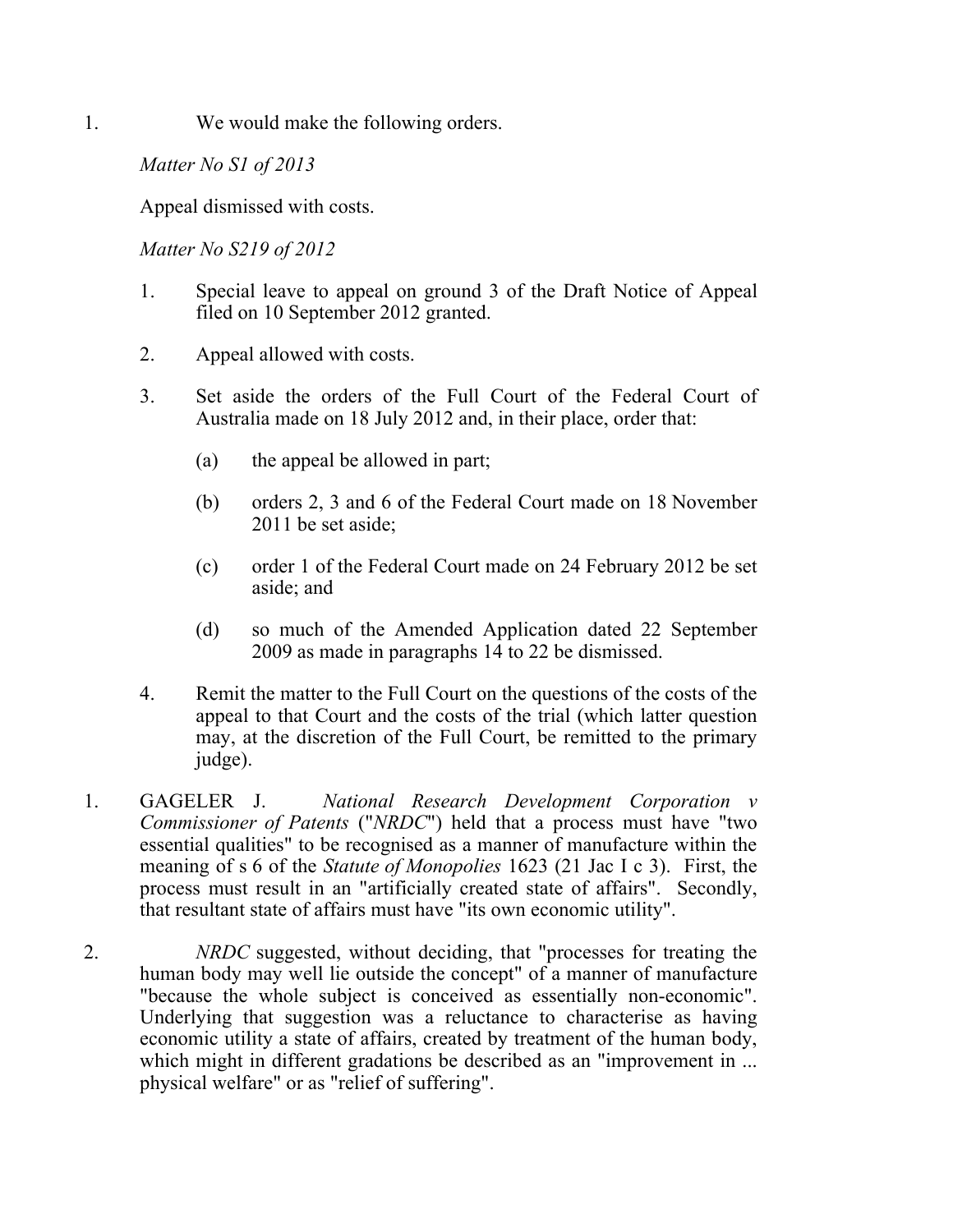1. We would make the following orders.

*Matter No S1 of 2013*

Appeal dismissed with costs.

*Matter No S219 of 2012*

1. Special leave to appeal on ground 3 of the Draft Notice of Appeal filed on 10 September 2012 granted.

2. Appeal allowed with costs.

3. Set aside the orders of the Full Court of the Federal Court of Australia made on 18 July 2012 and, in their place, order that:

   (a) the appeal be allowed in part;

   (b) orders 2, 3 and 6 of the Federal Court made on 18 November 2011 be set aside;

   (c) order 1 of the Federal Court made on 24 February 2012 be set aside; and

   (d) so much of the Amended Application dated 22 September 2009 as made in paragraphs 14 to 22 be dismissed.

4. Remit the matter to the Full Court on the questions of the costs of the appeal to that Court and the costs of the trial (which latter question may, at the discretion of the Full Court, be remitted to the primary judge).

1. GAGELER J. *National Research Development Corporation v Commissioner of Patents* ("*NRDC*") held that a process must have "two essential qualities" to be recognised as a manner of manufacture within the meaning of s 6 of the *Statute of Monopolies* 1623 (21 Jac I c 3). First, the process must result in an "artificially created state of affairs". Secondly, that resultant state of affairs must have "its own economic utility".

2. *NRDC* suggested, without deciding, that "processes for treating the human body may well lie outside the concept" of a manner of manufacture "because the whole subject is conceived as essentially non-economic". Underlying that suggestion was a reluctance to characterise as having economic utility a state of affairs, created by treatment of the human body, which might in different gradations be described as an "improvement in ... physical welfare" or as "relief of suffering".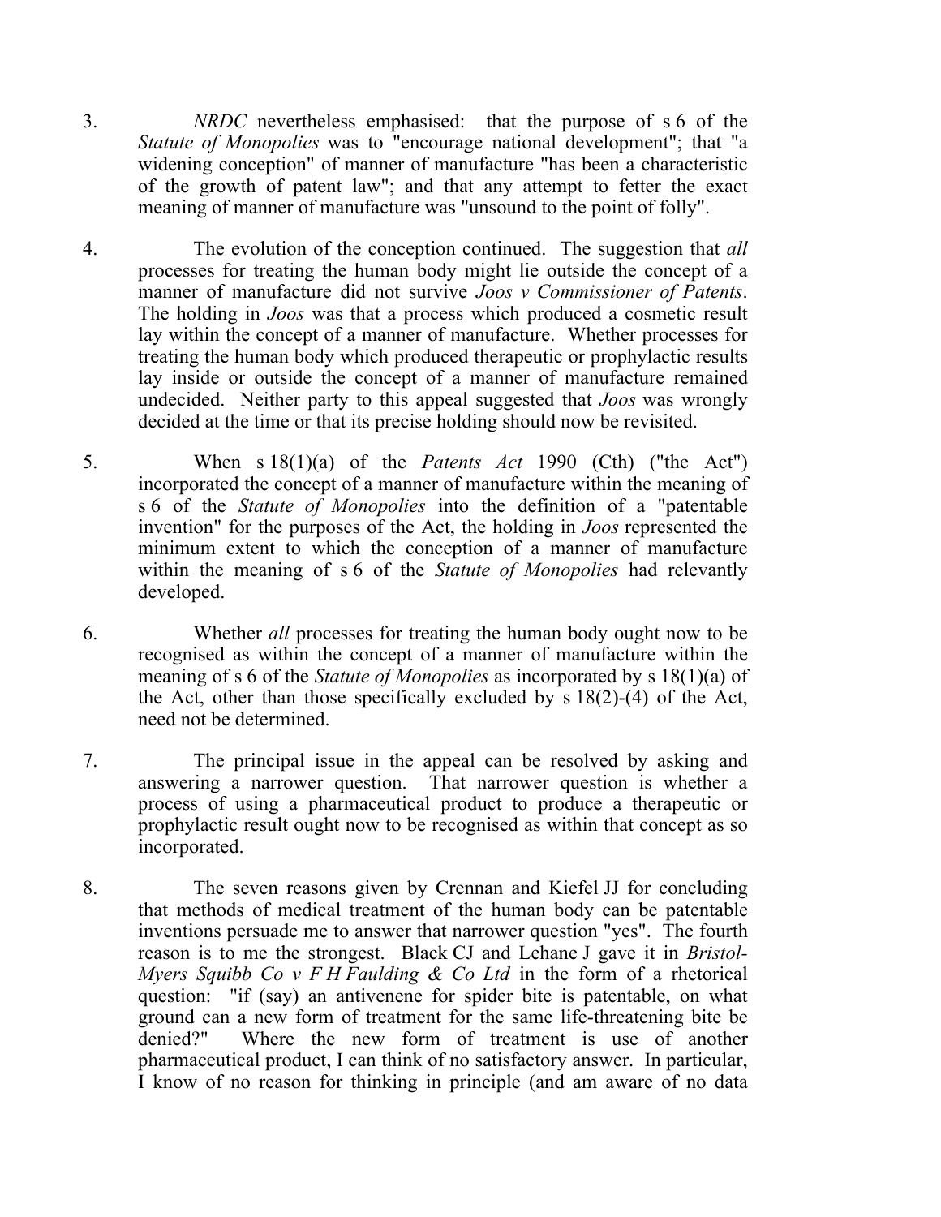3. *NRDC* nevertheless emphasised: that the purpose of s 6 of the *Statute of Monopolies* was to "encourage national development"; that "a widening conception" of manner of manufacture "has been a characteristic of the growth of patent law"; and that any attempt to fetter the exact meaning of manner of manufacture was "unsound to the point of folly".

4. The evolution of the conception continued. The suggestion that *all* processes for treating the human body might lie outside the concept of a manner of manufacture did not survive *Joos v Commissioner of Patents*. The holding in *Joos* was that a process which produced a cosmetic result lay within the concept of a manner of manufacture. Whether processes for treating the human body which produced therapeutic or prophylactic results lay inside or outside the concept of a manner of manufacture remained undecided. Neither party to this appeal suggested that *Joos* was wrongly decided at the time or that its precise holding should now be revisited.

5. When s 18(1)(a) of the *Patents Act* 1990 (Cth) ("the Act") incorporated the concept of a manner of manufacture within the meaning of s 6 of the *Statute of Monopolies* into the definition of a "patentable invention" for the purposes of the Act, the holding in *Joos* represented the minimum extent to which the conception of a manner of manufacture within the meaning of s 6 of the *Statute of Monopolies* had relevantly developed.

6. Whether *all* processes for treating the human body ought now to be recognised as within the concept of a manner of manufacture within the meaning of s 6 of the *Statute of Monopolies* as incorporated by s 18(1)(a) of the Act, other than those specifically excluded by s 18(2)-(4) of the Act, need not be determined.

7. The principal issue in the appeal can be resolved by asking and answering a narrower question. That narrower question is whether a process of using a pharmaceutical product to produce a therapeutic or prophylactic result ought now to be recognised as within that concept as so incorporated.

8. The seven reasons given by Crennan and Kiefel JJ for concluding that methods of medical treatment of the human body can be patentable inventions persuade me to answer that narrower question "yes". The fourth reason is to me the strongest. Black CJ and Lehane J gave it in *Bristol-Myers Squibb Co v F H Faulding & Co Ltd* in the form of a rhetorical question: "if (say) an antivenene for spider bite is patentable, on what ground can a new form of treatment for the same life-threatening bite be denied?" Where the new form of treatment is use of another pharmaceutical product, I can think of no satisfactory answer. In particular, I know of no reason for thinking in principle (and am aware of no data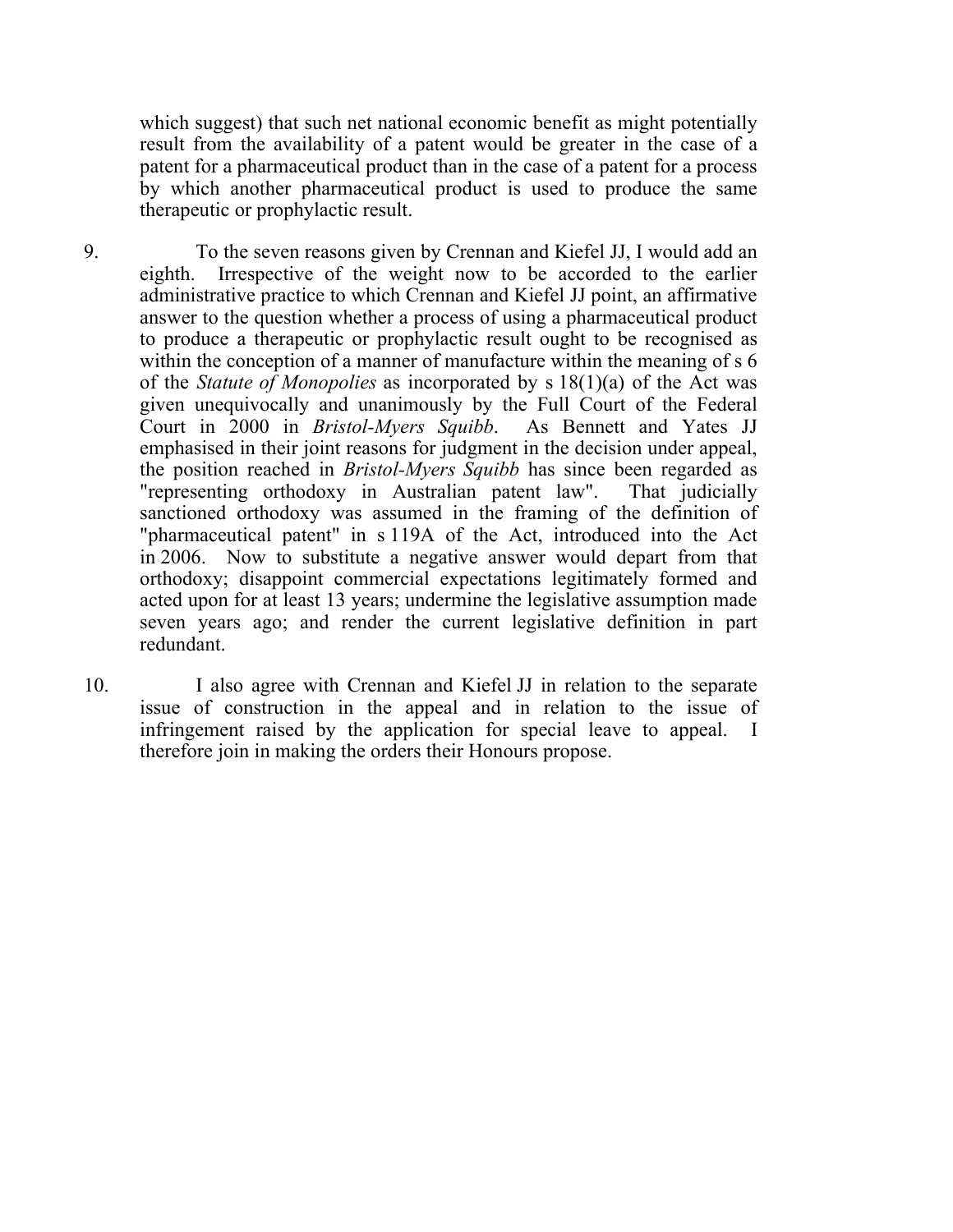which suggest) that such net national economic benefit as might potentially result from the availability of a patent would be greater in the case of a patent for a pharmaceutical product than in the case of a patent for a process by which another pharmaceutical product is used to produce the same therapeutic or prophylactic result.

9. To the seven reasons given by Crennan and Kiefel JJ, I would add an eighth. Irrespective of the weight now to be accorded to the earlier administrative practice to which Crennan and Kiefel JJ point, an affirmative answer to the question whether a process of using a pharmaceutical product to produce a therapeutic or prophylactic result ought to be recognised as within the conception of a manner of manufacture within the meaning of s 6 of the *Statute of Monopolies* as incorporated by s 18(1)(a) of the Act was given unequivocally and unanimously by the Full Court of the Federal Court in 2000 in *Bristol-Myers Squibb*. As Bennett and Yates JJ emphasised in their joint reasons for judgment in the decision under appeal, the position reached in *Bristol-Myers Squibb* has since been regarded as "representing orthodoxy in Australian patent law". That judicially sanctioned orthodoxy was assumed in the framing of the definition of "pharmaceutical patent" in s 119A of the Act, introduced into the Act in 2006. Now to substitute a negative answer would depart from that orthodoxy; disappoint commercial expectations legitimately formed and acted upon for at least 13 years; undermine the legislative assumption made seven years ago; and render the current legislative definition in part redundant.

10. I also agree with Crennan and Kiefel JJ in relation to the separate issue of construction in the appeal and in relation to the issue of infringement raised by the application for special leave to appeal. I therefore join in making the orders their Honours propose.